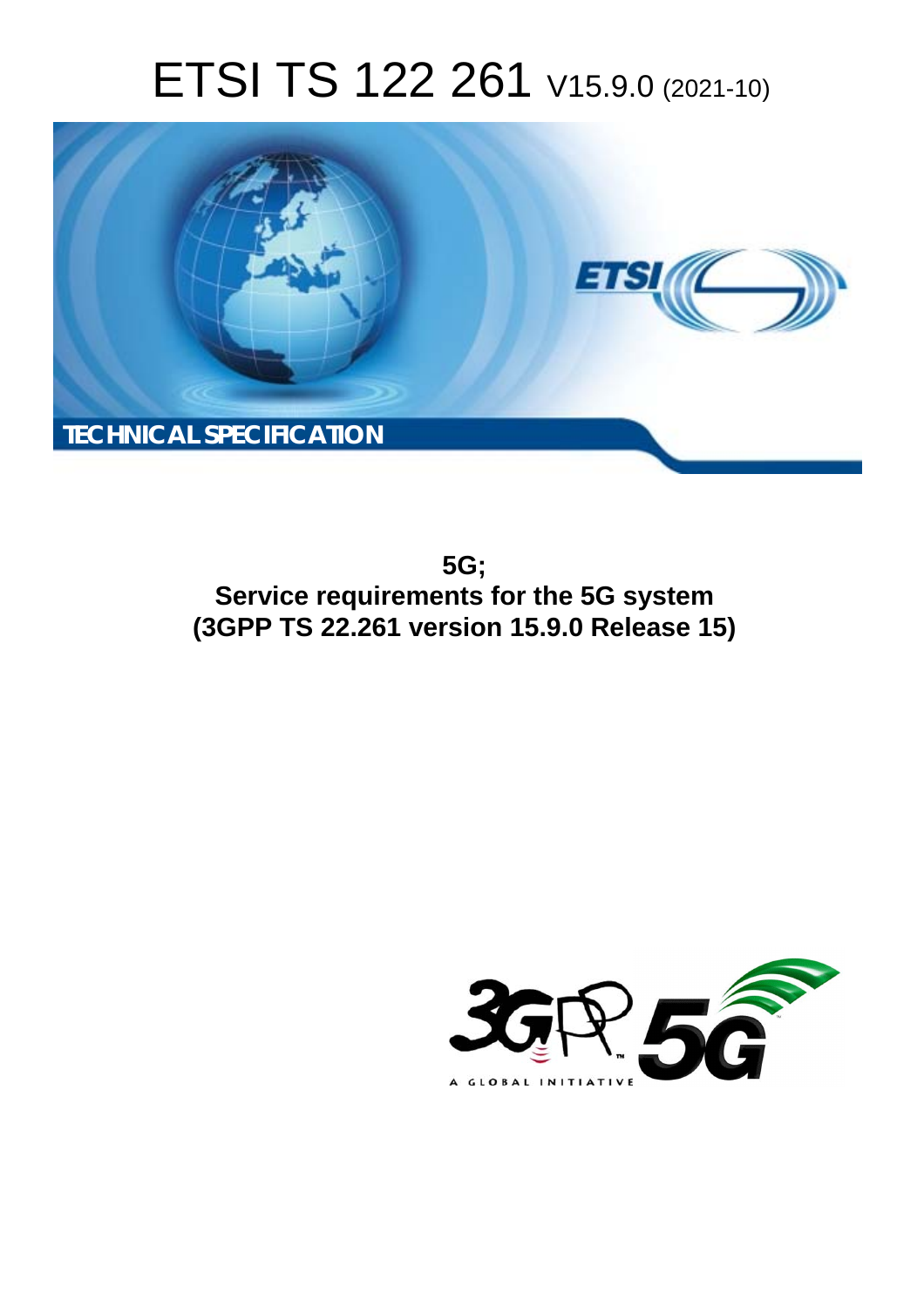# ETSI TS 122 261 V15.9.0 (2021-10)

**TECHNICAL SPECIFICATION**

**5G;**
**Service requirements for the 5G system**
**(3GPP TS 22.261 version 15.9.0 Release 15)**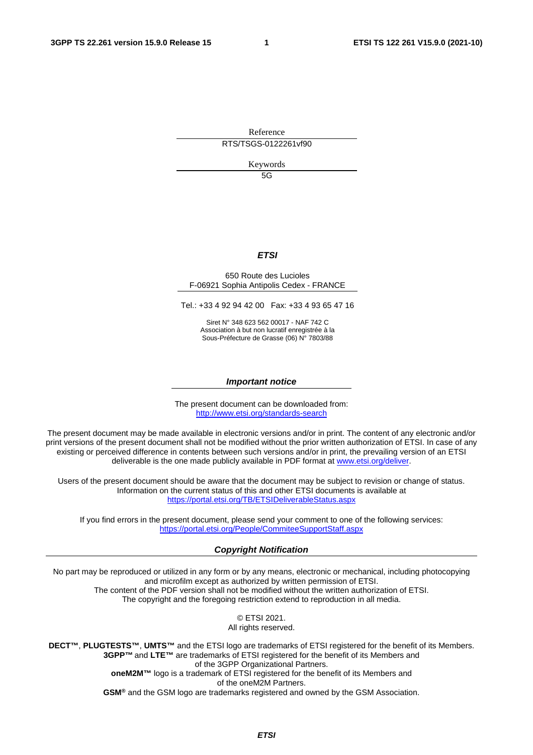Reference

RTS/TSGS-0122261vf90

Keywords

5G

***ETSI***

650 Route des Lucioles
F-06921 Sophia Antipolis Cedex - FRANCE

Tel.: +33 4 92 94 42 00   Fax: +33 4 93 65 47 16

Siret N° 348 623 562 00017 - NAF 742 C
Association à but non lucratif enregistrée à la
Sous-Préfecture de Grasse (06) N° 7803/88

***Important notice***

The present document can be downloaded from:
http://www.etsi.org/standards-search

The present document may be made available in electronic versions and/or in print. The content of any electronic and/or print versions of the present document shall not be modified without the prior written authorization of ETSI. In case of any existing or perceived difference in contents between such versions and/or in print, the prevailing version of an ETSI deliverable is the one made publicly available in PDF format at www.etsi.org/deliver.

Users of the present document should be aware that the document may be subject to revision or change of status. Information on the current status of this and other ETSI documents is available at https://portal.etsi.org/TB/ETSIDeliverableStatus.aspx

If you find errors in the present document, please send your comment to one of the following services:
https://portal.etsi.org/People/CommiteeSupportStaff.aspx

***Copyright Notification***

No part may be reproduced or utilized in any form or by any means, electronic or mechanical, including photocopying and microfilm except as authorized by written permission of ETSI.
The content of the PDF version shall not be modified without the written authorization of ETSI.
The copyright and the foregoing restriction extend to reproduction in all media.

© ETSI 2021.
All rights reserved.

**DECT™**, **PLUGTESTS™**, **UMTS™** and the ETSI logo are trademarks of ETSI registered for the benefit of its Members.
**3GPP™** and **LTE™** are trademarks of ETSI registered for the benefit of its Members and of the 3GPP Organizational Partners.
**oneM2M™** logo is a trademark of ETSI registered for the benefit of its Members and of the oneM2M Partners.
**GSM®** and the GSM logo are trademarks registered and owned by the GSM Association.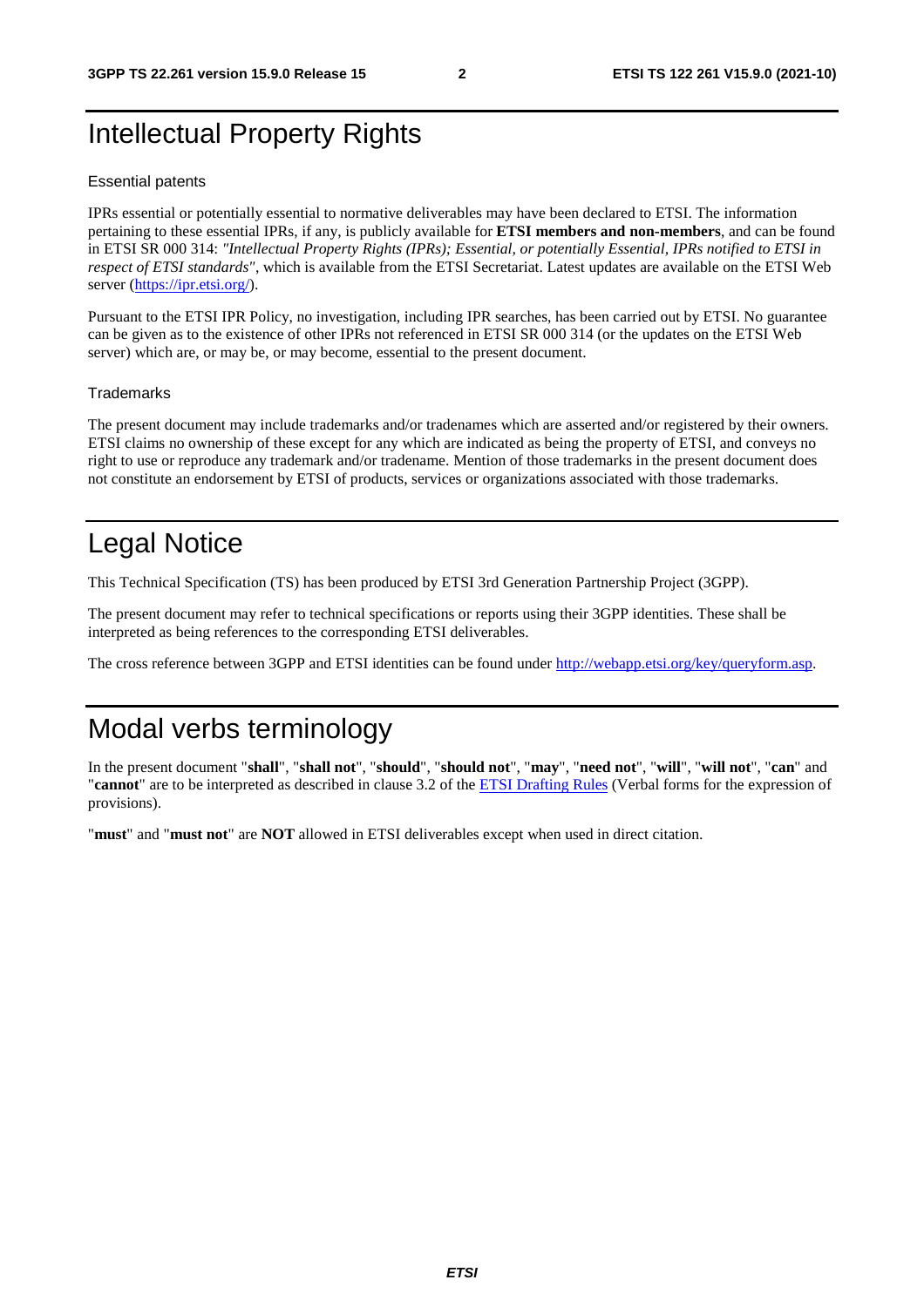# Intellectual Property Rights

### Essential patents

IPRs essential or potentially essential to normative deliverables may have been declared to ETSI. The information pertaining to these essential IPRs, if any, is publicly available for **ETSI members and non-members**, and can be found in ETSI SR 000 314: *"Intellectual Property Rights (IPRs); Essential, or potentially Essential, IPRs notified to ETSI in respect of ETSI standards"*, which is available from the ETSI Secretariat. Latest updates are available on the ETSI Web server (https://ipr.etsi.org/).

Pursuant to the ETSI IPR Policy, no investigation, including IPR searches, has been carried out by ETSI. No guarantee can be given as to the existence of other IPRs not referenced in ETSI SR 000 314 (or the updates on the ETSI Web server) which are, or may be, or may become, essential to the present document.

### Trademarks

The present document may include trademarks and/or tradenames which are asserted and/or registered by their owners. ETSI claims no ownership of these except for any which are indicated as being the property of ETSI, and conveys no right to use or reproduce any trademark and/or tradename. Mention of those trademarks in the present document does not constitute an endorsement by ETSI of products, services or organizations associated with those trademarks.

# Legal Notice

This Technical Specification (TS) has been produced by ETSI 3rd Generation Partnership Project (3GPP).

The present document may refer to technical specifications or reports using their 3GPP identities. These shall be interpreted as being references to the corresponding ETSI deliverables.

The cross reference between 3GPP and ETSI identities can be found under http://webapp.etsi.org/key/queryform.asp.

# Modal verbs terminology

In the present document "**shall**", "**shall not**", "**should**", "**should not**", "**may**", "**need not**", "**will**", "**will not**", "**can**" and "**cannot**" are to be interpreted as described in clause 3.2 of the ETSI Drafting Rules (Verbal forms for the expression of provisions).

"**must**" and "**must not**" are **NOT** allowed in ETSI deliverables except when used in direct citation.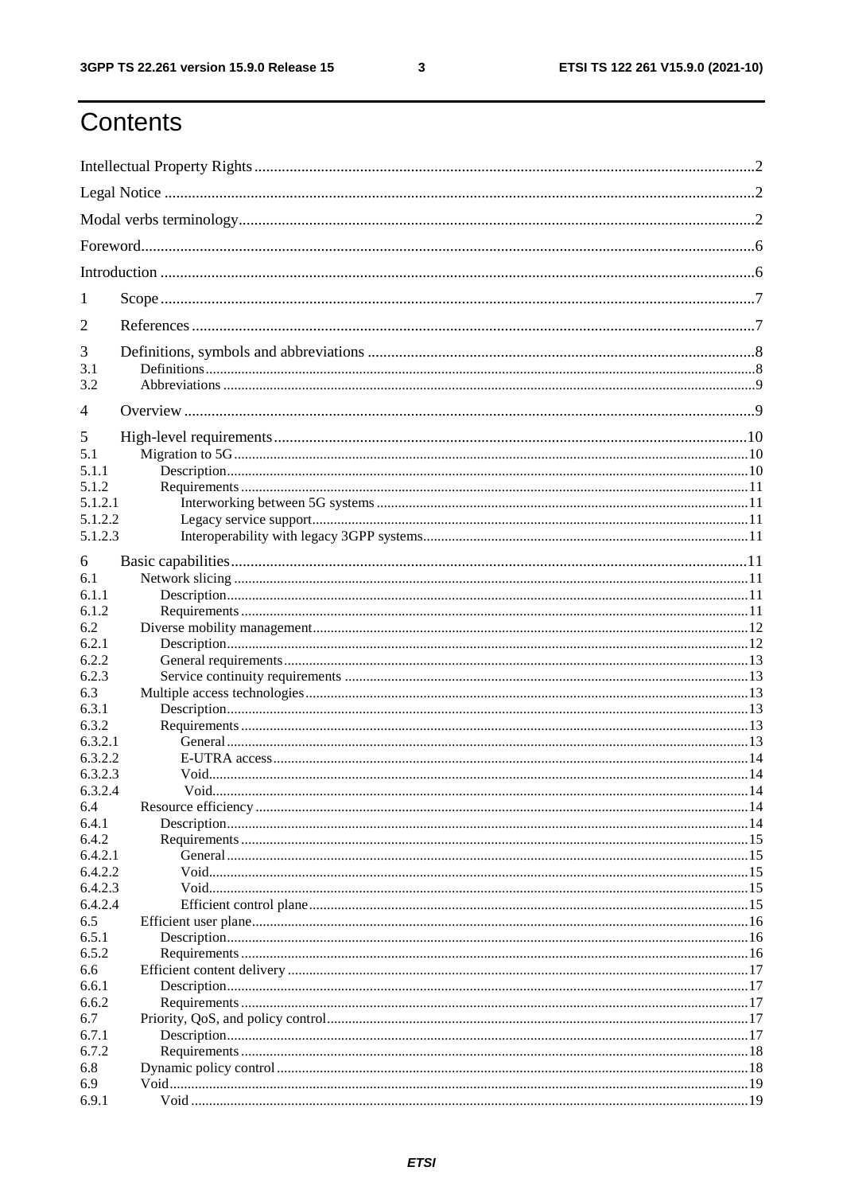# Contents

Intellectual Property Rights ..... 2

Legal Notice ..... 2

Modal verbs terminology ..... 2

Foreword ..... 6

Introduction ..... 6

1 Scope ..... 7

2 References ..... 7

3 Definitions, symbols and abbreviations ..... 8
- 3.1 Definitions ..... 8
- 3.2 Abbreviations ..... 9

4 Overview ..... 9

5 High-level requirements ..... 10
- 5.1 Migration to 5G ..... 10
- 5.1.1 Description ..... 10
- 5.1.2 Requirements ..... 11
- 5.1.2.1 Interworking between 5G systems ..... 11
- 5.1.2.2 Legacy service support ..... 11
- 5.1.2.3 Interoperability with legacy 3GPP systems ..... 11

6 Basic capabilities ..... 11
- 6.1 Network slicing ..... 11
- 6.1.1 Description ..... 11
- 6.1.2 Requirements ..... 11
- 6.2 Diverse mobility management ..... 12
- 6.2.1 Description ..... 12
- 6.2.2 General requirements ..... 13
- 6.2.3 Service continuity requirements ..... 13
- 6.3 Multiple access technologies ..... 13
- 6.3.1 Description ..... 13
- 6.3.2 Requirements ..... 13
- 6.3.2.1 General ..... 13
- 6.3.2.2 E-UTRA access ..... 14
- 6.3.2.3 Void ..... 14
- 6.3.2.4 Void ..... 14
- 6.4 Resource efficiency ..... 14
- 6.4.1 Description ..... 14
- 6.4.2 Requirements ..... 15
- 6.4.2.1 General ..... 15
- 6.4.2.2 Void ..... 15
- 6.4.2.3 Void ..... 15
- 6.4.2.4 Efficient control plane ..... 15
- 6.5 Efficient user plane ..... 16
- 6.5.1 Description ..... 16
- 6.5.2 Requirements ..... 16
- 6.6 Efficient content delivery ..... 17
- 6.6.1 Description ..... 17
- 6.6.2 Requirements ..... 17
- 6.7 Priority, QoS, and policy control ..... 17
- 6.7.1 Description ..... 17
- 6.7.2 Requirements ..... 18
- 6.8 Dynamic policy control ..... 18
- 6.9 Void ..... 19
- 6.9.1 Void ..... 19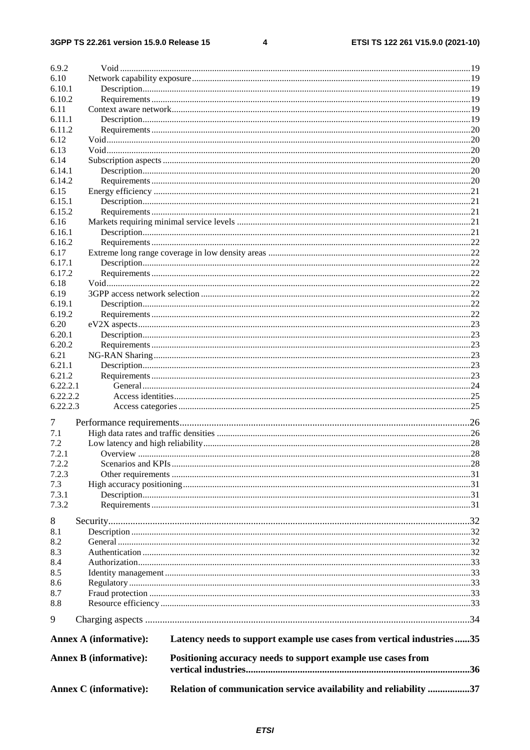6.9.2 Void ...19
6.10 Network capability exposure ...19
6.10.1 Description ...19
6.10.2 Requirements ...19
6.11 Context aware network ...19
6.11.1 Description ...19
6.11.2 Requirements ...20
6.12 Void ...20
6.13 Void ...20
6.14 Subscription aspects ...20
6.14.1 Description ...20
6.14.2 Requirements ...20
6.15 Energy efficiency ...21
6.15.1 Description ...21
6.15.2 Requirements ...21
6.16 Markets requiring minimal service levels ...21
6.16.1 Description ...21
6.16.2 Requirements ...22
6.17 Extreme long range coverage in low density areas ...22
6.17.1 Description ...22
6.17.2 Requirements ...22
6.18 Void ...22
6.19 3GPP access network selection ...22
6.19.1 Description ...22
6.19.2 Requirements ...22
6.20 eV2X aspects ...23
6.20.1 Description ...23
6.20.2 Requirements ...23
6.21 NG-RAN Sharing ...23
6.21.1 Description ...23
6.21.2 Requirements ...23
6.22.2.1 General ...24
6.22.2.2 Access identities ...25
6.22.2.3 Access categories ...25

7 Performance requirements ...26
7.1 High data rates and traffic densities ...26
7.2 Low latency and high reliability ...28
7.2.1 Overview ...28
7.2.2 Scenarios and KPIs ...28
7.2.3 Other requirements ...31
7.3 High accuracy positioning ...31
7.3.1 Description ...31
7.3.2 Requirements ...31

8 Security ...32
8.1 Description ...32
8.2 General ...32
8.3 Authentication ...32
8.4 Authorization ...33
8.5 Identity management ...33
8.6 Regulatory ...33
8.7 Fraud protection ...33
8.8 Resource efficiency ...33

9 Charging aspects ...34

**Annex A (informative): Latency needs to support example use cases from vertical industries ...35**

**Annex B (informative): Positioning accuracy needs to support example use cases from vertical industries ...36**

**Annex C (informative): Relation of communication service availability and reliability ...37**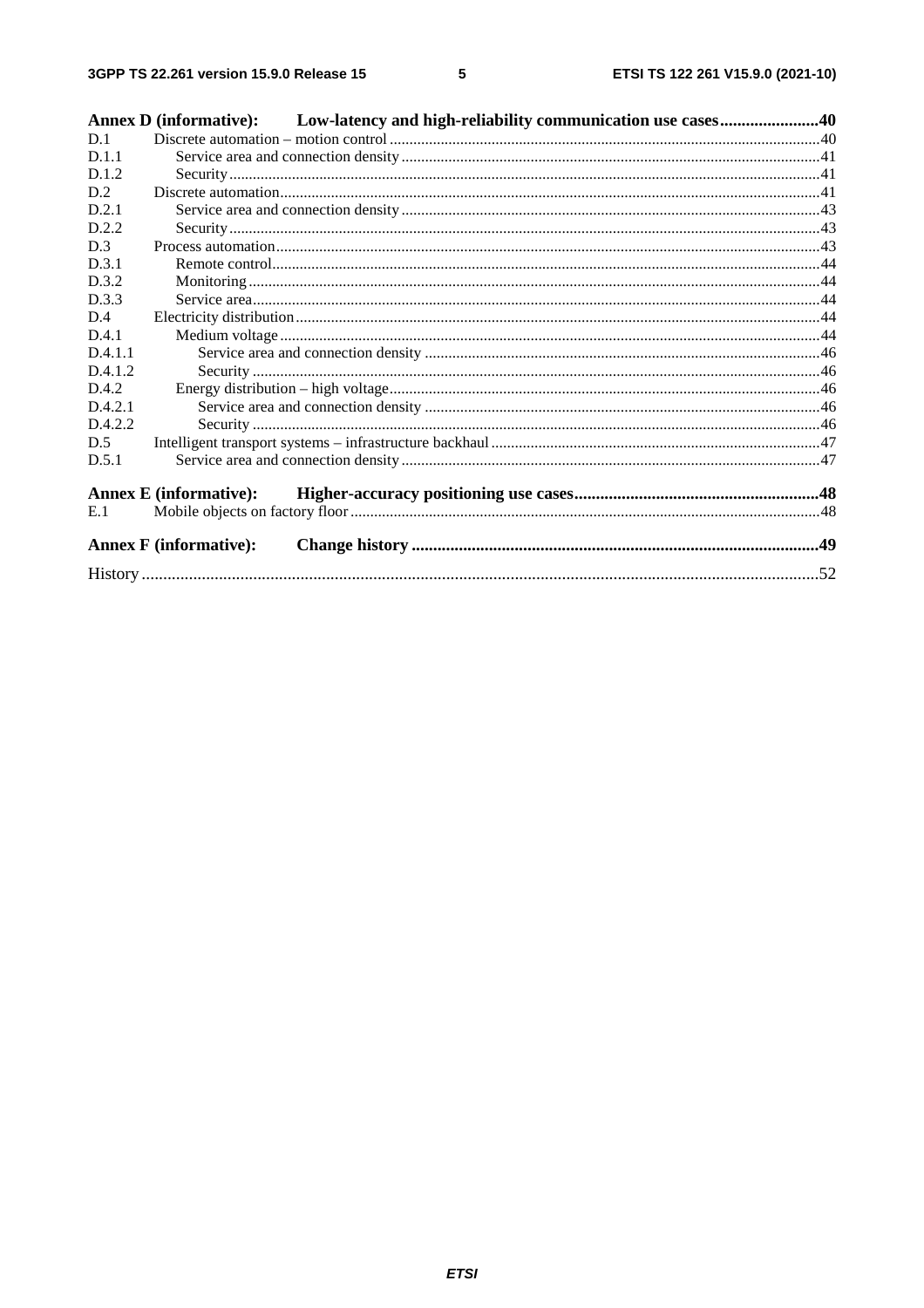**Annex D (informative): Low-latency and high-reliability communication use cases .......................40**

D.1 Discrete automation – motion control ............................................................................................................40

D.1.1 Service area and connection density ..........................................................................................................41

D.1.2 Security......................................................................................................................................................41

D.2 Discrete automation.........................................................................................................................................41

D.2.1 Service area and connection density ..........................................................................................................43

D.2.2 Security......................................................................................................................................................43

D.3 Process automation..........................................................................................................................................43

D.3.1 Remote control...........................................................................................................................................44

D.3.2 Monitoring.................................................................................................................................................44

D.3.3 Service area................................................................................................................................................44

D.4 Electricity distribution.....................................................................................................................................44

D.4.1 Medium voltage .........................................................................................................................................44

D.4.1.1 Service area and connection density ....................................................................................................46

D.4.1.2 Security ................................................................................................................................................46

D.4.2 Energy distribution – high voltage.............................................................................................................46

D.4.2.1 Service area and connection density ....................................................................................................46

D.4.2.2 Security ................................................................................................................................................46

D.5 Intelligent transport systems – infrastructure backhaul ....................................................................................47

D.5.1 Service area and connection density ..........................................................................................................47

**Annex E (informative): Higher-accuracy positioning use cases.........................................................48**

E.1 Mobile objects on factory floor .......................................................................................................................48

**Annex F (informative): Change history ..............................................................................................49**

History ..............................................................................................................................................................52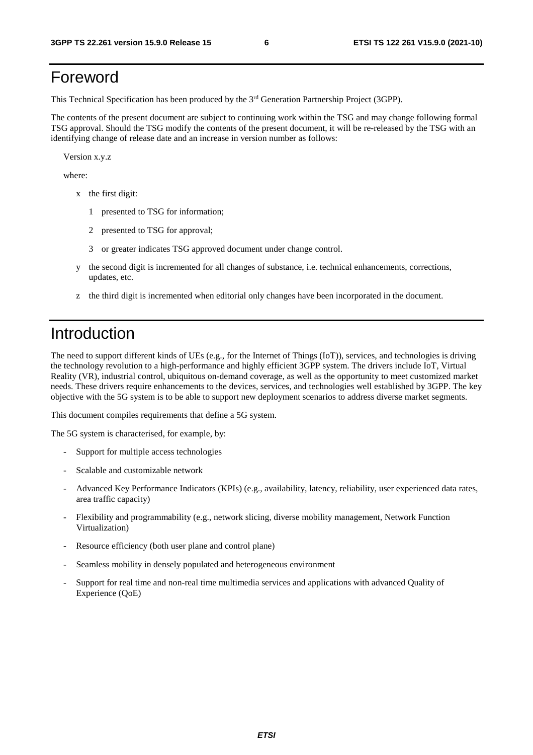# Foreword

This Technical Specification has been produced by the 3rd Generation Partnership Project (3GPP).

The contents of the present document are subject to continuing work within the TSG and may change following formal TSG approval. Should the TSG modify the contents of the present document, it will be re-released by the TSG with an identifying change of release date and an increase in version number as follows:

Version x.y.z

where:

- x the first digit:
  - 1 presented to TSG for information;
  - 2 presented to TSG for approval;
  - 3 or greater indicates TSG approved document under change control.
- y the second digit is incremented for all changes of substance, i.e. technical enhancements, corrections, updates, etc.
- z the third digit is incremented when editorial only changes have been incorporated in the document.

# Introduction

The need to support different kinds of UEs (e.g., for the Internet of Things (IoT)), services, and technologies is driving the technology revolution to a high-performance and highly efficient 3GPP system. The drivers include IoT, Virtual Reality (VR), industrial control, ubiquitous on-demand coverage, as well as the opportunity to meet customized market needs. These drivers require enhancements to the devices, services, and technologies well established by 3GPP. The key objective with the 5G system is to be able to support new deployment scenarios to address diverse market segments.

This document compiles requirements that define a 5G system.

The 5G system is characterised, for example, by:

- Support for multiple access technologies
- Scalable and customizable network
- Advanced Key Performance Indicators (KPIs) (e.g., availability, latency, reliability, user experienced data rates, area traffic capacity)
- Flexibility and programmability (e.g., network slicing, diverse mobility management, Network Function Virtualization)
- Resource efficiency (both user plane and control plane)
- Seamless mobility in densely populated and heterogeneous environment
- Support for real time and non-real time multimedia services and applications with advanced Quality of Experience (QoE)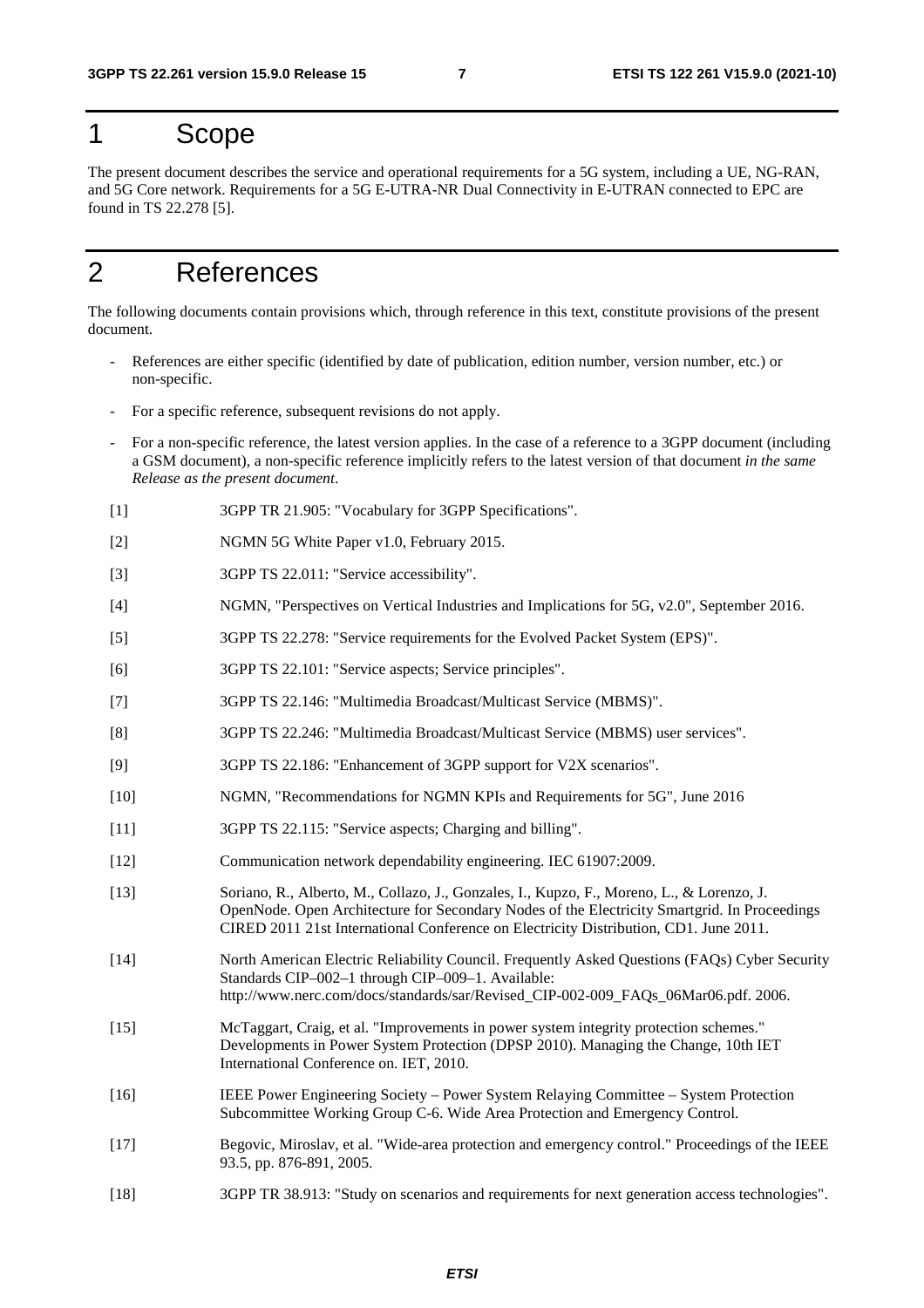# 1 Scope

The present document describes the service and operational requirements for a 5G system, including a UE, NG-RAN, and 5G Core network. Requirements for a 5G E-UTRA-NR Dual Connectivity in E-UTRAN connected to EPC are found in TS 22.278 [5].

# 2 References

The following documents contain provisions which, through reference in this text, constitute provisions of the present document.

- References are either specific (identified by date of publication, edition number, version number, etc.) or non-specific.
- For a specific reference, subsequent revisions do not apply.
- For a non-specific reference, the latest version applies. In the case of a reference to a 3GPP document (including a GSM document), a non-specific reference implicitly refers to the latest version of that document *in the same Release as the present document*.

[1] 3GPP TR 21.905: "Vocabulary for 3GPP Specifications".

[2] NGMN 5G White Paper v1.0, February 2015.

[3] 3GPP TS 22.011: "Service accessibility".

[4] NGMN, "Perspectives on Vertical Industries and Implications for 5G, v2.0", September 2016.

[5] 3GPP TS 22.278: "Service requirements for the Evolved Packet System (EPS)".

[6] 3GPP TS 22.101: "Service aspects; Service principles".

[7] 3GPP TS 22.146: "Multimedia Broadcast/Multicast Service (MBMS)".

[8] 3GPP TS 22.246: "Multimedia Broadcast/Multicast Service (MBMS) user services".

[9] 3GPP TS 22.186: "Enhancement of 3GPP support for V2X scenarios".

[10] NGMN, "Recommendations for NGMN KPIs and Requirements for 5G", June 2016

[11] 3GPP TS 22.115: "Service aspects; Charging and billing".

[12] Communication network dependability engineering. IEC 61907:2009.

[13] Soriano, R., Alberto, M., Collazo, J., Gonzales, I., Kupzo, F., Moreno, L., & Lorenzo, J. OpenNode. Open Architecture for Secondary Nodes of the Electricity Smartgrid. In Proceedings CIRED 2011 21st International Conference on Electricity Distribution, CD1. June 2011.

[14] North American Electric Reliability Council. Frequently Asked Questions (FAQs) Cyber Security Standards CIP–002–1 through CIP–009–1. Available: http://www.nerc.com/docs/standards/sar/Revised_CIP-002-009_FAQs_06Mar06.pdf. 2006.

[15] McTaggart, Craig, et al. "Improvements in power system integrity protection schemes." Developments in Power System Protection (DPSP 2010). Managing the Change, 10th IET International Conference on. IET, 2010.

[16] IEEE Power Engineering Society – Power System Relaying Committee – System Protection Subcommittee Working Group C-6. Wide Area Protection and Emergency Control.

[17] Begovic, Miroslav, et al. "Wide-area protection and emergency control." Proceedings of the IEEE 93.5, pp. 876-891, 2005.

[18] 3GPP TR 38.913: "Study on scenarios and requirements for next generation access technologies".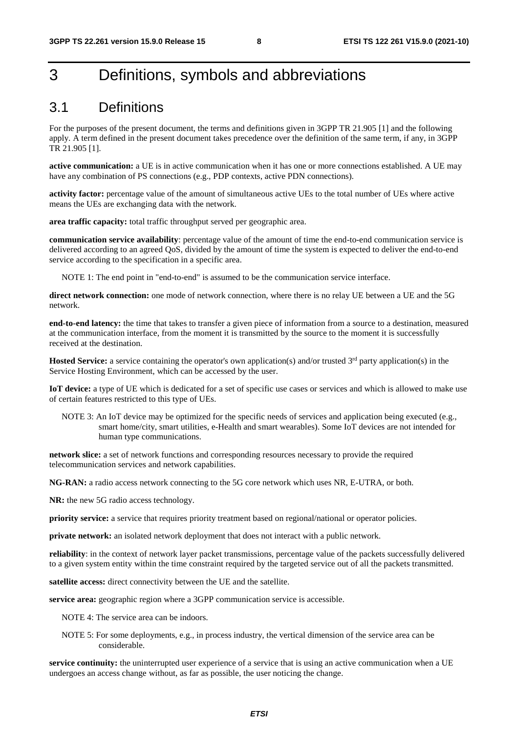# 3 Definitions, symbols and abbreviations

## 3.1 Definitions

For the purposes of the present document, the terms and definitions given in 3GPP TR 21.905 [1] and the following apply. A term defined in the present document takes precedence over the definition of the same term, if any, in 3GPP TR 21.905 [1].

**active communication:** a UE is in active communication when it has one or more connections established. A UE may have any combination of PS connections (e.g., PDP contexts, active PDN connections).

**activity factor:** percentage value of the amount of simultaneous active UEs to the total number of UEs where active means the UEs are exchanging data with the network.

**area traffic capacity:** total traffic throughput served per geographic area.

**communication service availability**: percentage value of the amount of time the end-to-end communication service is delivered according to an agreed QoS, divided by the amount of time the system is expected to deliver the end-to-end service according to the specification in a specific area.

NOTE 1: The end point in "end-to-end" is assumed to be the communication service interface.

**direct network connection:** one mode of network connection, where there is no relay UE between a UE and the 5G network.

**end-to-end latency:** the time that takes to transfer a given piece of information from a source to a destination, measured at the communication interface, from the moment it is transmitted by the source to the moment it is successfully received at the destination.

**Hosted Service:** a service containing the operator's own application(s) and/or trusted 3rd party application(s) in the Service Hosting Environment, which can be accessed by the user.

**IoT device:** a type of UE which is dedicated for a set of specific use cases or services and which is allowed to make use of certain features restricted to this type of UEs.

NOTE 3: An IoT device may be optimized for the specific needs of services and application being executed (e.g., smart home/city, smart utilities, e-Health and smart wearables). Some IoT devices are not intended for human type communications.

**network slice:** a set of network functions and corresponding resources necessary to provide the required telecommunication services and network capabilities.

**NG-RAN:** a radio access network connecting to the 5G core network which uses NR, E-UTRA, or both.

**NR:** the new 5G radio access technology.

**priority service:** a service that requires priority treatment based on regional/national or operator policies.

**private network:** an isolated network deployment that does not interact with a public network.

**reliability**: in the context of network layer packet transmissions, percentage value of the packets successfully delivered to a given system entity within the time constraint required by the targeted service out of all the packets transmitted.

**satellite access:** direct connectivity between the UE and the satellite.

**service area:** geographic region where a 3GPP communication service is accessible.

NOTE 4: The service area can be indoors.

NOTE 5: For some deployments, e.g., in process industry, the vertical dimension of the service area can be considerable.

**service continuity:** the uninterrupted user experience of a service that is using an active communication when a UE undergoes an access change without, as far as possible, the user noticing the change.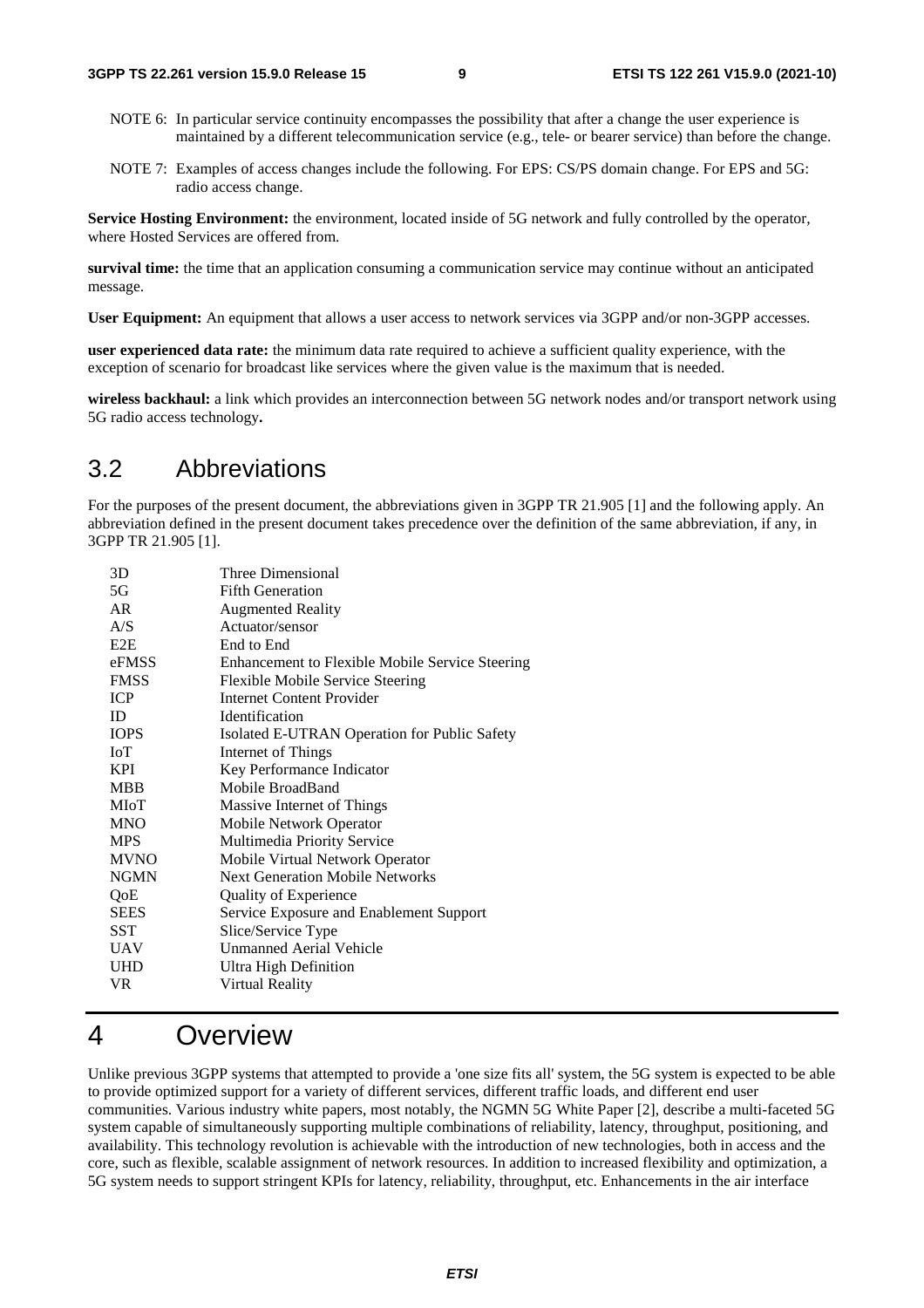NOTE 6: In particular service continuity encompasses the possibility that after a change the user experience is maintained by a different telecommunication service (e.g., tele- or bearer service) than before the change.

NOTE 7: Examples of access changes include the following. For EPS: CS/PS domain change. For EPS and 5G: radio access change.

**Service Hosting Environment:** the environment, located inside of 5G network and fully controlled by the operator, where Hosted Services are offered from.

**survival time:** the time that an application consuming a communication service may continue without an anticipated message.

**User Equipment:** An equipment that allows a user access to network services via 3GPP and/or non-3GPP accesses.

**user experienced data rate:** the minimum data rate required to achieve a sufficient quality experience, with the exception of scenario for broadcast like services where the given value is the maximum that is needed.

**wireless backhaul:** a link which provides an interconnection between 5G network nodes and/or transport network using 5G radio access technology**.**

## 3.2 Abbreviations

For the purposes of the present document, the abbreviations given in 3GPP TR 21.905 [1] and the following apply. An abbreviation defined in the present document takes precedence over the definition of the same abbreviation, if any, in 3GPP TR 21.905 [1].

| | |
|---|---|
| 3D | Three Dimensional |
| 5G | Fifth Generation |
| AR | Augmented Reality |
| A/S | Actuator/sensor |
| E2E | End to End |
| eFMSS | Enhancement to Flexible Mobile Service Steering |
| FMSS | Flexible Mobile Service Steering |
| ICP | Internet Content Provider |
| ID | Identification |
| IOPS | Isolated E-UTRAN Operation for Public Safety |
| IoT | Internet of Things |
| KPI | Key Performance Indicator |
| MBB | Mobile BroadBand |
| MIoT | Massive Internet of Things |
| MNO | Mobile Network Operator |
| MPS | Multimedia Priority Service |
| MVNO | Mobile Virtual Network Operator |
| NGMN | Next Generation Mobile Networks |
| QoE | Quality of Experience |
| SEES | Service Exposure and Enablement Support |
| SST | Slice/Service Type |
| UAV | Unmanned Aerial Vehicle |
| UHD | Ultra High Definition |
| VR | Virtual Reality |

# 4 Overview

Unlike previous 3GPP systems that attempted to provide a 'one size fits all' system, the 5G system is expected to be able to provide optimized support for a variety of different services, different traffic loads, and different end user communities. Various industry white papers, most notably, the NGMN 5G White Paper [2], describe a multi-faceted 5G system capable of simultaneously supporting multiple combinations of reliability, latency, throughput, positioning, and availability. This technology revolution is achievable with the introduction of new technologies, both in access and the core, such as flexible, scalable assignment of network resources. In addition to increased flexibility and optimization, a 5G system needs to support stringent KPIs for latency, reliability, throughput, etc. Enhancements in the air interface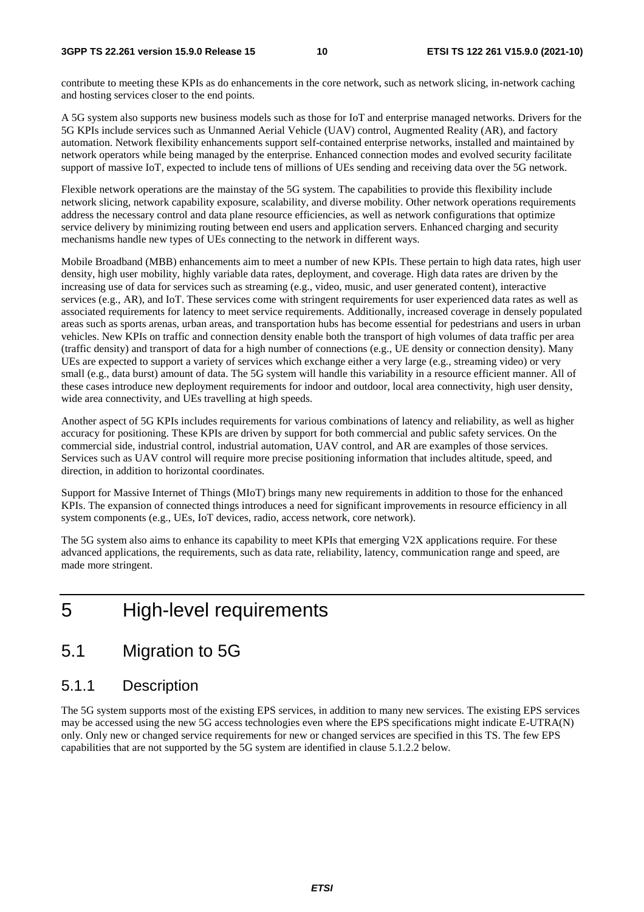contribute to meeting these KPIs as do enhancements in the core network, such as network slicing, in-network caching and hosting services closer to the end points.

A 5G system also supports new business models such as those for IoT and enterprise managed networks. Drivers for the 5G KPIs include services such as Unmanned Aerial Vehicle (UAV) control, Augmented Reality (AR), and factory automation. Network flexibility enhancements support self-contained enterprise networks, installed and maintained by network operators while being managed by the enterprise. Enhanced connection modes and evolved security facilitate support of massive IoT, expected to include tens of millions of UEs sending and receiving data over the 5G network.

Flexible network operations are the mainstay of the 5G system. The capabilities to provide this flexibility include network slicing, network capability exposure, scalability, and diverse mobility. Other network operations requirements address the necessary control and data plane resource efficiencies, as well as network configurations that optimize service delivery by minimizing routing between end users and application servers. Enhanced charging and security mechanisms handle new types of UEs connecting to the network in different ways.

Mobile Broadband (MBB) enhancements aim to meet a number of new KPIs. These pertain to high data rates, high user density, high user mobility, highly variable data rates, deployment, and coverage. High data rates are driven by the increasing use of data for services such as streaming (e.g., video, music, and user generated content), interactive services (e.g., AR), and IoT. These services come with stringent requirements for user experienced data rates as well as associated requirements for latency to meet service requirements. Additionally, increased coverage in densely populated areas such as sports arenas, urban areas, and transportation hubs has become essential for pedestrians and users in urban vehicles. New KPIs on traffic and connection density enable both the transport of high volumes of data traffic per area (traffic density) and transport of data for a high number of connections (e.g., UE density or connection density). Many UEs are expected to support a variety of services which exchange either a very large (e.g., streaming video) or very small (e.g., data burst) amount of data. The 5G system will handle this variability in a resource efficient manner. All of these cases introduce new deployment requirements for indoor and outdoor, local area connectivity, high user density, wide area connectivity, and UEs travelling at high speeds.

Another aspect of 5G KPIs includes requirements for various combinations of latency and reliability, as well as higher accuracy for positioning. These KPIs are driven by support for both commercial and public safety services. On the commercial side, industrial control, industrial automation, UAV control, and AR are examples of those services. Services such as UAV control will require more precise positioning information that includes altitude, speed, and direction, in addition to horizontal coordinates.

Support for Massive Internet of Things (MIoT) brings many new requirements in addition to those for the enhanced KPIs. The expansion of connected things introduces a need for significant improvements in resource efficiency in all system components (e.g., UEs, IoT devices, radio, access network, core network).

The 5G system also aims to enhance its capability to meet KPIs that emerging V2X applications require. For these advanced applications, the requirements, such as data rate, reliability, latency, communication range and speed, are made more stringent.

# 5 High-level requirements

## 5.1 Migration to 5G

### 5.1.1 Description

The 5G system supports most of the existing EPS services, in addition to many new services. The existing EPS services may be accessed using the new 5G access technologies even where the EPS specifications might indicate E-UTRA(N) only. Only new or changed service requirements for new or changed services are specified in this TS. The few EPS capabilities that are not supported by the 5G system are identified in clause 5.1.2.2 below.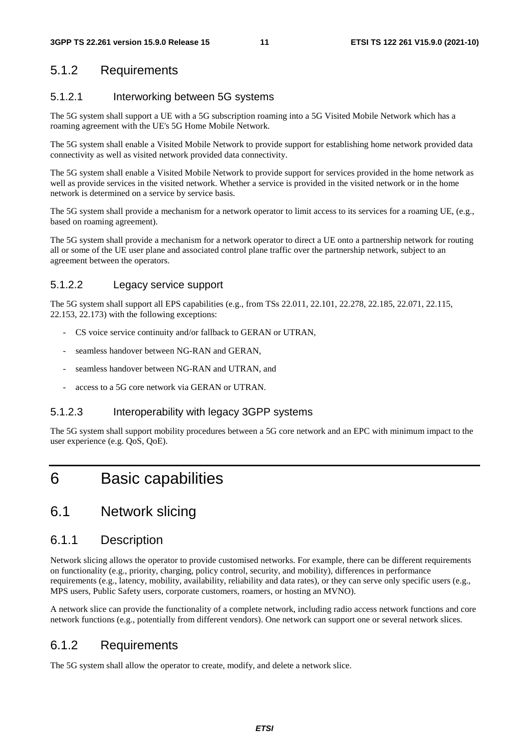### 5.1.2 Requirements

#### 5.1.2.1 Interworking between 5G systems

The 5G system shall support a UE with a 5G subscription roaming into a 5G Visited Mobile Network which has a roaming agreement with the UE's 5G Home Mobile Network.

The 5G system shall enable a Visited Mobile Network to provide support for establishing home network provided data connectivity as well as visited network provided data connectivity.

The 5G system shall enable a Visited Mobile Network to provide support for services provided in the home network as well as provide services in the visited network. Whether a service is provided in the visited network or in the home network is determined on a service by service basis.

The 5G system shall provide a mechanism for a network operator to limit access to its services for a roaming UE, (e.g., based on roaming agreement).

The 5G system shall provide a mechanism for a network operator to direct a UE onto a partnership network for routing all or some of the UE user plane and associated control plane traffic over the partnership network, subject to an agreement between the operators.

#### 5.1.2.2 Legacy service support

The 5G system shall support all EPS capabilities (e.g., from TSs 22.011, 22.101, 22.278, 22.185, 22.071, 22.115, 22.153, 22.173) with the following exceptions:

- CS voice service continuity and/or fallback to GERAN or UTRAN,
- seamless handover between NG-RAN and GERAN,
- seamless handover between NG-RAN and UTRAN, and
- access to a 5G core network via GERAN or UTRAN.

#### 5.1.2.3 Interoperability with legacy 3GPP systems

The 5G system shall support mobility procedures between a 5G core network and an EPC with minimum impact to the user experience (e.g. QoS, QoE).

# 6 Basic capabilities

## 6.1 Network slicing

### 6.1.1 Description

Network slicing allows the operator to provide customised networks. For example, there can be different requirements on functionality (e.g., priority, charging, policy control, security, and mobility), differences in performance requirements (e.g., latency, mobility, availability, reliability and data rates), or they can serve only specific users (e.g., MPS users, Public Safety users, corporate customers, roamers, or hosting an MVNO).

A network slice can provide the functionality of a complete network, including radio access network functions and core network functions (e.g., potentially from different vendors). One network can support one or several network slices.

### 6.1.2 Requirements

The 5G system shall allow the operator to create, modify, and delete a network slice.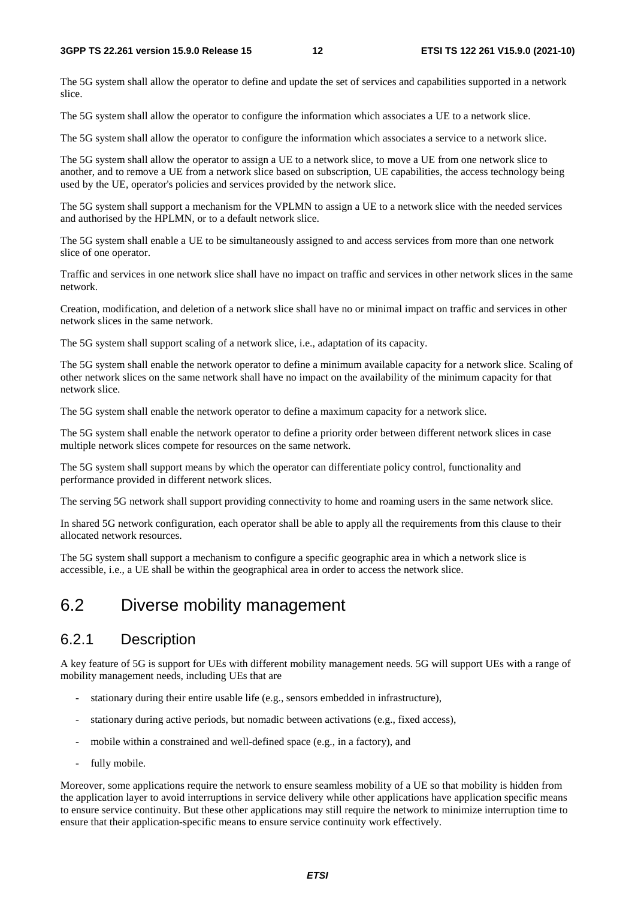The 5G system shall allow the operator to define and update the set of services and capabilities supported in a network slice.

The 5G system shall allow the operator to configure the information which associates a UE to a network slice.

The 5G system shall allow the operator to configure the information which associates a service to a network slice.

The 5G system shall allow the operator to assign a UE to a network slice, to move a UE from one network slice to another, and to remove a UE from a network slice based on subscription, UE capabilities, the access technology being used by the UE, operator's policies and services provided by the network slice.

The 5G system shall support a mechanism for the VPLMN to assign a UE to a network slice with the needed services and authorised by the HPLMN, or to a default network slice.

The 5G system shall enable a UE to be simultaneously assigned to and access services from more than one network slice of one operator.

Traffic and services in one network slice shall have no impact on traffic and services in other network slices in the same network.

Creation, modification, and deletion of a network slice shall have no or minimal impact on traffic and services in other network slices in the same network.

The 5G system shall support scaling of a network slice, i.e., adaptation of its capacity.

The 5G system shall enable the network operator to define a minimum available capacity for a network slice. Scaling of other network slices on the same network shall have no impact on the availability of the minimum capacity for that network slice.

The 5G system shall enable the network operator to define a maximum capacity for a network slice.

The 5G system shall enable the network operator to define a priority order between different network slices in case multiple network slices compete for resources on the same network.

The 5G system shall support means by which the operator can differentiate policy control, functionality and performance provided in different network slices.

The serving 5G network shall support providing connectivity to home and roaming users in the same network slice.

In shared 5G network configuration, each operator shall be able to apply all the requirements from this clause to their allocated network resources.

The 5G system shall support a mechanism to configure a specific geographic area in which a network slice is accessible, i.e., a UE shall be within the geographical area in order to access the network slice.

## 6.2 Diverse mobility management

### 6.2.1 Description

A key feature of 5G is support for UEs with different mobility management needs. 5G will support UEs with a range of mobility management needs, including UEs that are

- stationary during their entire usable life (e.g., sensors embedded in infrastructure),
- stationary during active periods, but nomadic between activations (e.g., fixed access),
- mobile within a constrained and well-defined space (e.g., in a factory), and
- fully mobile.

Moreover, some applications require the network to ensure seamless mobility of a UE so that mobility is hidden from the application layer to avoid interruptions in service delivery while other applications have application specific means to ensure service continuity. But these other applications may still require the network to minimize interruption time to ensure that their application-specific means to ensure service continuity work effectively.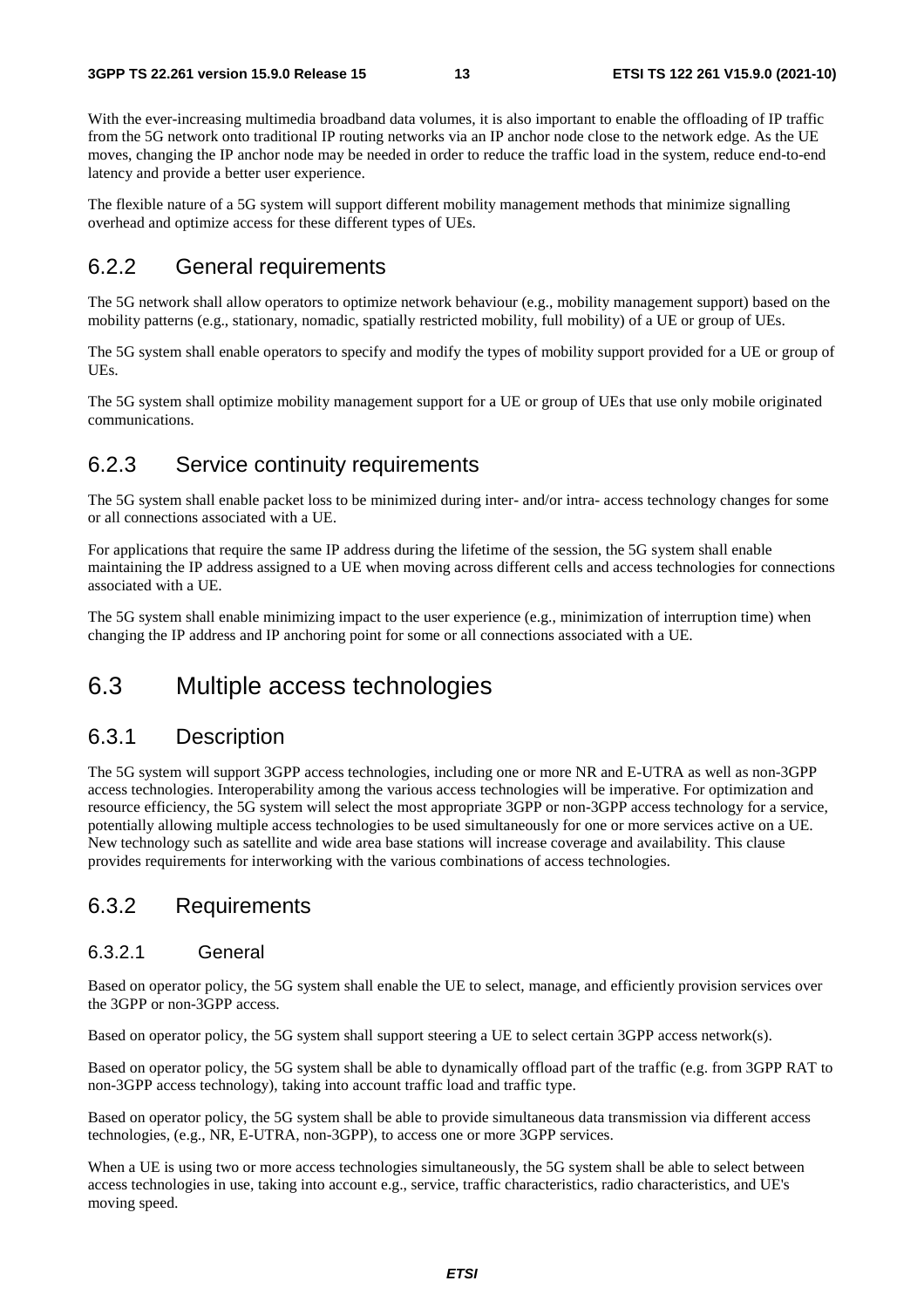With the ever-increasing multimedia broadband data volumes, it is also important to enable the offloading of IP traffic from the 5G network onto traditional IP routing networks via an IP anchor node close to the network edge. As the UE moves, changing the IP anchor node may be needed in order to reduce the traffic load in the system, reduce end-to-end latency and provide a better user experience.

The flexible nature of a 5G system will support different mobility management methods that minimize signalling overhead and optimize access for these different types of UEs.

### 6.2.2 General requirements

The 5G network shall allow operators to optimize network behaviour (e.g., mobility management support) based on the mobility patterns (e.g., stationary, nomadic, spatially restricted mobility, full mobility) of a UE or group of UEs.

The 5G system shall enable operators to specify and modify the types of mobility support provided for a UE or group of UEs.

The 5G system shall optimize mobility management support for a UE or group of UEs that use only mobile originated communications.

### 6.2.3 Service continuity requirements

The 5G system shall enable packet loss to be minimized during inter- and/or intra- access technology changes for some or all connections associated with a UE.

For applications that require the same IP address during the lifetime of the session, the 5G system shall enable maintaining the IP address assigned to a UE when moving across different cells and access technologies for connections associated with a UE.

The 5G system shall enable minimizing impact to the user experience (e.g., minimization of interruption time) when changing the IP address and IP anchoring point for some or all connections associated with a UE.

## 6.3 Multiple access technologies

### 6.3.1 Description

The 5G system will support 3GPP access technologies, including one or more NR and E-UTRA as well as non-3GPP access technologies. Interoperability among the various access technologies will be imperative. For optimization and resource efficiency, the 5G system will select the most appropriate 3GPP or non-3GPP access technology for a service, potentially allowing multiple access technologies to be used simultaneously for one or more services active on a UE. New technology such as satellite and wide area base stations will increase coverage and availability. This clause provides requirements for interworking with the various combinations of access technologies.

### 6.3.2 Requirements

#### 6.3.2.1 General

Based on operator policy, the 5G system shall enable the UE to select, manage, and efficiently provision services over the 3GPP or non-3GPP access.

Based on operator policy, the 5G system shall support steering a UE to select certain 3GPP access network(s).

Based on operator policy, the 5G system shall be able to dynamically offload part of the traffic (e.g. from 3GPP RAT to non-3GPP access technology), taking into account traffic load and traffic type.

Based on operator policy, the 5G system shall be able to provide simultaneous data transmission via different access technologies, (e.g., NR, E-UTRA, non-3GPP), to access one or more 3GPP services.

When a UE is using two or more access technologies simultaneously, the 5G system shall be able to select between access technologies in use, taking into account e.g., service, traffic characteristics, radio characteristics, and UE's moving speed.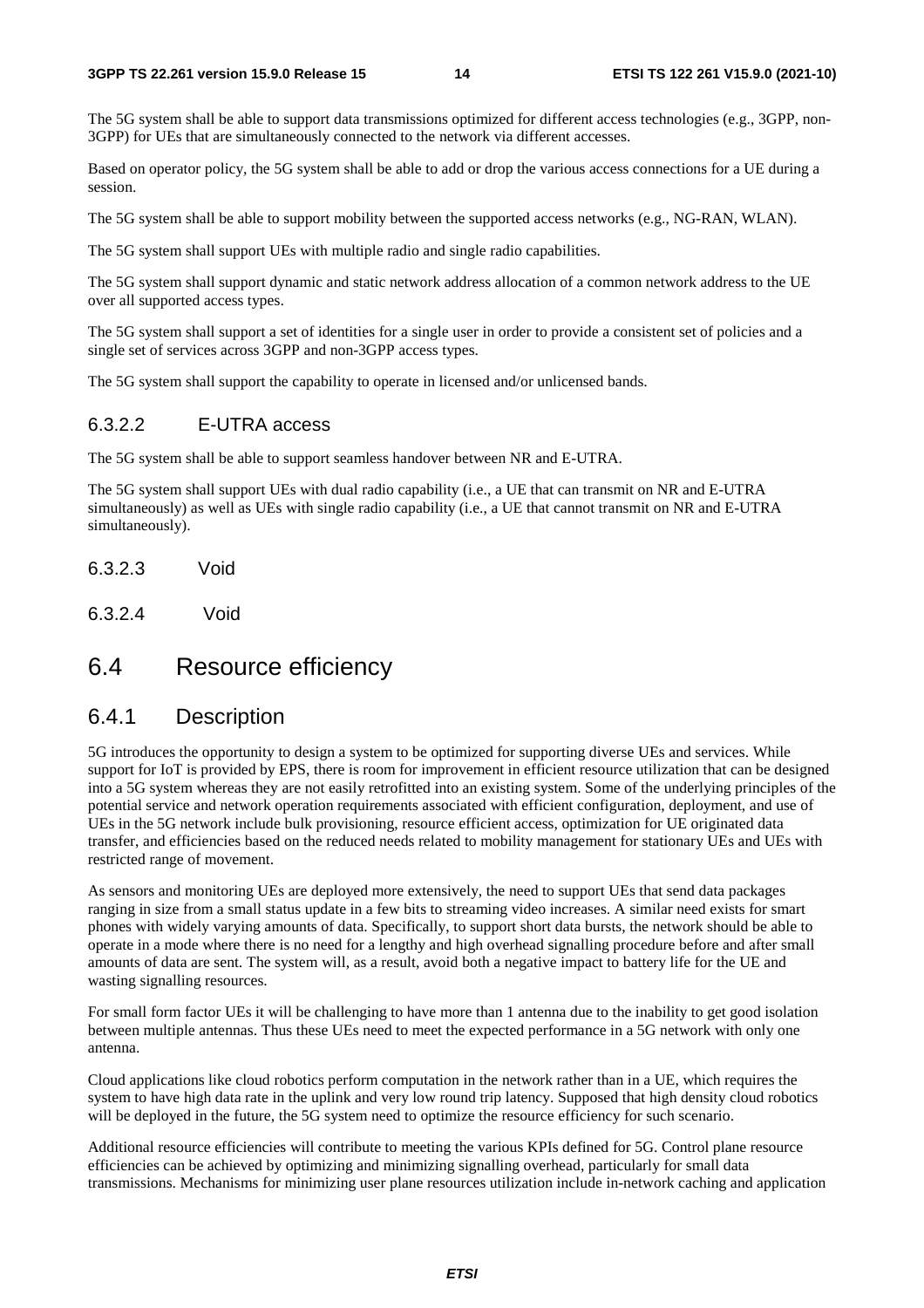The 5G system shall be able to support data transmissions optimized for different access technologies (e.g., 3GPP, non-3GPP) for UEs that are simultaneously connected to the network via different accesses.

Based on operator policy, the 5G system shall be able to add or drop the various access connections for a UE during a session.

The 5G system shall be able to support mobility between the supported access networks (e.g., NG-RAN, WLAN).

The 5G system shall support UEs with multiple radio and single radio capabilities.

The 5G system shall support dynamic and static network address allocation of a common network address to the UE over all supported access types.

The 5G system shall support a set of identities for a single user in order to provide a consistent set of policies and a single set of services across 3GPP and non-3GPP access types.

The 5G system shall support the capability to operate in licensed and/or unlicensed bands.

#### 6.3.2.2 E-UTRA access

The 5G system shall be able to support seamless handover between NR and E-UTRA.

The 5G system shall support UEs with dual radio capability (i.e., a UE that can transmit on NR and E-UTRA simultaneously) as well as UEs with single radio capability (i.e., a UE that cannot transmit on NR and E-UTRA simultaneously).

#### 6.3.2.3 Void

#### 6.3.2.4 Void

## 6.4 Resource efficiency

### 6.4.1 Description

5G introduces the opportunity to design a system to be optimized for supporting diverse UEs and services. While support for IoT is provided by EPS, there is room for improvement in efficient resource utilization that can be designed into a 5G system whereas they are not easily retrofitted into an existing system. Some of the underlying principles of the potential service and network operation requirements associated with efficient configuration, deployment, and use of UEs in the 5G network include bulk provisioning, resource efficient access, optimization for UE originated data transfer, and efficiencies based on the reduced needs related to mobility management for stationary UEs and UEs with restricted range of movement.

As sensors and monitoring UEs are deployed more extensively, the need to support UEs that send data packages ranging in size from a small status update in a few bits to streaming video increases. A similar need exists for smart phones with widely varying amounts of data. Specifically, to support short data bursts, the network should be able to operate in a mode where there is no need for a lengthy and high overhead signalling procedure before and after small amounts of data are sent. The system will, as a result, avoid both a negative impact to battery life for the UE and wasting signalling resources.

For small form factor UEs it will be challenging to have more than 1 antenna due to the inability to get good isolation between multiple antennas. Thus these UEs need to meet the expected performance in a 5G network with only one antenna.

Cloud applications like cloud robotics perform computation in the network rather than in a UE, which requires the system to have high data rate in the uplink and very low round trip latency. Supposed that high density cloud robotics will be deployed in the future, the 5G system need to optimize the resource efficiency for such scenario.

Additional resource efficiencies will contribute to meeting the various KPIs defined for 5G. Control plane resource efficiencies can be achieved by optimizing and minimizing signalling overhead, particularly for small data transmissions. Mechanisms for minimizing user plane resources utilization include in-network caching and application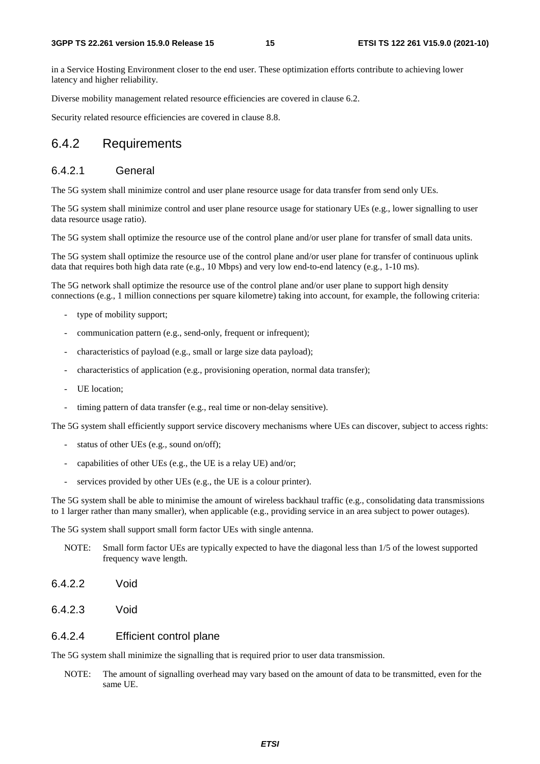in a Service Hosting Environment closer to the end user. These optimization efforts contribute to achieving lower latency and higher reliability.

Diverse mobility management related resource efficiencies are covered in clause 6.2.

Security related resource efficiencies are covered in clause 8.8.

## 6.4.2 Requirements

### 6.4.2.1 General

The 5G system shall minimize control and user plane resource usage for data transfer from send only UEs.

The 5G system shall minimize control and user plane resource usage for stationary UEs (e.g., lower signalling to user data resource usage ratio).

The 5G system shall optimize the resource use of the control plane and/or user plane for transfer of small data units.

The 5G system shall optimize the resource use of the control plane and/or user plane for transfer of continuous uplink data that requires both high data rate (e.g., 10 Mbps) and very low end-to-end latency (e.g., 1-10 ms).

The 5G network shall optimize the resource use of the control plane and/or user plane to support high density connections (e.g., 1 million connections per square kilometre) taking into account, for example, the following criteria:

- type of mobility support;
- communication pattern (e.g., send-only, frequent or infrequent);
- characteristics of payload (e.g., small or large size data payload);
- characteristics of application (e.g., provisioning operation, normal data transfer);
- UE location;
- timing pattern of data transfer (e.g., real time or non-delay sensitive).

The 5G system shall efficiently support service discovery mechanisms where UEs can discover, subject to access rights:

- status of other UEs (e.g., sound on/off);
- capabilities of other UEs (e.g., the UE is a relay UE) and/or;
- services provided by other UEs (e.g., the UE is a colour printer).

The 5G system shall be able to minimise the amount of wireless backhaul traffic (e.g., consolidating data transmissions to 1 larger rather than many smaller), when applicable (e.g., providing service in an area subject to power outages).

The 5G system shall support small form factor UEs with single antenna.

NOTE: Small form factor UEs are typically expected to have the diagonal less than 1/5 of the lowest supported frequency wave length.

### 6.4.2.2 Void

### 6.4.2.3 Void

### 6.4.2.4 Efficient control plane

The 5G system shall minimize the signalling that is required prior to user data transmission.

NOTE: The amount of signalling overhead may vary based on the amount of data to be transmitted, even for the same UE.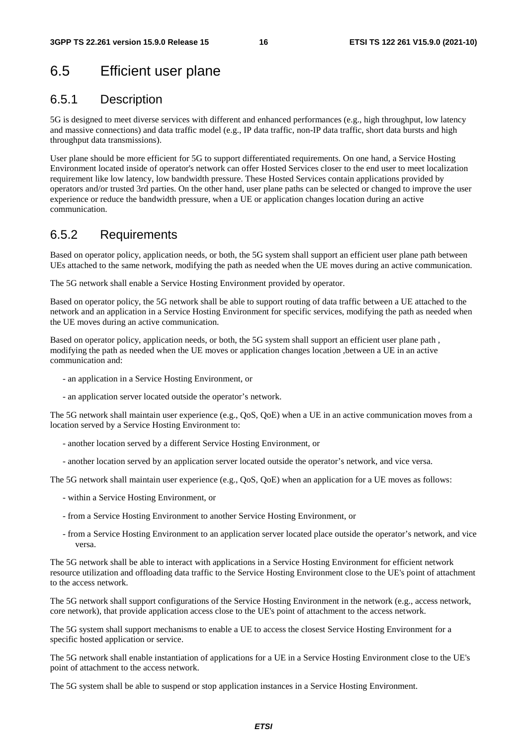## 6.5 Efficient user plane

### 6.5.1 Description

5G is designed to meet diverse services with different and enhanced performances (e.g., high throughput, low latency and massive connections) and data traffic model (e.g., IP data traffic, non-IP data traffic, short data bursts and high throughput data transmissions).

User plane should be more efficient for 5G to support differentiated requirements. On one hand, a Service Hosting Environment located inside of operator's network can offer Hosted Services closer to the end user to meet localization requirement like low latency, low bandwidth pressure. These Hosted Services contain applications provided by operators and/or trusted 3rd parties. On the other hand, user plane paths can be selected or changed to improve the user experience or reduce the bandwidth pressure, when a UE or application changes location during an active communication.

### 6.5.2 Requirements

Based on operator policy, application needs, or both, the 5G system shall support an efficient user plane path between UEs attached to the same network, modifying the path as needed when the UE moves during an active communication.

The 5G network shall enable a Service Hosting Environment provided by operator.

Based on operator policy, the 5G network shall be able to support routing of data traffic between a UE attached to the network and an application in a Service Hosting Environment for specific services, modifying the path as needed when the UE moves during an active communication.

Based on operator policy, application needs, or both, the 5G system shall support an efficient user plane path , modifying the path as needed when the UE moves or application changes location ,between a UE in an active communication and:

- an application in a Service Hosting Environment, or
- an application server located outside the operator's network.

The 5G network shall maintain user experience (e.g., QoS, QoE) when a UE in an active communication moves from a location served by a Service Hosting Environment to:

- another location served by a different Service Hosting Environment, or
- another location served by an application server located outside the operator's network, and vice versa.

The 5G network shall maintain user experience (e.g., QoS, QoE) when an application for a UE moves as follows:

- within a Service Hosting Environment, or
- from a Service Hosting Environment to another Service Hosting Environment, or
- from a Service Hosting Environment to an application server located place outside the operator's network, and vice versa.

The 5G network shall be able to interact with applications in a Service Hosting Environment for efficient network resource utilization and offloading data traffic to the Service Hosting Environment close to the UE's point of attachment to the access network.

The 5G network shall support configurations of the Service Hosting Environment in the network (e.g., access network, core network), that provide application access close to the UE's point of attachment to the access network.

The 5G system shall support mechanisms to enable a UE to access the closest Service Hosting Environment for a specific hosted application or service.

The 5G network shall enable instantiation of applications for a UE in a Service Hosting Environment close to the UE's point of attachment to the access network.

The 5G system shall be able to suspend or stop application instances in a Service Hosting Environment.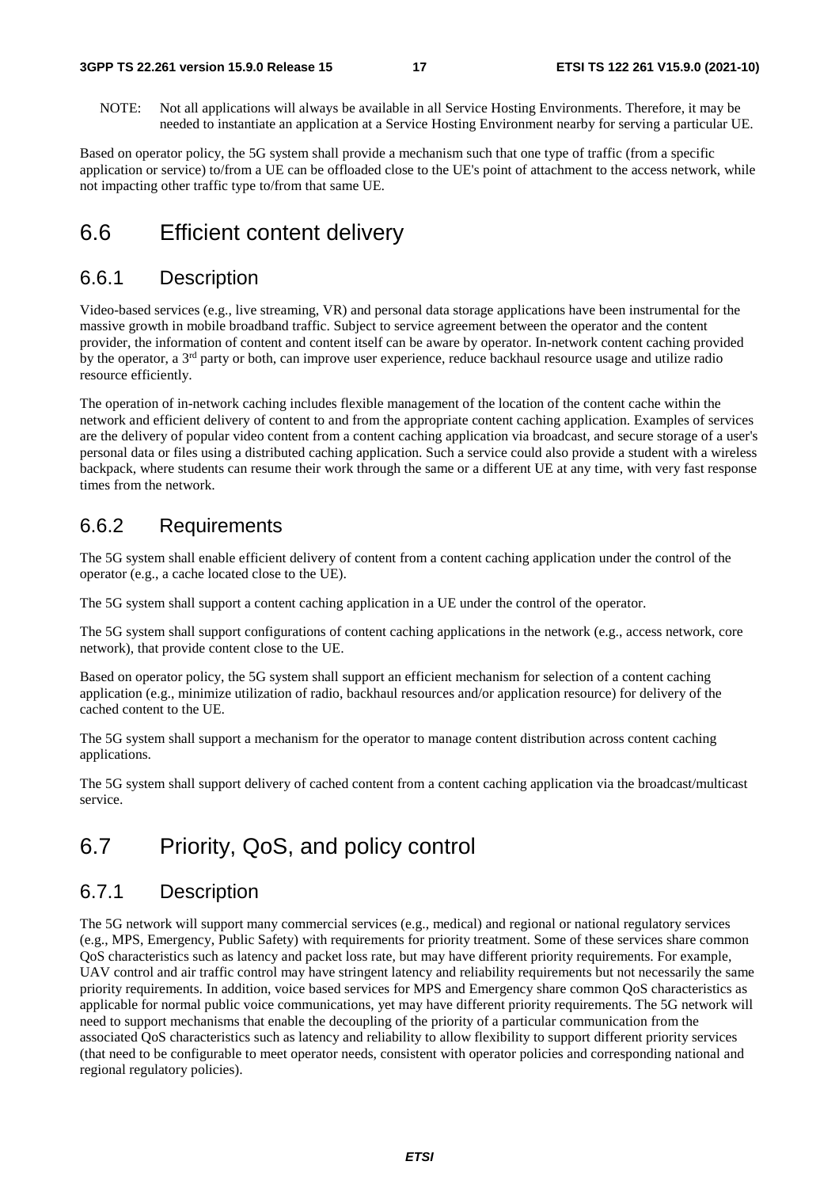NOTE: Not all applications will always be available in all Service Hosting Environments. Therefore, it may be needed to instantiate an application at a Service Hosting Environment nearby for serving a particular UE.

Based on operator policy, the 5G system shall provide a mechanism such that one type of traffic (from a specific application or service) to/from a UE can be offloaded close to the UE's point of attachment to the access network, while not impacting other traffic type to/from that same UE.

# 6.6 Efficient content delivery

## 6.6.1 Description

Video-based services (e.g., live streaming, VR) and personal data storage applications have been instrumental for the massive growth in mobile broadband traffic. Subject to service agreement between the operator and the content provider, the information of content and content itself can be aware by operator. In-network content caching provided by the operator, a 3rd party or both, can improve user experience, reduce backhaul resource usage and utilize radio resource efficiently.

The operation of in-network caching includes flexible management of the location of the content cache within the network and efficient delivery of content to and from the appropriate content caching application. Examples of services are the delivery of popular video content from a content caching application via broadcast, and secure storage of a user's personal data or files using a distributed caching application. Such a service could also provide a student with a wireless backpack, where students can resume their work through the same or a different UE at any time, with very fast response times from the network.

## 6.6.2 Requirements

The 5G system shall enable efficient delivery of content from a content caching application under the control of the operator (e.g., a cache located close to the UE).

The 5G system shall support a content caching application in a UE under the control of the operator.

The 5G system shall support configurations of content caching applications in the network (e.g., access network, core network), that provide content close to the UE.

Based on operator policy, the 5G system shall support an efficient mechanism for selection of a content caching application (e.g., minimize utilization of radio, backhaul resources and/or application resource) for delivery of the cached content to the UE.

The 5G system shall support a mechanism for the operator to manage content distribution across content caching applications.

The 5G system shall support delivery of cached content from a content caching application via the broadcast/multicast service.

# 6.7 Priority, QoS, and policy control

## 6.7.1 Description

The 5G network will support many commercial services (e.g., medical) and regional or national regulatory services (e.g., MPS, Emergency, Public Safety) with requirements for priority treatment. Some of these services share common QoS characteristics such as latency and packet loss rate, but may have different priority requirements. For example, UAV control and air traffic control may have stringent latency and reliability requirements but not necessarily the same priority requirements. In addition, voice based services for MPS and Emergency share common QoS characteristics as applicable for normal public voice communications, yet may have different priority requirements. The 5G network will need to support mechanisms that enable the decoupling of the priority of a particular communication from the associated QoS characteristics such as latency and reliability to allow flexibility to support different priority services (that need to be configurable to meet operator needs, consistent with operator policies and corresponding national and regional regulatory policies).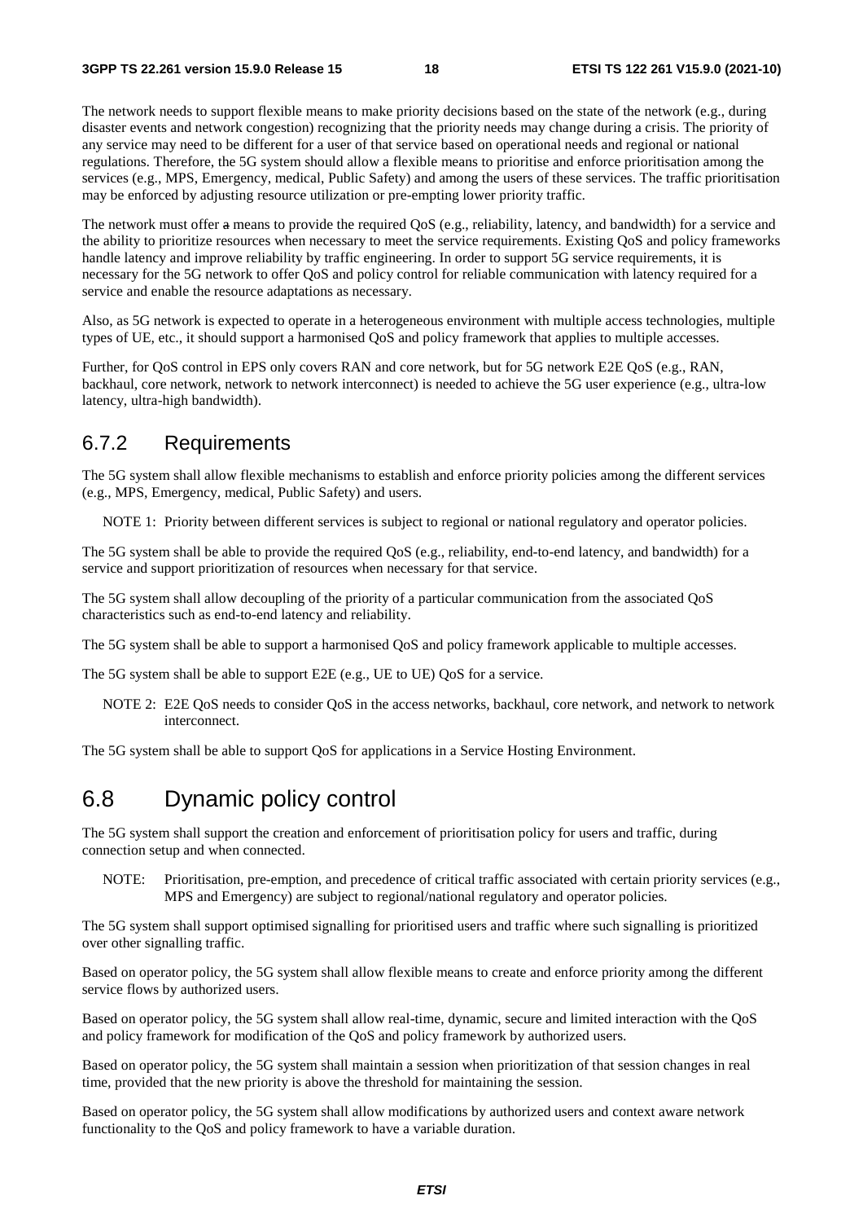The network needs to support flexible means to make priority decisions based on the state of the network (e.g., during disaster events and network congestion) recognizing that the priority needs may change during a crisis. The priority of any service may need to be different for a user of that service based on operational needs and regional or national regulations. Therefore, the 5G system should allow a flexible means to prioritise and enforce prioritisation among the services (e.g., MPS, Emergency, medical, Public Safety) and among the users of these services. The traffic prioritisation may be enforced by adjusting resource utilization or pre-empting lower priority traffic.

The network must offer a means to provide the required QoS (e.g., reliability, latency, and bandwidth) for a service and the ability to prioritize resources when necessary to meet the service requirements. Existing QoS and policy frameworks handle latency and improve reliability by traffic engineering. In order to support 5G service requirements, it is necessary for the 5G network to offer QoS and policy control for reliable communication with latency required for a service and enable the resource adaptations as necessary.

Also, as 5G network is expected to operate in a heterogeneous environment with multiple access technologies, multiple types of UE, etc., it should support a harmonised QoS and policy framework that applies to multiple accesses.

Further, for QoS control in EPS only covers RAN and core network, but for 5G network E2E QoS (e.g., RAN, backhaul, core network, network to network interconnect) is needed to achieve the 5G user experience (e.g., ultra-low latency, ultra-high bandwidth).

## 6.7.2 Requirements

The 5G system shall allow flexible mechanisms to establish and enforce priority policies among the different services (e.g., MPS, Emergency, medical, Public Safety) and users.

NOTE 1: Priority between different services is subject to regional or national regulatory and operator policies.

The 5G system shall be able to provide the required QoS (e.g., reliability, end-to-end latency, and bandwidth) for a service and support prioritization of resources when necessary for that service.

The 5G system shall allow decoupling of the priority of a particular communication from the associated QoS characteristics such as end-to-end latency and reliability.

The 5G system shall be able to support a harmonised QoS and policy framework applicable to multiple accesses.

The 5G system shall be able to support E2E (e.g., UE to UE) QoS for a service.

NOTE 2: E2E QoS needs to consider QoS in the access networks, backhaul, core network, and network to network interconnect.

The 5G system shall be able to support QoS for applications in a Service Hosting Environment.

# 6.8 Dynamic policy control

The 5G system shall support the creation and enforcement of prioritisation policy for users and traffic, during connection setup and when connected.

NOTE: Prioritisation, pre-emption, and precedence of critical traffic associated with certain priority services (e.g., MPS and Emergency) are subject to regional/national regulatory and operator policies.

The 5G system shall support optimised signalling for prioritised users and traffic where such signalling is prioritized over other signalling traffic.

Based on operator policy, the 5G system shall allow flexible means to create and enforce priority among the different service flows by authorized users.

Based on operator policy, the 5G system shall allow real-time, dynamic, secure and limited interaction with the QoS and policy framework for modification of the QoS and policy framework by authorized users.

Based on operator policy, the 5G system shall maintain a session when prioritization of that session changes in real time, provided that the new priority is above the threshold for maintaining the session.

Based on operator policy, the 5G system shall allow modifications by authorized users and context aware network functionality to the QoS and policy framework to have a variable duration.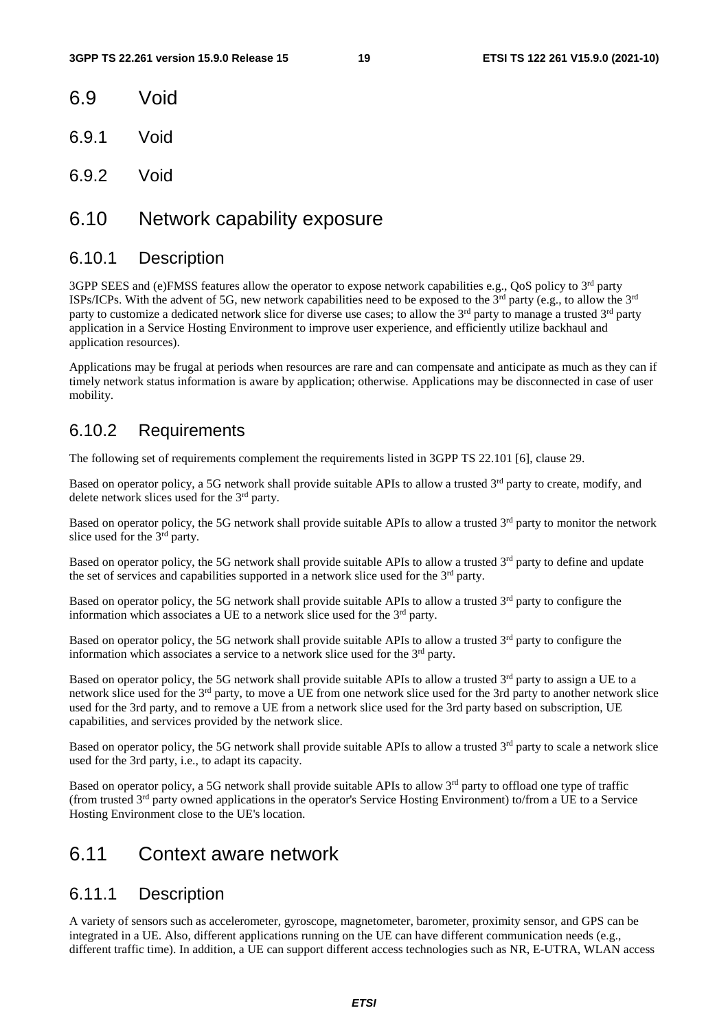## 6.9 Void

### 6.9.1 Void

### 6.9.2 Void

## 6.10 Network capability exposure

### 6.10.1 Description

3GPP SEES and (e)FMSS features allow the operator to expose network capabilities e.g., QoS policy to 3rd party ISPs/ICPs. With the advent of 5G, new network capabilities need to be exposed to the 3rd party (e.g., to allow the 3rd party to customize a dedicated network slice for diverse use cases; to allow the 3rd party to manage a trusted 3rd party application in a Service Hosting Environment to improve user experience, and efficiently utilize backhaul and application resources).

Applications may be frugal at periods when resources are rare and can compensate and anticipate as much as they can if timely network status information is aware by application; otherwise. Applications may be disconnected in case of user mobility.

### 6.10.2 Requirements

The following set of requirements complement the requirements listed in 3GPP TS 22.101 [6], clause 29.

Based on operator policy, a 5G network shall provide suitable APIs to allow a trusted 3rd party to create, modify, and delete network slices used for the 3rd party.

Based on operator policy, the 5G network shall provide suitable APIs to allow a trusted 3rd party to monitor the network slice used for the 3rd party.

Based on operator policy, the 5G network shall provide suitable APIs to allow a trusted 3rd party to define and update the set of services and capabilities supported in a network slice used for the 3rd party.

Based on operator policy, the 5G network shall provide suitable APIs to allow a trusted 3rd party to configure the information which associates a UE to a network slice used for the 3rd party.

Based on operator policy, the 5G network shall provide suitable APIs to allow a trusted 3rd party to configure the information which associates a service to a network slice used for the 3rd party.

Based on operator policy, the 5G network shall provide suitable APIs to allow a trusted 3rd party to assign a UE to a network slice used for the 3rd party, to move a UE from one network slice used for the 3rd party to another network slice used for the 3rd party, and to remove a UE from a network slice used for the 3rd party based on subscription, UE capabilities, and services provided by the network slice.

Based on operator policy, the 5G network shall provide suitable APIs to allow a trusted 3rd party to scale a network slice used for the 3rd party, i.e., to adapt its capacity.

Based on operator policy, a 5G network shall provide suitable APIs to allow 3rd party to offload one type of traffic (from trusted 3rd party owned applications in the operator's Service Hosting Environment) to/from a UE to a Service Hosting Environment close to the UE's location.

## 6.11 Context aware network

### 6.11.1 Description

A variety of sensors such as accelerometer, gyroscope, magnetometer, barometer, proximity sensor, and GPS can be integrated in a UE. Also, different applications running on the UE can have different communication needs (e.g., different traffic time). In addition, a UE can support different access technologies such as NR, E-UTRA, WLAN access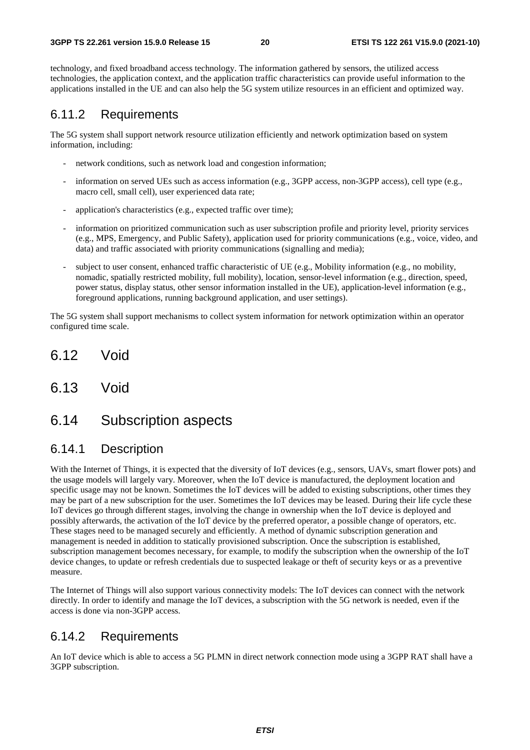technology, and fixed broadband access technology. The information gathered by sensors, the utilized access technologies, the application context, and the application traffic characteristics can provide useful information to the applications installed in the UE and can also help the 5G system utilize resources in an efficient and optimized way.

### 6.11.2 Requirements

The 5G system shall support network resource utilization efficiently and network optimization based on system information, including:

- network conditions, such as network load and congestion information;
- information on served UEs such as access information (e.g., 3GPP access, non-3GPP access), cell type (e.g., macro cell, small cell), user experienced data rate;
- application's characteristics (e.g., expected traffic over time);
- information on prioritized communication such as user subscription profile and priority level, priority services (e.g., MPS, Emergency, and Public Safety), application used for priority communications (e.g., voice, video, and data) and traffic associated with priority communications (signalling and media);
- subject to user consent, enhanced traffic characteristic of UE (e.g., Mobility information (e.g., no mobility, nomadic, spatially restricted mobility, full mobility), location, sensor-level information (e.g., direction, speed, power status, display status, other sensor information installed in the UE), application-level information (e.g., foreground applications, running background application, and user settings).

The 5G system shall support mechanisms to collect system information for network optimization within an operator configured time scale.

## 6.12 Void

## 6.13 Void

## 6.14 Subscription aspects

### 6.14.1 Description

With the Internet of Things, it is expected that the diversity of IoT devices (e.g., sensors, UAVs, smart flower pots) and the usage models will largely vary. Moreover, when the IoT device is manufactured, the deployment location and specific usage may not be known. Sometimes the IoT devices will be added to existing subscriptions, other times they may be part of a new subscription for the user. Sometimes the IoT devices may be leased. During their life cycle these IoT devices go through different stages, involving the change in ownership when the IoT device is deployed and possibly afterwards, the activation of the IoT device by the preferred operator, a possible change of operators, etc. These stages need to be managed securely and efficiently. A method of dynamic subscription generation and management is needed in addition to statically provisioned subscription. Once the subscription is established, subscription management becomes necessary, for example, to modify the subscription when the ownership of the IoT device changes, to update or refresh credentials due to suspected leakage or theft of security keys or as a preventive measure.

The Internet of Things will also support various connectivity models: The IoT devices can connect with the network directly. In order to identify and manage the IoT devices, a subscription with the 5G network is needed, even if the access is done via non-3GPP access.

### 6.14.2 Requirements

An IoT device which is able to access a 5G PLMN in direct network connection mode using a 3GPP RAT shall have a 3GPP subscription.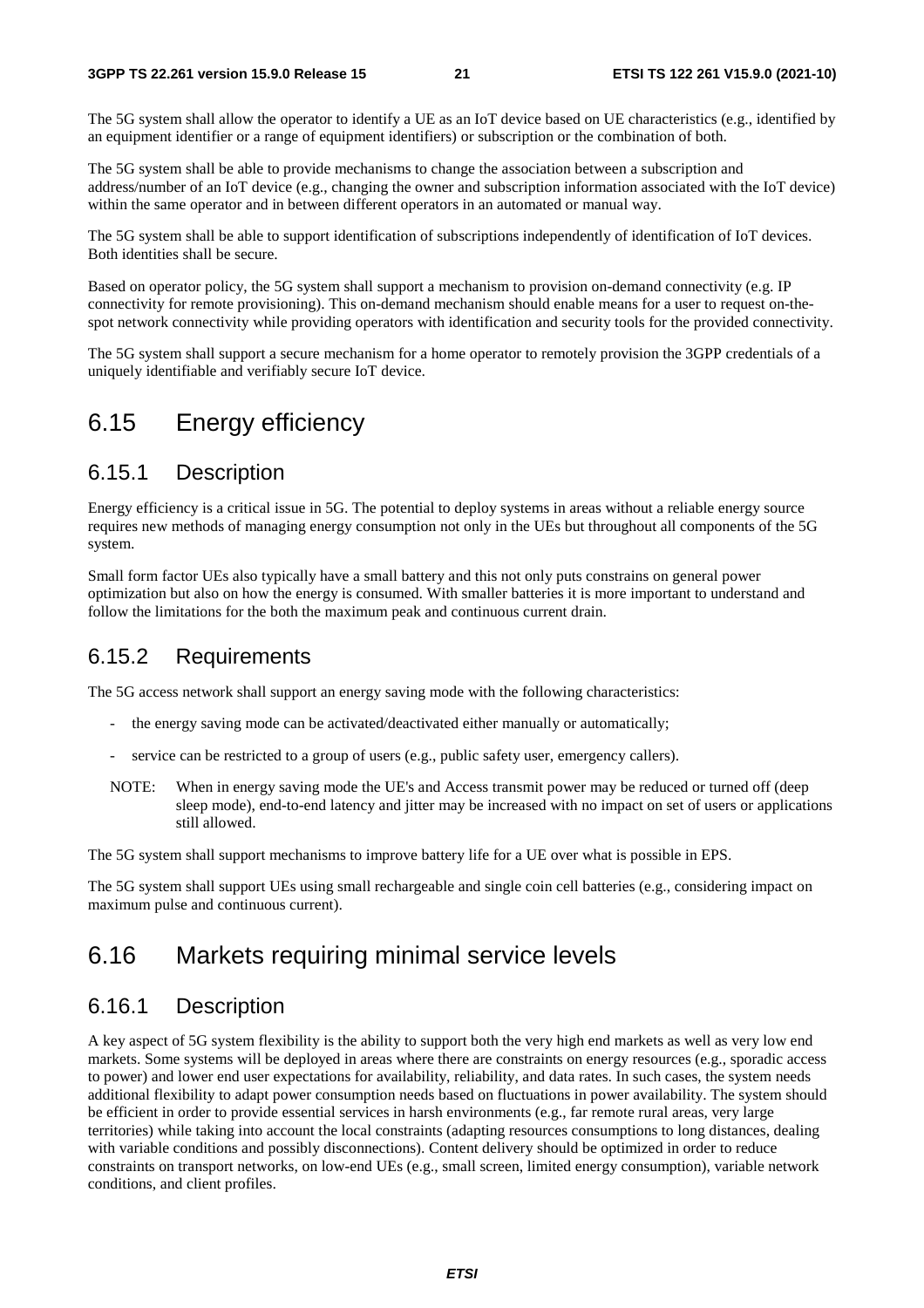The 5G system shall allow the operator to identify a UE as an IoT device based on UE characteristics (e.g., identified by an equipment identifier or a range of equipment identifiers) or subscription or the combination of both.

The 5G system shall be able to provide mechanisms to change the association between a subscription and address/number of an IoT device (e.g., changing the owner and subscription information associated with the IoT device) within the same operator and in between different operators in an automated or manual way.

The 5G system shall be able to support identification of subscriptions independently of identification of IoT devices. Both identities shall be secure.

Based on operator policy, the 5G system shall support a mechanism to provision on-demand connectivity (e.g. IP connectivity for remote provisioning). This on-demand mechanism should enable means for a user to request on-the-spot network connectivity while providing operators with identification and security tools for the provided connectivity.

The 5G system shall support a secure mechanism for a home operator to remotely provision the 3GPP credentials of a uniquely identifiable and verifiably secure IoT device.

# 6.15 Energy efficiency

## 6.15.1 Description

Energy efficiency is a critical issue in 5G. The potential to deploy systems in areas without a reliable energy source requires new methods of managing energy consumption not only in the UEs but throughout all components of the 5G system.

Small form factor UEs also typically have a small battery and this not only puts constrains on general power optimization but also on how the energy is consumed. With smaller batteries it is more important to understand and follow the limitations for the both the maximum peak and continuous current drain.

## 6.15.2 Requirements

The 5G access network shall support an energy saving mode with the following characteristics:

- the energy saving mode can be activated/deactivated either manually or automatically;
- service can be restricted to a group of users (e.g., public safety user, emergency callers).

NOTE: When in energy saving mode the UE's and Access transmit power may be reduced or turned off (deep sleep mode), end-to-end latency and jitter may be increased with no impact on set of users or applications still allowed.

The 5G system shall support mechanisms to improve battery life for a UE over what is possible in EPS.

The 5G system shall support UEs using small rechargeable and single coin cell batteries (e.g., considering impact on maximum pulse and continuous current).

# 6.16 Markets requiring minimal service levels

## 6.16.1 Description

A key aspect of 5G system flexibility is the ability to support both the very high end markets as well as very low end markets. Some systems will be deployed in areas where there are constraints on energy resources (e.g., sporadic access to power) and lower end user expectations for availability, reliability, and data rates. In such cases, the system needs additional flexibility to adapt power consumption needs based on fluctuations in power availability. The system should be efficient in order to provide essential services in harsh environments (e.g., far remote rural areas, very large territories) while taking into account the local constraints (adapting resources consumptions to long distances, dealing with variable conditions and possibly disconnections). Content delivery should be optimized in order to reduce constraints on transport networks, on low-end UEs (e.g., small screen, limited energy consumption), variable network conditions, and client profiles.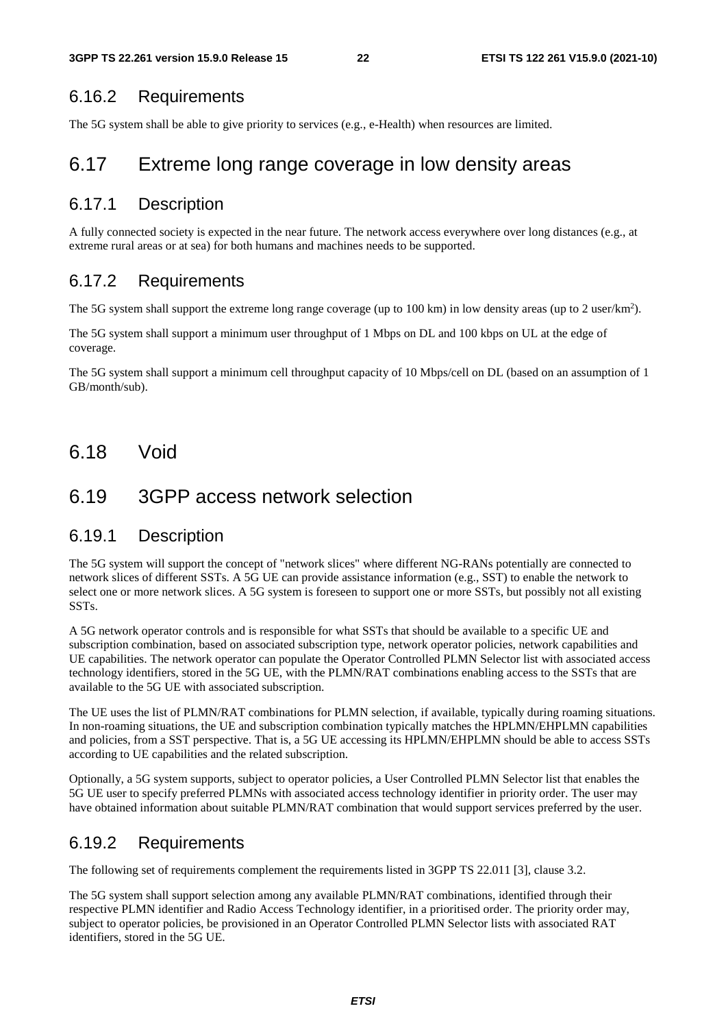### 6.16.2 Requirements

The 5G system shall be able to give priority to services (e.g., e-Health) when resources are limited.

## 6.17 Extreme long range coverage in low density areas

### 6.17.1 Description

A fully connected society is expected in the near future. The network access everywhere over long distances (e.g., at extreme rural areas or at sea) for both humans and machines needs to be supported.

### 6.17.2 Requirements

The 5G system shall support the extreme long range coverage (up to 100 km) in low density areas (up to 2 user/km$^2$).

The 5G system shall support a minimum user throughput of 1 Mbps on DL and 100 kbps on UL at the edge of coverage.

The 5G system shall support a minimum cell throughput capacity of 10 Mbps/cell on DL (based on an assumption of 1 GB/month/sub).

## 6.18 Void

## 6.19 3GPP access network selection

### 6.19.1 Description

The 5G system will support the concept of "network slices" where different NG-RANs potentially are connected to network slices of different SSTs. A 5G UE can provide assistance information (e.g., SST) to enable the network to select one or more network slices. A 5G system is foreseen to support one or more SSTs, but possibly not all existing SSTs.

A 5G network operator controls and is responsible for what SSTs that should be available to a specific UE and subscription combination, based on associated subscription type, network operator policies, network capabilities and UE capabilities. The network operator can populate the Operator Controlled PLMN Selector list with associated access technology identifiers, stored in the 5G UE, with the PLMN/RAT combinations enabling access to the SSTs that are available to the 5G UE with associated subscription.

The UE uses the list of PLMN/RAT combinations for PLMN selection, if available, typically during roaming situations. In non-roaming situations, the UE and subscription combination typically matches the HPLMN/EHPLMN capabilities and policies, from a SST perspective. That is, a 5G UE accessing its HPLMN/EHPLMN should be able to access SSTs according to UE capabilities and the related subscription.

Optionally, a 5G system supports, subject to operator policies, a User Controlled PLMN Selector list that enables the 5G UE user to specify preferred PLMNs with associated access technology identifier in priority order. The user may have obtained information about suitable PLMN/RAT combination that would support services preferred by the user.

### 6.19.2 Requirements

The following set of requirements complement the requirements listed in 3GPP TS 22.011 [3], clause 3.2.

The 5G system shall support selection among any available PLMN/RAT combinations, identified through their respective PLMN identifier and Radio Access Technology identifier, in a prioritised order. The priority order may, subject to operator policies, be provisioned in an Operator Controlled PLMN Selector lists with associated RAT identifiers, stored in the 5G UE.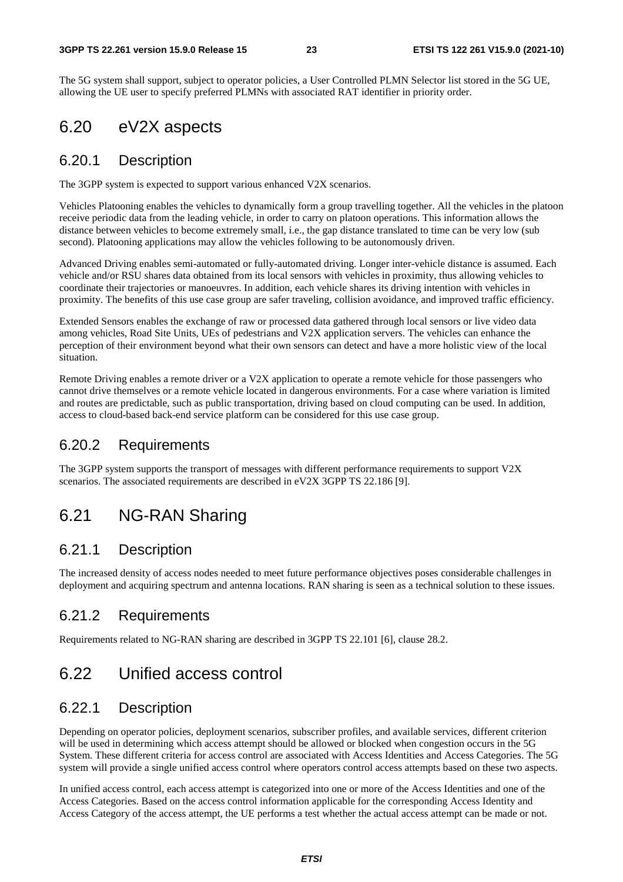The 5G system shall support, subject to operator policies, a User Controlled PLMN Selector list stored in the 5G UE, allowing the UE user to specify preferred PLMNs with associated RAT identifier in priority order.

## 6.20 eV2X aspects

### 6.20.1 Description

The 3GPP system is expected to support various enhanced V2X scenarios.

Vehicles Platooning enables the vehicles to dynamically form a group travelling together. All the vehicles in the platoon receive periodic data from the leading vehicle, in order to carry on platoon operations. This information allows the distance between vehicles to become extremely small, i.e., the gap distance translated to time can be very low (sub second). Platooning applications may allow the vehicles following to be autonomously driven.

Advanced Driving enables semi-automated or fully-automated driving. Longer inter-vehicle distance is assumed. Each vehicle and/or RSU shares data obtained from its local sensors with vehicles in proximity, thus allowing vehicles to coordinate their trajectories or manoeuvres. In addition, each vehicle shares its driving intention with vehicles in proximity. The benefits of this use case group are safer traveling, collision avoidance, and improved traffic efficiency.

Extended Sensors enables the exchange of raw or processed data gathered through local sensors or live video data among vehicles, Road Site Units, UEs of pedestrians and V2X application servers. The vehicles can enhance the perception of their environment beyond what their own sensors can detect and have a more holistic view of the local situation.

Remote Driving enables a remote driver or a V2X application to operate a remote vehicle for those passengers who cannot drive themselves or a remote vehicle located in dangerous environments. For a case where variation is limited and routes are predictable, such as public transportation, driving based on cloud computing can be used. In addition, access to cloud-based back-end service platform can be considered for this use case group.

### 6.20.2 Requirements

The 3GPP system supports the transport of messages with different performance requirements to support V2X scenarios. The associated requirements are described in eV2X 3GPP TS 22.186 [9].

## 6.21 NG-RAN Sharing

### 6.21.1 Description

The increased density of access nodes needed to meet future performance objectives poses considerable challenges in deployment and acquiring spectrum and antenna locations. RAN sharing is seen as a technical solution to these issues.

### 6.21.2 Requirements

Requirements related to NG-RAN sharing are described in 3GPP TS 22.101 [6], clause 28.2.

## 6.22 Unified access control

### 6.22.1 Description

Depending on operator policies, deployment scenarios, subscriber profiles, and available services, different criterion will be used in determining which access attempt should be allowed or blocked when congestion occurs in the 5G System. These different criteria for access control are associated with Access Identities and Access Categories. The 5G system will provide a single unified access control where operators control access attempts based on these two aspects.

In unified access control, each access attempt is categorized into one or more of the Access Identities and one of the Access Categories. Based on the access control information applicable for the corresponding Access Identity and Access Category of the access attempt, the UE performs a test whether the actual access attempt can be made or not.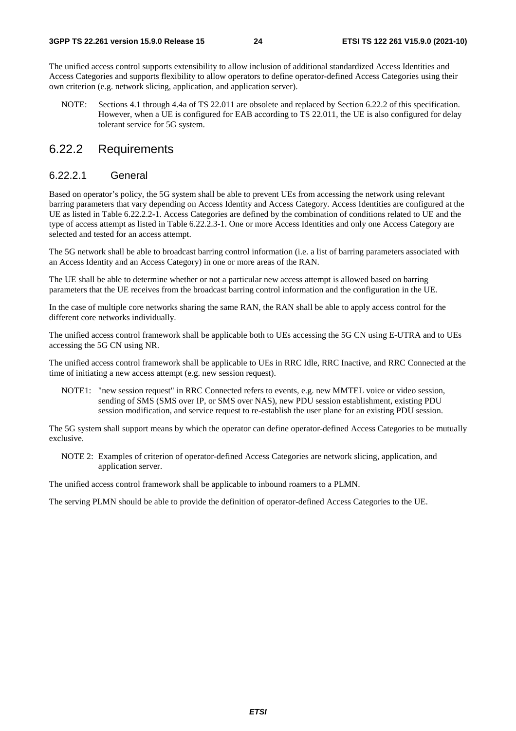The unified access control supports extensibility to allow inclusion of additional standardized Access Identities and Access Categories and supports flexibility to allow operators to define operator-defined Access Categories using their own criterion (e.g. network slicing, application, and application server).

NOTE: Sections 4.1 through 4.4a of TS 22.011 are obsolete and replaced by Section 6.22.2 of this specification. However, when a UE is configured for EAB according to TS 22.011, the UE is also configured for delay tolerant service for 5G system.

## 6.22.2 Requirements

### 6.22.2.1 General

Based on operator's policy, the 5G system shall be able to prevent UEs from accessing the network using relevant barring parameters that vary depending on Access Identity and Access Category. Access Identities are configured at the UE as listed in Table 6.22.2.2-1. Access Categories are defined by the combination of conditions related to UE and the type of access attempt as listed in Table 6.22.2.3-1. One or more Access Identities and only one Access Category are selected and tested for an access attempt.

The 5G network shall be able to broadcast barring control information (i.e. a list of barring parameters associated with an Access Identity and an Access Category) in one or more areas of the RAN.

The UE shall be able to determine whether or not a particular new access attempt is allowed based on barring parameters that the UE receives from the broadcast barring control information and the configuration in the UE.

In the case of multiple core networks sharing the same RAN, the RAN shall be able to apply access control for the different core networks individually.

The unified access control framework shall be applicable both to UEs accessing the 5G CN using E-UTRA and to UEs accessing the 5G CN using NR.

The unified access control framework shall be applicable to UEs in RRC Idle, RRC Inactive, and RRC Connected at the time of initiating a new access attempt (e.g. new session request).

NOTE1: "new session request" in RRC Connected refers to events, e.g. new MMTEL voice or video session, sending of SMS (SMS over IP, or SMS over NAS), new PDU session establishment, existing PDU session modification, and service request to re-establish the user plane for an existing PDU session.

The 5G system shall support means by which the operator can define operator-defined Access Categories to be mutually exclusive.

NOTE 2: Examples of criterion of operator-defined Access Categories are network slicing, application, and application server.

The unified access control framework shall be applicable to inbound roamers to a PLMN.

The serving PLMN should be able to provide the definition of operator-defined Access Categories to the UE.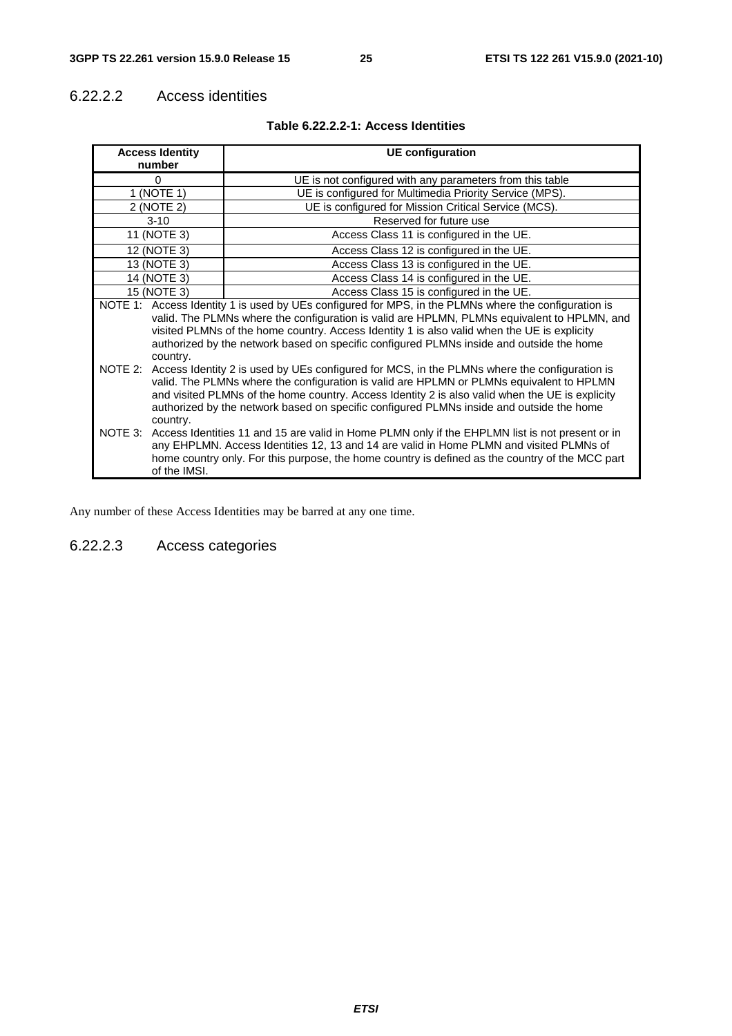#### 6.22.2.2 Access identities

**Table 6.22.2.2-1: Access Identities**

| Access Identity number | UE configuration |
|---|---|
| 0 | UE is not configured with any parameters from this table |
| 1 (NOTE 1) | UE is configured for Multimedia Priority Service (MPS). |
| 2 (NOTE 2) | UE is configured for Mission Critical Service (MCS). |
| 3-10 | Reserved for future use |
| 11 (NOTE 3) | Access Class 11 is configured in the UE. |
| 12 (NOTE 3) | Access Class 12 is configured in the UE. |
| 13 (NOTE 3) | Access Class 13 is configured in the UE. |
| 14 (NOTE 3) | Access Class 14 is configured in the UE. |
| 15 (NOTE 3) | Access Class 15 is configured in the UE. |
| NOTE 1: Access Identity 1 is used by UEs configured for MPS, in the PLMNs where the configuration is valid. The PLMNs where the configuration is valid are HPLMN, PLMNs equivalent to HPLMN, and visited PLMNs of the home country. Access Identity 1 is also valid when the UE is explicity authorized by the network based on specific configured PLMNs inside and outside the home country.<br>NOTE 2: Access Identity 2 is used by UEs configured for MCS, in the PLMNs where the configuration is valid. The PLMNs where the configuration is valid are HPLMN or PLMNs equivalent to HPLMN and visited PLMNs of the home country. Access Identity 2 is also valid when the UE is explicity authorized by the network based on specific configured PLMNs inside and outside the home country.<br>NOTE 3: Access Identities 11 and 15 are valid in Home PLMN only if the EHPLMN list is not present or in any EHPLMN. Access Identities 12, 13 and 14 are valid in Home PLMN and visited PLMNs of home country only. For this purpose, the home country is defined as the country of the MCC part of the IMSI. | |

Any number of these Access Identities may be barred at any one time.

#### 6.22.2.3 Access categories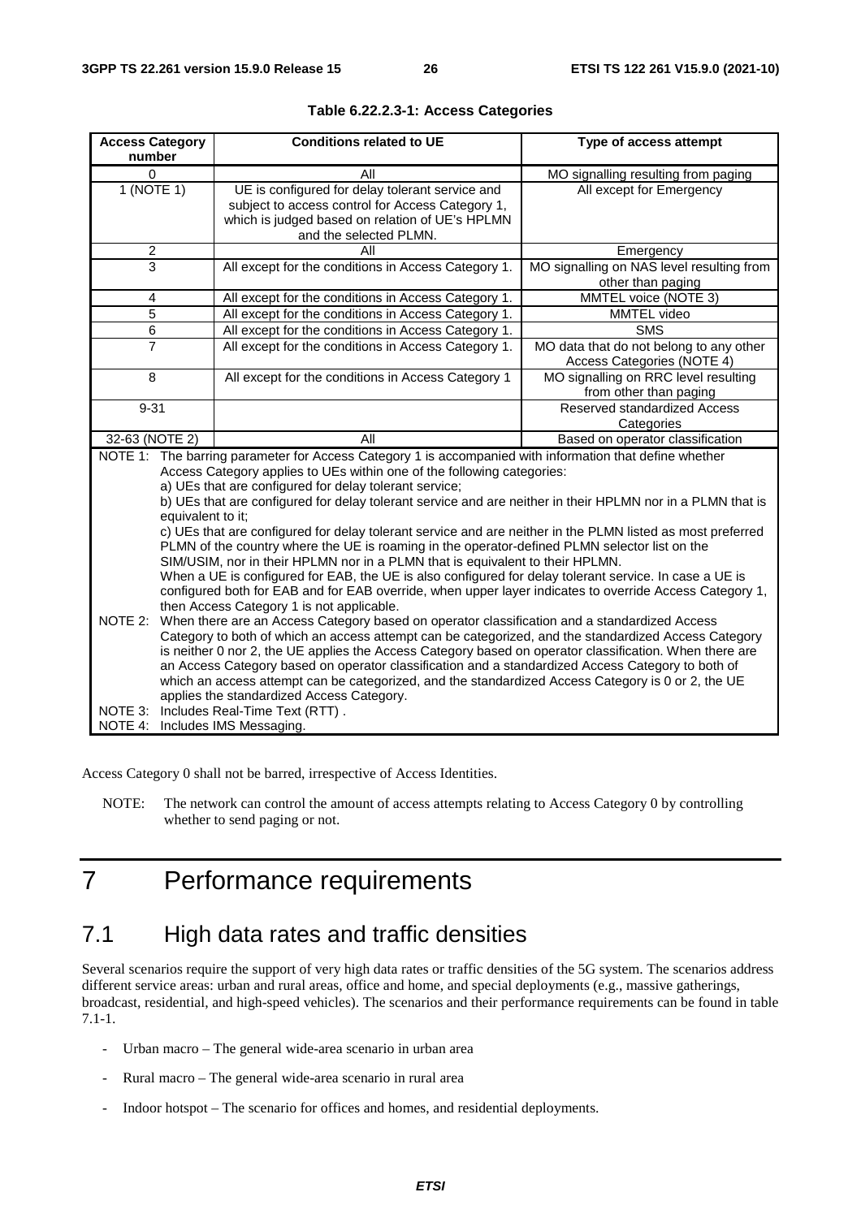**Table 6.22.2.3-1: Access Categories**

| Access Category number | Conditions related to UE | Type of access attempt |
|---|---|---|
| 0 | All | MO signalling resulting from paging |
| 1 (NOTE 1) | UE is configured for delay tolerant service and subject to access control for Access Category 1, which is judged based on relation of UE's HPLMN and the selected PLMN. | All except for Emergency |
| 2 | All | Emergency |
| 3 | All except for the conditions in Access Category 1. | MO signalling on NAS level resulting from other than paging |
| 4 | All except for the conditions in Access Category 1. | MMTEL voice (NOTE 3) |
| 5 | All except for the conditions in Access Category 1. | MMTEL video |
| 6 | All except for the conditions in Access Category 1. | SMS |
| 7 | All except for the conditions in Access Category 1. | MO data that do not belong to any other Access Categories (NOTE 4) |
| 8 | All except for the conditions in Access Category 1 | MO signalling on RRC level resulting from other than paging |
| 9-31 | | Reserved standardized Access Categories |
| 32-63 (NOTE 2) | All | Based on operator classification |

NOTE 1: The barring parameter for Access Category 1 is accompanied with information that define whether Access Category applies to UEs within one of the following categories:
a) UEs that are configured for delay tolerant service;
b) UEs that are configured for delay tolerant service and are neither in their HPLMN nor in a PLMN that is equivalent to it;
c) UEs that are configured for delay tolerant service and are neither in the PLMN listed as most preferred PLMN of the country where the UE is roaming in the operator-defined PLMN selector list on the SIM/USIM, nor in their HPLMN nor in a PLMN that is equivalent to their HPLMN.
When a UE is configured for EAB, the UE is also configured for delay tolerant service. In case a UE is configured both for EAB and for EAB override, when upper layer indicates to override Access Category 1, then Access Category 1 is not applicable.

NOTE 2: When there are an Access Category based on operator classification and a standardized Access Category to both of which an access attempt can be categorized, and the standardized Access Category is neither 0 nor 2, the UE applies the Access Category based on operator classification. When there are an Access Category based on operator classification and a standardized Access Category to both of which an access attempt can be categorized, and the standardized Access Category is 0 or 2, the UE applies the standardized Access Category.

NOTE 3: Includes Real-Time Text (RTT) .

NOTE 4: Includes IMS Messaging.

Access Category 0 shall not be barred, irrespective of Access Identities.

NOTE: The network can control the amount of access attempts relating to Access Category 0 by controlling whether to send paging or not.

# 7 Performance requirements

## 7.1 High data rates and traffic densities

Several scenarios require the support of very high data rates or traffic densities of the 5G system. The scenarios address different service areas: urban and rural areas, office and home, and special deployments (e.g., massive gatherings, broadcast, residential, and high-speed vehicles). The scenarios and their performance requirements can be found in table 7.1-1.

- Urban macro – The general wide-area scenario in urban area
- Rural macro – The general wide-area scenario in rural area
- Indoor hotspot – The scenario for offices and homes, and residential deployments.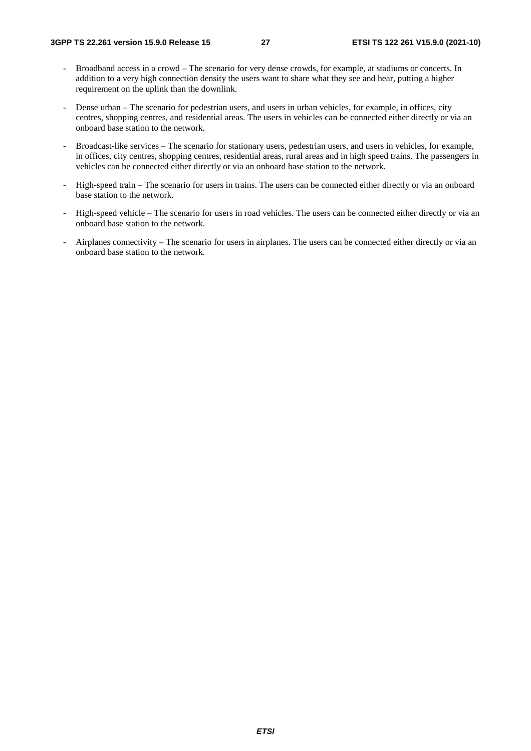- Broadband access in a crowd – The scenario for very dense crowds, for example, at stadiums or concerts. In addition to a very high connection density the users want to share what they see and hear, putting a higher requirement on the uplink than the downlink.

- Dense urban – The scenario for pedestrian users, and users in urban vehicles, for example, in offices, city centres, shopping centres, and residential areas. The users in vehicles can be connected either directly or via an onboard base station to the network.

- Broadcast-like services – The scenario for stationary users, pedestrian users, and users in vehicles, for example, in offices, city centres, shopping centres, residential areas, rural areas and in high speed trains. The passengers in vehicles can be connected either directly or via an onboard base station to the network.

- High-speed train – The scenario for users in trains. The users can be connected either directly or via an onboard base station to the network.

- High-speed vehicle – The scenario for users in road vehicles. The users can be connected either directly or via an onboard base station to the network.

- Airplanes connectivity – The scenario for users in airplanes. The users can be connected either directly or via an onboard base station to the network.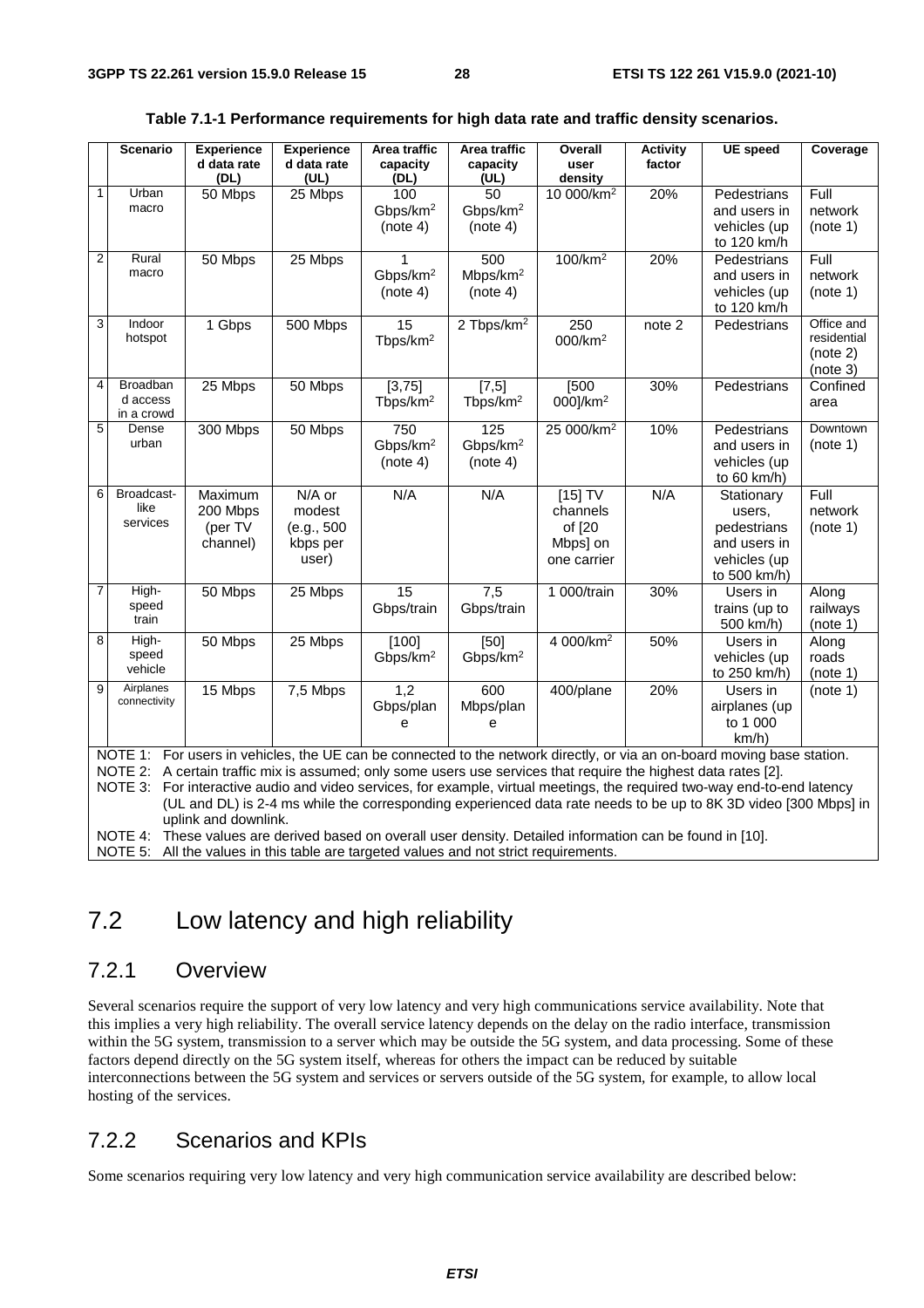**Table 7.1-1 Performance requirements for high data rate and traffic density scenarios.**

| | Scenario | Experienced data rate (DL) | Experienced data rate (UL) | Area traffic capacity (DL) | Area traffic capacity (UL) | Overall user density | Activity factor | UE speed | Coverage |
|---|---|---|---|---|---|---|---|---|---|
| 1 | Urban macro | 50 Mbps | 25 Mbps | 100 Gbps/km$^2$ (note 4) | 50 Gbps/km$^2$ (note 4) | 10 000/km$^2$ | 20% | Pedestrians and users in vehicles (up to 120 km/h | Full network (note 1) |
| 2 | Rural macro | 50 Mbps | 25 Mbps | 1 Gbps/km$^2$ (note 4) | 500 Mbps/km$^2$ (note 4) | 100/km$^2$ | 20% | Pedestrians and users in vehicles (up to 120 km/h | Full network (note 1) |
| 3 | Indoor hotspot | 1 Gbps | 500 Mbps | 15 Tbps/km$^2$ | 2 Tbps/km$^2$ | 250 000/km$^2$ | note 2 | Pedestrians | Office and residential (note 2) (note 3) |
| 4 | Broadband access in a crowd | 25 Mbps | 50 Mbps | [3,75] Tbps/km$^2$ | [7,5] Tbps/km$^2$ | [500 000]/km$^2$ | 30% | Pedestrians | Confined area |
| 5 | Dense urban | 300 Mbps | 50 Mbps | 750 Gbps/km$^2$ (note 4) | 125 Gbps/km$^2$ (note 4) | 25 000/km$^2$ | 10% | Pedestrians and users in vehicles (up to 60 km/h) | Downtown (note 1) |
| 6 | Broadcast-like services | Maximum 200 Mbps (per TV channel) | N/A or modest (e.g., 500 kbps per user) | N/A | N/A | [15] TV channels of [20 Mbps] on one carrier | N/A | Stationary users, pedestrians and users in vehicles (up to 500 km/h) | Full network (note 1) |
| 7 | High-speed train | 50 Mbps | 25 Mbps | 15 Gbps/train | 7,5 Gbps/train | 1 000/train | 30% | Users in trains (up to 500 km/h) | Along railways (note 1) |
| 8 | High-speed vehicle | 50 Mbps | 25 Mbps | [100] Gbps/km$^2$ | [50] Gbps/km$^2$ | 4 000/km$^2$ | 50% | Users in vehicles (up to 250 km/h) | Along roads (note 1) |
| 9 | Airplanes connectivity | 15 Mbps | 7,5 Mbps | 1,2 Gbps/plane | 600 Mbps/plane | 400/plane | 20% | Users in airplanes (up to 1 000 km/h) | (note 1) |

NOTE 1: For users in vehicles, the UE can be connected to the network directly, or via an on-board moving base station.
NOTE 2: A certain traffic mix is assumed; only some users use services that require the highest data rates [2].
NOTE 3: For interactive audio and video services, for example, virtual meetings, the required two-way end-to-end latency (UL and DL) is 2-4 ms while the corresponding experienced data rate needs to be up to 8K 3D video [300 Mbps] in uplink and downlink.
NOTE 4: These values are derived based on overall user density. Detailed information can be found in [10].
NOTE 5: All the values in this table are targeted values and not strict requirements.

## 7.2 Low latency and high reliability

### 7.2.1 Overview

Several scenarios require the support of very low latency and very high communications service availability. Note that this implies a very high reliability. The overall service latency depends on the delay on the radio interface, transmission within the 5G system, transmission to a server which may be outside the 5G system, and data processing. Some of these factors depend directly on the 5G system itself, whereas for others the impact can be reduced by suitable interconnections between the 5G system and services or servers outside of the 5G system, for example, to allow local hosting of the services.

### 7.2.2 Scenarios and KPIs

Some scenarios requiring very low latency and very high communication service availability are described below: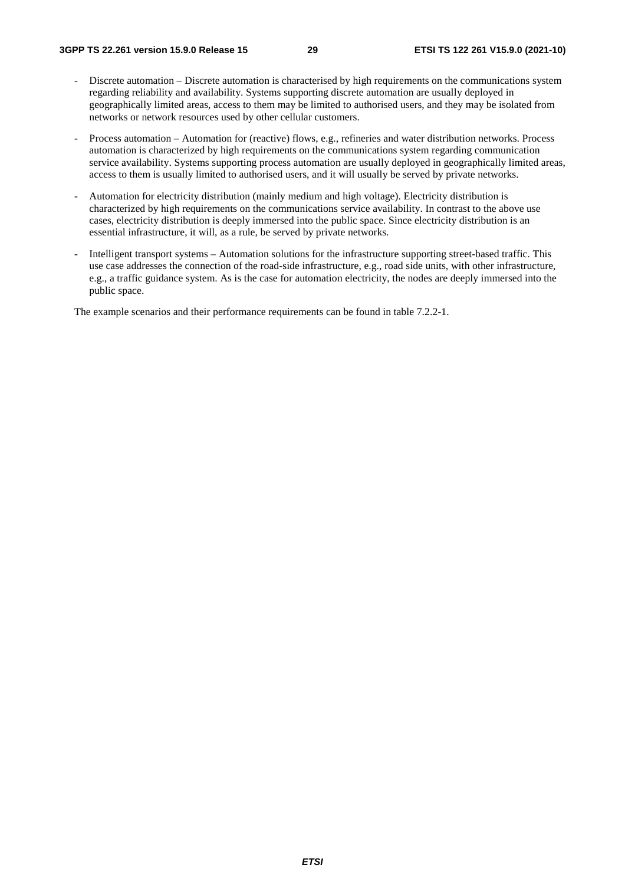- Discrete automation – Discrete automation is characterised by high requirements on the communications system regarding reliability and availability. Systems supporting discrete automation are usually deployed in geographically limited areas, access to them may be limited to authorised users, and they may be isolated from networks or network resources used by other cellular customers.
- Process automation – Automation for (reactive) flows, e.g., refineries and water distribution networks. Process automation is characterized by high requirements on the communications system regarding communication service availability. Systems supporting process automation are usually deployed in geographically limited areas, access to them is usually limited to authorised users, and it will usually be served by private networks.
- Automation for electricity distribution (mainly medium and high voltage). Electricity distribution is characterized by high requirements on the communications service availability. In contrast to the above use cases, electricity distribution is deeply immersed into the public space. Since electricity distribution is an essential infrastructure, it will, as a rule, be served by private networks.
- Intelligent transport systems – Automation solutions for the infrastructure supporting street-based traffic. This use case addresses the connection of the road-side infrastructure, e.g., road side units, with other infrastructure, e.g., a traffic guidance system. As is the case for automation electricity, the nodes are deeply immersed into the public space.

The example scenarios and their performance requirements can be found in table 7.2.2-1.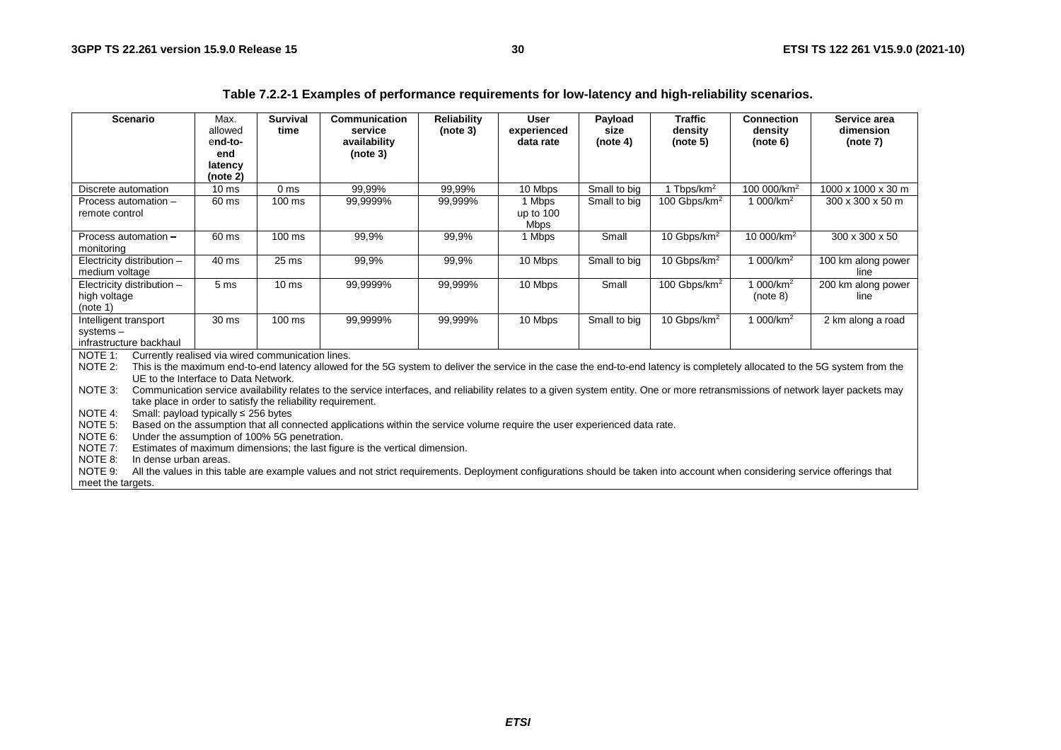**Table 7.2.2-1 Examples of performance requirements for low-latency and high-reliability scenarios.**

| Scenario | Max. allowed end-to-end latency (note 2) | Survival time | Communication service availability (note 3) | Reliability (note 3) | User experienced data rate | Payload size (note 4) | Traffic density (note 5) | Connection density (note 6) | Service area dimension (note 7) |
|---|---|---|---|---|---|---|---|---|---|
| Discrete automation | 10 ms | 0 ms | 99,99% | 99,99% | 10 Mbps | Small to big | 1 Tbps/km$^2$ | 100 000/km$^2$ | 1000 x 1000 x 30 m |
| Process automation – remote control | 60 ms | 100 ms | 99,9999% | 99,999% | 1 Mbps up to 100 Mbps | Small to big | 100 Gbps/km$^2$ | 1 000/km$^2$ | 300 x 300 x 50 m |
| Process automation – monitoring | 60 ms | 100 ms | 99,9% | 99,9% | 1 Mbps | Small | 10 Gbps/km$^2$ | 10 000/km$^2$ | 300 x 300 x 50 |
| Electricity distribution – medium voltage | 40 ms | 25 ms | 99,9% | 99,9% | 10 Mbps | Small to big | 10 Gbps/km$^2$ | 1 000/km$^2$ | 100 km along power line |
| Electricity distribution – high voltage (note 1) | 5 ms | 10 ms | 99,9999% | 99,999% | 10 Mbps | Small | 100 Gbps/km$^2$ | 1 000/km$^2$ (note 8) | 200 km along power line |
| Intelligent transport systems – infrastructure backhaul | 30 ms | 100 ms | 99,9999% | 99,999% | 10 Mbps | Small to big | 10 Gbps/km$^2$ | 1 000/km$^2$ | 2 km along a road |

NOTE 1: Currently realised via wired communication lines.

NOTE 2: This is the maximum end-to-end latency allowed for the 5G system to deliver the service in the case the end-to-end latency is completely allocated to the 5G system from the UE to the Interface to Data Network.

NOTE 3: Communication service availability relates to the service interfaces, and reliability relates to a given system entity. One or more retransmissions of network layer packets may take place in order to satisfy the reliability requirement.

NOTE 4: Small: payload typically ≤ 256 bytes

NOTE 5: Based on the assumption that all connected applications within the service volume require the user experienced data rate.

NOTE 6: Under the assumption of 100% 5G penetration.

NOTE 7: Estimates of maximum dimensions; the last figure is the vertical dimension.

NOTE 8: In dense urban areas.

NOTE 9: All the values in this table are example values and not strict requirements. Deployment configurations should be taken into account when considering service offerings that meet the targets.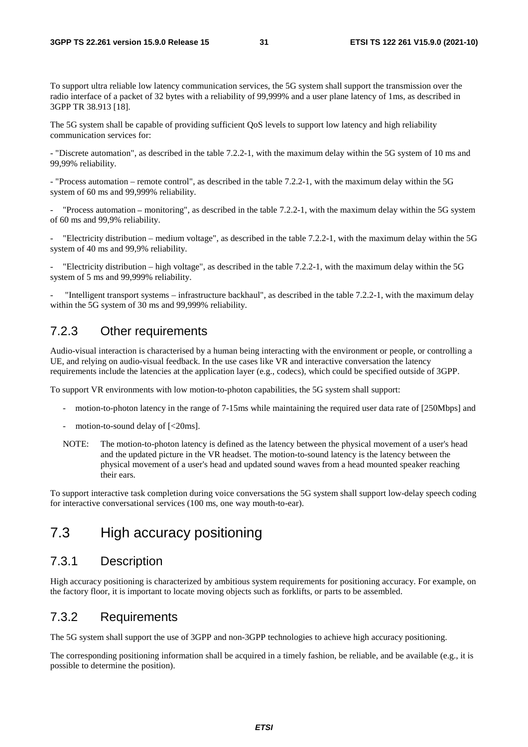To support ultra reliable low latency communication services, the 5G system shall support the transmission over the radio interface of a packet of 32 bytes with a reliability of 99,999% and a user plane latency of 1ms, as described in 3GPP TR 38.913 [18].

The 5G system shall be capable of providing sufficient QoS levels to support low latency and high reliability communication services for:

- "Discrete automation", as described in the table 7.2.2-1, with the maximum delay within the 5G system of 10 ms and 99,99% reliability.

- "Process automation – remote control", as described in the table 7.2.2-1, with the maximum delay within the 5G system of 60 ms and 99,999% reliability.

- "Process automation – monitoring", as described in the table 7.2.2-1, with the maximum delay within the 5G system of 60 ms and 99,9% reliability.

- "Electricity distribution – medium voltage", as described in the table 7.2.2-1, with the maximum delay within the 5G system of 40 ms and 99,9% reliability.

- "Electricity distribution – high voltage", as described in the table 7.2.2-1, with the maximum delay within the 5G system of 5 ms and 99,999% reliability.

- "Intelligent transport systems – infrastructure backhaul", as described in the table 7.2.2-1, with the maximum delay within the 5G system of 30 ms and 99,999% reliability.

### 7.2.3 Other requirements

Audio-visual interaction is characterised by a human being interacting with the environment or people, or controlling a UE, and relying on audio-visual feedback. In the use cases like VR and interactive conversation the latency requirements include the latencies at the application layer (e.g., codecs), which could be specified outside of 3GPP.

To support VR environments with low motion-to-photon capabilities, the 5G system shall support:

- motion-to-photon latency in the range of 7-15ms while maintaining the required user data rate of [250Mbps] and
- motion-to-sound delay of [<20ms].

NOTE: The motion-to-photon latency is defined as the latency between the physical movement of a user's head and the updated picture in the VR headset. The motion-to-sound latency is the latency between the physical movement of a user's head and updated sound waves from a head mounted speaker reaching their ears.

To support interactive task completion during voice conversations the 5G system shall support low-delay speech coding for interactive conversational services (100 ms, one way mouth-to-ear).

## 7.3 High accuracy positioning

### 7.3.1 Description

High accuracy positioning is characterized by ambitious system requirements for positioning accuracy. For example, on the factory floor, it is important to locate moving objects such as forklifts, or parts to be assembled.

### 7.3.2 Requirements

The 5G system shall support the use of 3GPP and non-3GPP technologies to achieve high accuracy positioning.

The corresponding positioning information shall be acquired in a timely fashion, be reliable, and be available (e.g., it is possible to determine the position).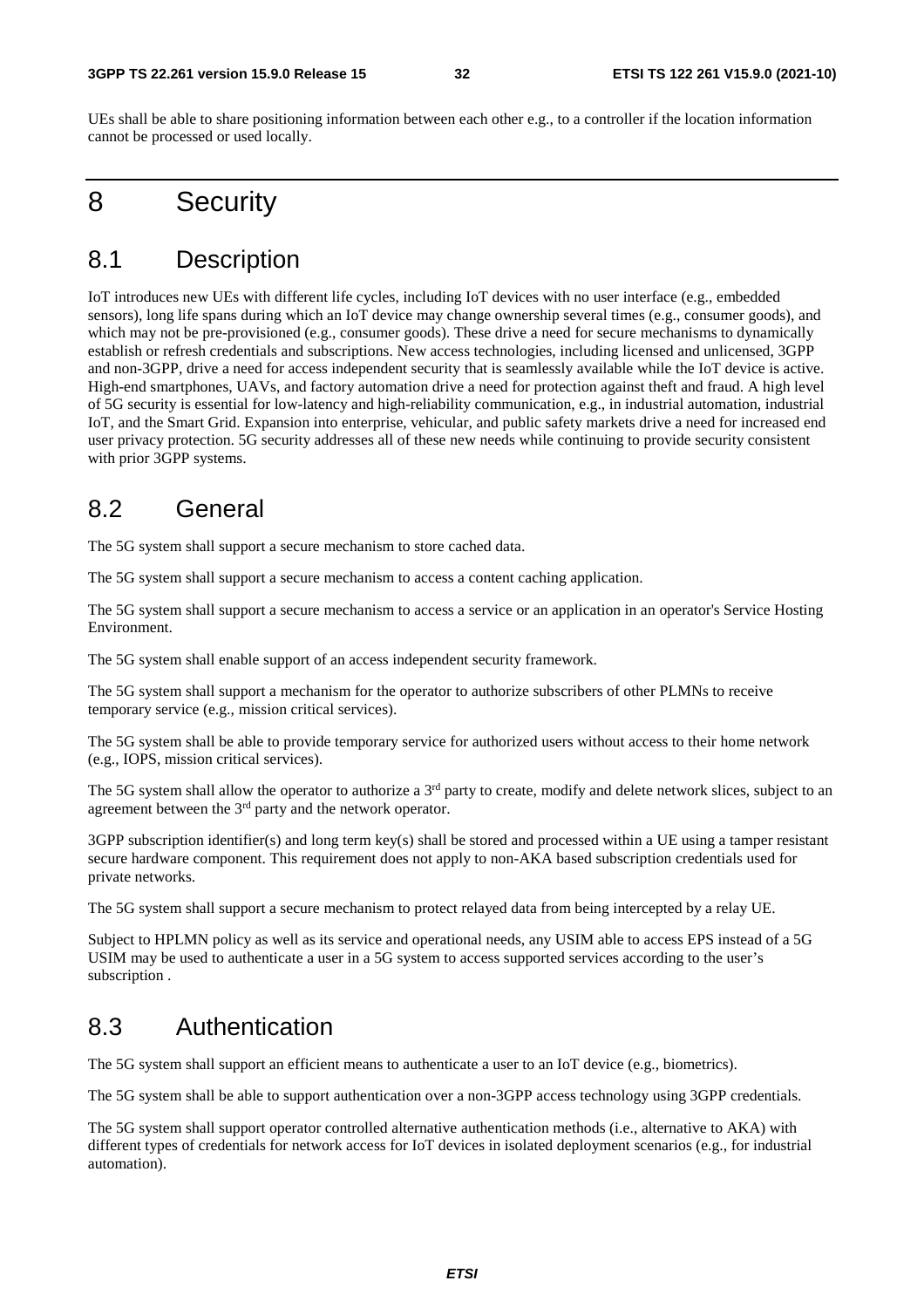UEs shall be able to share positioning information between each other e.g., to a controller if the location information cannot be processed or used locally.

# 8 Security

## 8.1 Description

IoT introduces new UEs with different life cycles, including IoT devices with no user interface (e.g., embedded sensors), long life spans during which an IoT device may change ownership several times (e.g., consumer goods), and which may not be pre-provisioned (e.g., consumer goods). These drive a need for secure mechanisms to dynamically establish or refresh credentials and subscriptions. New access technologies, including licensed and unlicensed, 3GPP and non-3GPP, drive a need for access independent security that is seamlessly available while the IoT device is active. High-end smartphones, UAVs, and factory automation drive a need for protection against theft and fraud. A high level of 5G security is essential for low-latency and high-reliability communication, e.g., in industrial automation, industrial IoT, and the Smart Grid. Expansion into enterprise, vehicular, and public safety markets drive a need for increased end user privacy protection. 5G security addresses all of these new needs while continuing to provide security consistent with prior 3GPP systems.

## 8.2 General

The 5G system shall support a secure mechanism to store cached data.

The 5G system shall support a secure mechanism to access a content caching application.

The 5G system shall support a secure mechanism to access a service or an application in an operator's Service Hosting Environment.

The 5G system shall enable support of an access independent security framework.

The 5G system shall support a mechanism for the operator to authorize subscribers of other PLMNs to receive temporary service (e.g., mission critical services).

The 5G system shall be able to provide temporary service for authorized users without access to their home network (e.g., IOPS, mission critical services).

The 5G system shall allow the operator to authorize a 3rd party to create, modify and delete network slices, subject to an agreement between the 3rd party and the network operator.

3GPP subscription identifier(s) and long term key(s) shall be stored and processed within a UE using a tamper resistant secure hardware component. This requirement does not apply to non-AKA based subscription credentials used for private networks.

The 5G system shall support a secure mechanism to protect relayed data from being intercepted by a relay UE.

Subject to HPLMN policy as well as its service and operational needs, any USIM able to access EPS instead of a 5G USIM may be used to authenticate a user in a 5G system to access supported services according to the user's subscription .

## 8.3 Authentication

The 5G system shall support an efficient means to authenticate a user to an IoT device (e.g., biometrics).

The 5G system shall be able to support authentication over a non-3GPP access technology using 3GPP credentials.

The 5G system shall support operator controlled alternative authentication methods (i.e., alternative to AKA) with different types of credentials for network access for IoT devices in isolated deployment scenarios (e.g., for industrial automation).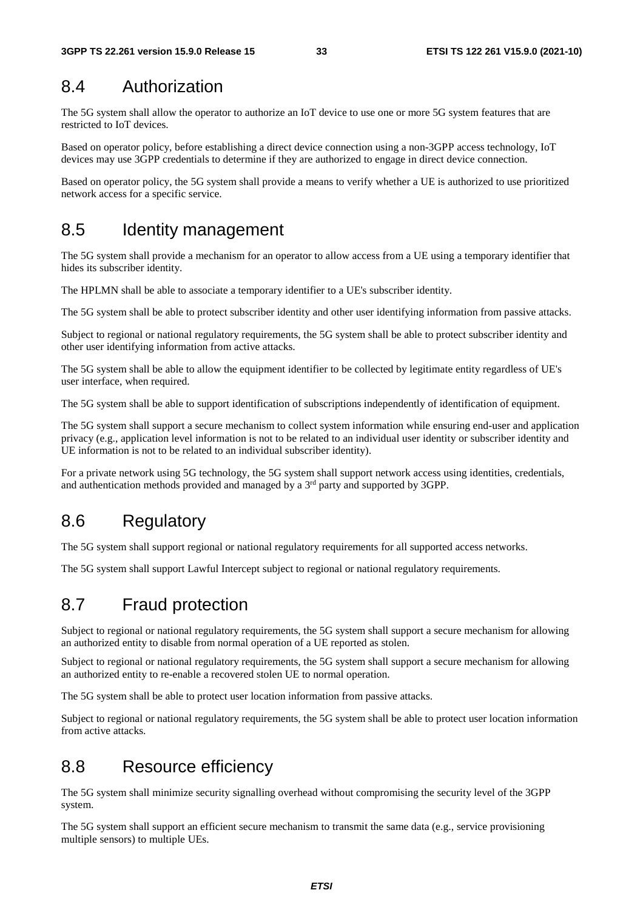## 8.4 Authorization

The 5G system shall allow the operator to authorize an IoT device to use one or more 5G system features that are restricted to IoT devices.

Based on operator policy, before establishing a direct device connection using a non-3GPP access technology, IoT devices may use 3GPP credentials to determine if they are authorized to engage in direct device connection.

Based on operator policy, the 5G system shall provide a means to verify whether a UE is authorized to use prioritized network access for a specific service.

## 8.5 Identity management

The 5G system shall provide a mechanism for an operator to allow access from a UE using a temporary identifier that hides its subscriber identity.

The HPLMN shall be able to associate a temporary identifier to a UE's subscriber identity.

The 5G system shall be able to protect subscriber identity and other user identifying information from passive attacks.

Subject to regional or national regulatory requirements, the 5G system shall be able to protect subscriber identity and other user identifying information from active attacks.

The 5G system shall be able to allow the equipment identifier to be collected by legitimate entity regardless of UE's user interface, when required.

The 5G system shall be able to support identification of subscriptions independently of identification of equipment.

The 5G system shall support a secure mechanism to collect system information while ensuring end-user and application privacy (e.g., application level information is not to be related to an individual user identity or subscriber identity and UE information is not to be related to an individual subscriber identity).

For a private network using 5G technology, the 5G system shall support network access using identities, credentials, and authentication methods provided and managed by a 3rd party and supported by 3GPP.

## 8.6 Regulatory

The 5G system shall support regional or national regulatory requirements for all supported access networks.

The 5G system shall support Lawful Intercept subject to regional or national regulatory requirements.

## 8.7 Fraud protection

Subject to regional or national regulatory requirements, the 5G system shall support a secure mechanism for allowing an authorized entity to disable from normal operation of a UE reported as stolen.

Subject to regional or national regulatory requirements, the 5G system shall support a secure mechanism for allowing an authorized entity to re-enable a recovered stolen UE to normal operation.

The 5G system shall be able to protect user location information from passive attacks.

Subject to regional or national regulatory requirements, the 5G system shall be able to protect user location information from active attacks.

## 8.8 Resource efficiency

The 5G system shall minimize security signalling overhead without compromising the security level of the 3GPP system.

The 5G system shall support an efficient secure mechanism to transmit the same data (e.g., service provisioning multiple sensors) to multiple UEs.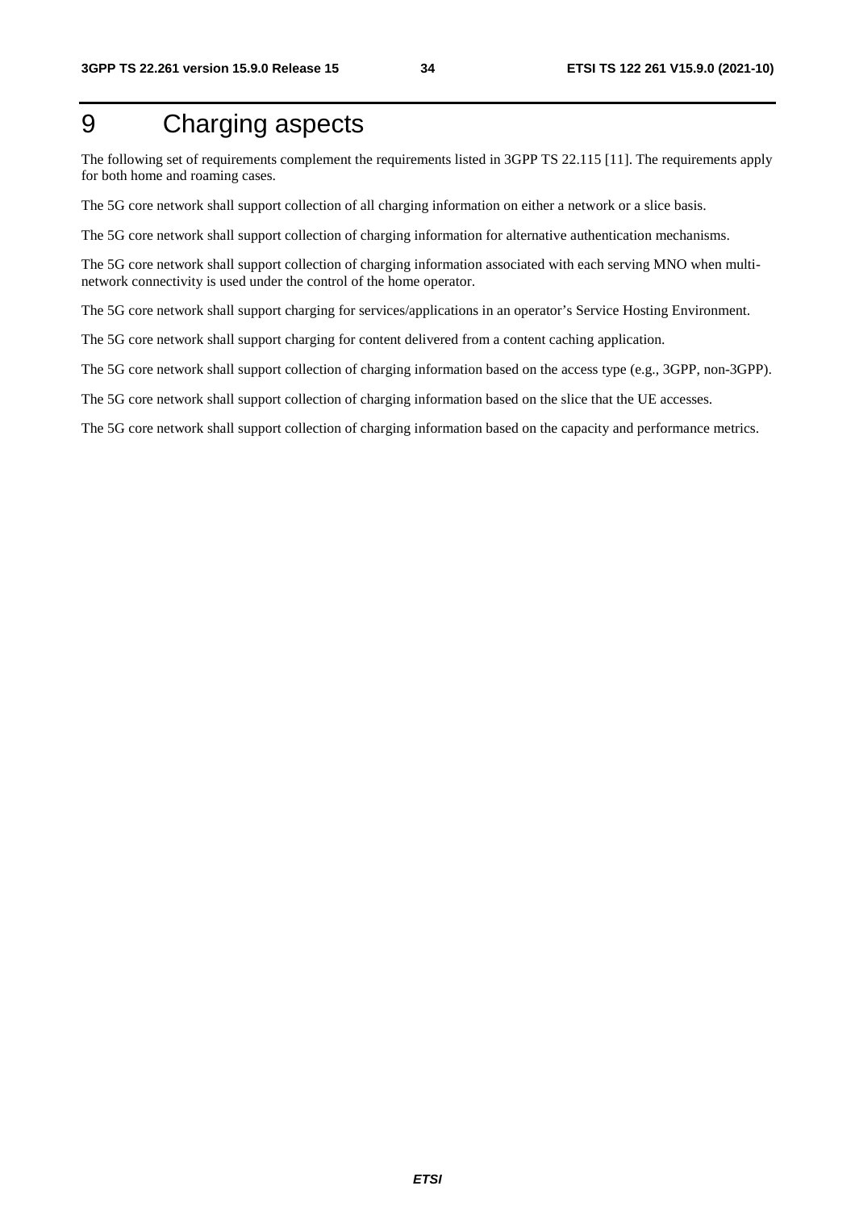# 9 Charging aspects

The following set of requirements complement the requirements listed in 3GPP TS 22.115 [11]. The requirements apply for both home and roaming cases.

The 5G core network shall support collection of all charging information on either a network or a slice basis.

The 5G core network shall support collection of charging information for alternative authentication mechanisms.

The 5G core network shall support collection of charging information associated with each serving MNO when multi-network connectivity is used under the control of the home operator.

The 5G core network shall support charging for services/applications in an operator's Service Hosting Environment.

The 5G core network shall support charging for content delivered from a content caching application.

The 5G core network shall support collection of charging information based on the access type (e.g., 3GPP, non-3GPP).

The 5G core network shall support collection of charging information based on the slice that the UE accesses.

The 5G core network shall support collection of charging information based on the capacity and performance metrics.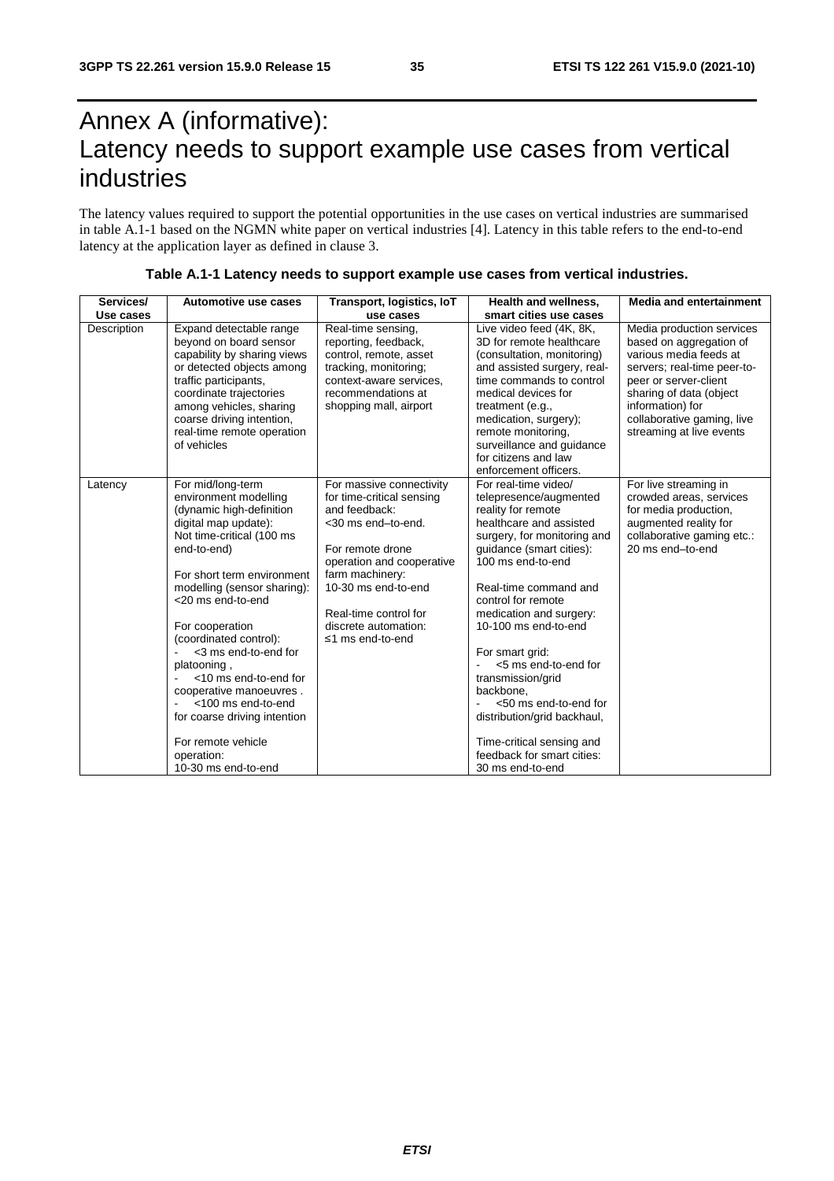# Annex A (informative): Latency needs to support example use cases from vertical industries

The latency values required to support the potential opportunities in the use cases on vertical industries are summarised in table A.1-1 based on the NGMN white paper on vertical industries [4]. Latency in this table refers to the end-to-end latency at the application layer as defined in clause 3.

**Table A.1-1 Latency needs to support example use cases from vertical industries.**

| Services/ Use cases | Automotive use cases | Transport, logistics, IoT use cases | Health and wellness, smart cities use cases | Media and entertainment |
|---|---|---|---|---|
| Description | Expand detectable range beyond on board sensor capability by sharing views or detected objects among traffic participants, coordinate trajectories among vehicles, sharing coarse driving intention, real-time remote operation of vehicles | Real-time sensing, reporting, feedback, control, remote, asset tracking, monitoring; context-aware services, recommendations at shopping mall, airport | Live video feed (4K, 8K, 3D for remote healthcare (consultation, monitoring) and assisted surgery, real-time commands to control medical devices for treatment (e.g., medication, surgery); remote monitoring, surveillance and guidance for citizens and law enforcement officers. | Media production services based on aggregation of various media feeds at servers; real-time peer-to-peer or server-client sharing of data (object information) for collaborative gaming, live streaming at live events |
| Latency | For mid/long-term environment modelling (dynamic high-definition digital map update): Not time-critical (100 ms end-to-end)<br><br>For short term environment modelling (sensor sharing): <20 ms end-to-end<br><br>For cooperation (coordinated control):<br>- <3 ms end-to-end for platooning ,<br>- <10 ms end-to-end for cooperative manoeuvres .<br>- <100 ms end-to-end for coarse driving intention<br><br>For remote vehicle operation:<br>10-30 ms end-to-end | For massive connectivity for time-critical sensing and feedback:<br><30 ms end–to-end.<br><br>For remote drone operation and cooperative farm machinery:<br>10-30 ms end-to-end<br><br>Real-time control for discrete automation:<br>≤1 ms end-to-end | For real-time video/ telepresence/augmented reality for remote healthcare and assisted surgery, for monitoring and guidance (smart cities):<br>100 ms end-to-end<br><br>Real-time command and control for remote medication and surgery:<br>10-100 ms end-to-end<br><br>For smart grid:<br>- <5 ms end-to-end for transmission/grid backbone,<br>- <50 ms end-to-end for distribution/grid backhaul,<br><br>Time-critical sensing and feedback for smart cities:<br>30 ms end-to-end | For live streaming in crowded areas, services for media production, augmented reality for collaborative gaming etc.:<br>20 ms end–to-end |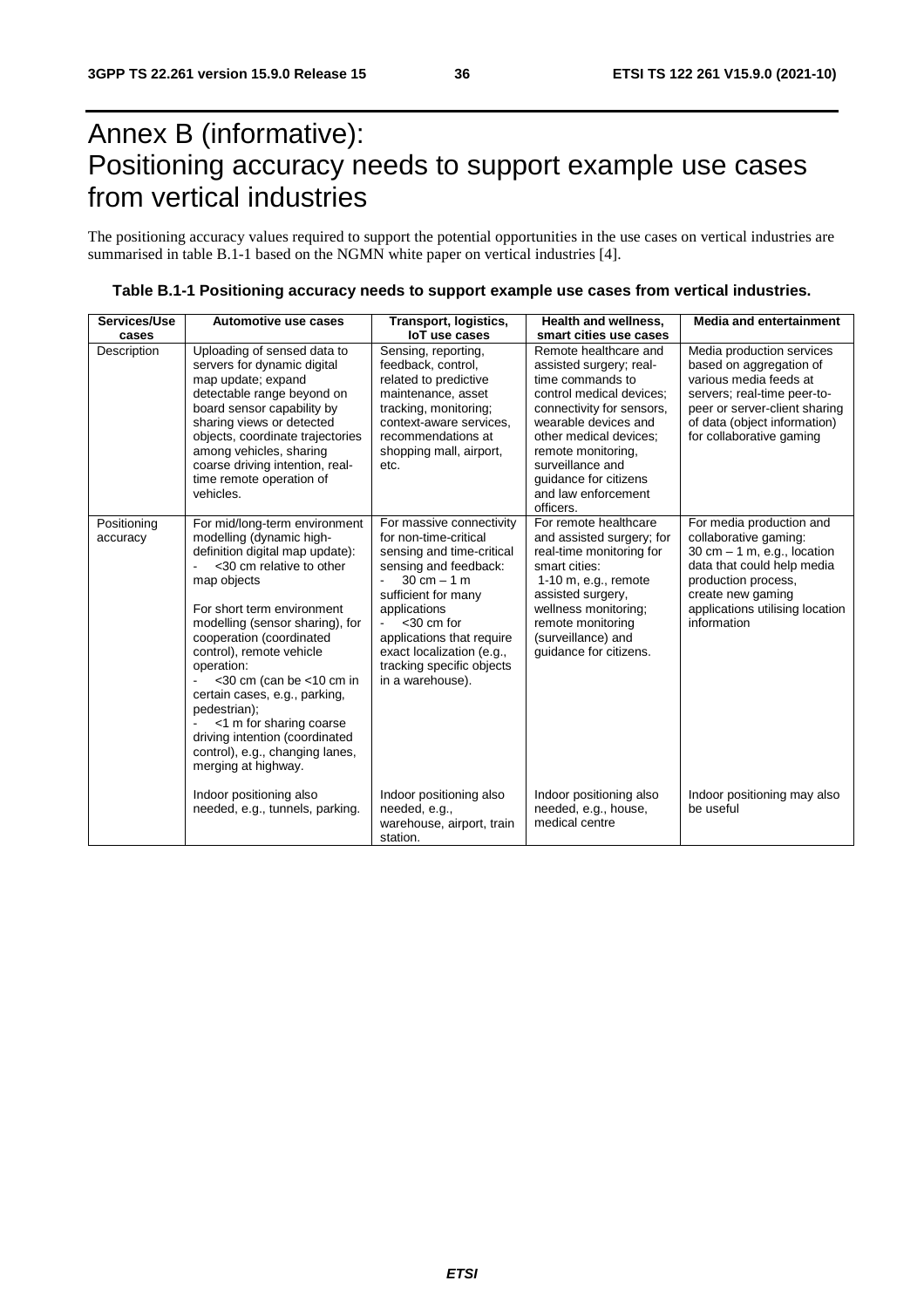# Annex B (informative): Positioning accuracy needs to support example use cases from vertical industries

The positioning accuracy values required to support the potential opportunities in the use cases on vertical industries are summarised in table B.1-1 based on the NGMN white paper on vertical industries [4].

**Table B.1-1 Positioning accuracy needs to support example use cases from vertical industries.**

| Services/Use cases | Automotive use cases | Transport, logistics, IoT use cases | Health and wellness, smart cities use cases | Media and entertainment |
|---|---|---|---|---|
| Description | Uploading of sensed data to servers for dynamic digital map update; expand detectable range beyond on board sensor capability by sharing views or detected objects, coordinate trajectories among vehicles, sharing coarse driving intention, real-time remote operation of vehicles. | Sensing, reporting, feedback, control, related to predictive maintenance, asset tracking, monitoring; context-aware services, recommendations at shopping mall, airport, etc. | Remote healthcare and assisted surgery; real-time commands to control medical devices; connectivity for sensors, wearable devices and other medical devices; remote monitoring, surveillance and guidance for citizens and law enforcement officers. | Media production services based on aggregation of various media feeds at servers; real-time peer-to-peer or server-client sharing of data (object information) for collaborative gaming |
| Positioning accuracy | For mid/long-term environment modelling (dynamic high-definition digital map update):<br>- <30 cm relative to other map objects<br><br>For short term environment modelling (sensor sharing), for cooperation (coordinated control), remote vehicle operation:<br>- <30 cm (can be <10 cm in certain cases, e.g., parking, pedestrian);<br>- <1 m for sharing coarse driving intention (coordinated control), e.g., changing lanes, merging at highway.<br><br>Indoor positioning also needed, e.g., tunnels, parking. | For massive connectivity for non-time-critical sensing and time-critical sensing and feedback:<br>- 30 cm – 1 m sufficient for many applications<br>- <30 cm for applications that require exact localization (e.g., tracking specific objects in a warehouse).<br><br>Indoor positioning also needed, e.g., warehouse, airport, train station. | For remote healthcare and assisted surgery; for real-time monitoring for smart cities:<br>1-10 m, e.g., remote assisted surgery, wellness monitoring; remote monitoring (surveillance) and guidance for citizens.<br><br>Indoor positioning also needed, e.g., house, medical centre | For media production and collaborative gaming:<br>30 cm – 1 m, e.g., location data that could help media production process, create new gaming applications utilising location information<br><br>Indoor positioning may also be useful |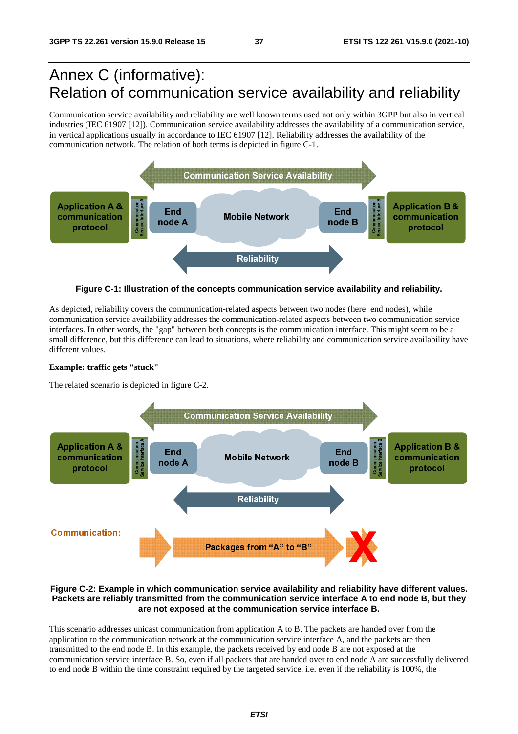# Annex C (informative): Relation of communication service availability and reliability

Communication service availability and reliability are well known terms used not only within 3GPP but also in vertical industries (IEC 61907 [12]). Communication service availability addresses the availability of a communication service, in vertical applications usually in accordance to IEC 61907 [12]. Reliability addresses the availability of the communication network. The relation of both terms is depicted in figure C-1.

**Figure C-1: Illustration of the concepts communication service availability and reliability.**

As depicted, reliability covers the communication-related aspects between two nodes (here: end nodes), while communication service availability addresses the communication-related aspects between two communication service interfaces. In other words, the "gap" between both concepts is the communication interface. This might seem to be a small difference, but this difference can lead to situations, where reliability and communication service availability have different values.

**Example: traffic gets "stuck"**

The related scenario is depicted in figure C-2.

**Figure C-2: Example in which communication service availability and reliability have different values. Packets are reliably transmitted from the communication service interface A to end node B, but they are not exposed at the communication service interface B.**

This scenario addresses unicast communication from application A to B. The packets are handed over from the application to the communication network at the communication service interface A, and the packets are then transmitted to the end node B. In this example, the packets received by end node B are not exposed at the communication service interface B. So, even if all packets that are handed over to end node A are successfully delivered to end node B within the time constraint required by the targeted service, i.e. even if the reliability is 100%, the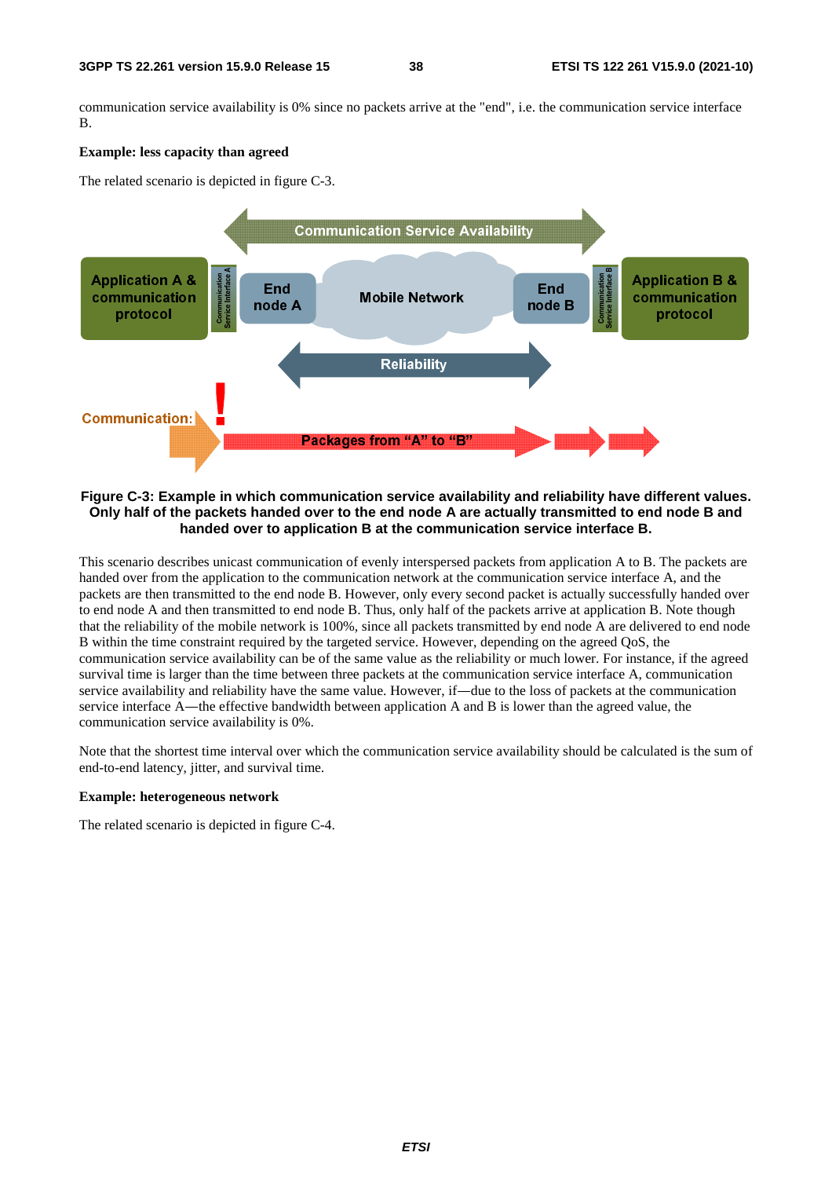communication service availability is 0% since no packets arrive at the "end", i.e. the communication service interface B.

**Example: less capacity than agreed**

The related scenario is depicted in figure C-3.

**Figure C-3: Example in which communication service availability and reliability have different values. Only half of the packets handed over to the end node A are actually transmitted to end node B and handed over to application B at the communication service interface B.**

This scenario describes unicast communication of evenly interspersed packets from application A to B. The packets are handed over from the application to the communication network at the communication service interface A, and the packets are then transmitted to the end node B. However, only every second packet is actually successfully handed over to end node A and then transmitted to end node B. Thus, only half of the packets arrive at application B. Note though that the reliability of the mobile network is 100%, since all packets transmitted by end node A are delivered to end node B within the time constraint required by the targeted service. However, depending on the agreed QoS, the communication service availability can be of the same value as the reliability or much lower. For instance, if the agreed survival time is larger than the time between three packets at the communication service interface A, communication service availability and reliability have the same value. However, if—due to the loss of packets at the communication service interface A—the effective bandwidth between application A and B is lower than the agreed value, the communication service availability is 0%.

Note that the shortest time interval over which the communication service availability should be calculated is the sum of end-to-end latency, jitter, and survival time.

**Example: heterogeneous network**

The related scenario is depicted in figure C-4.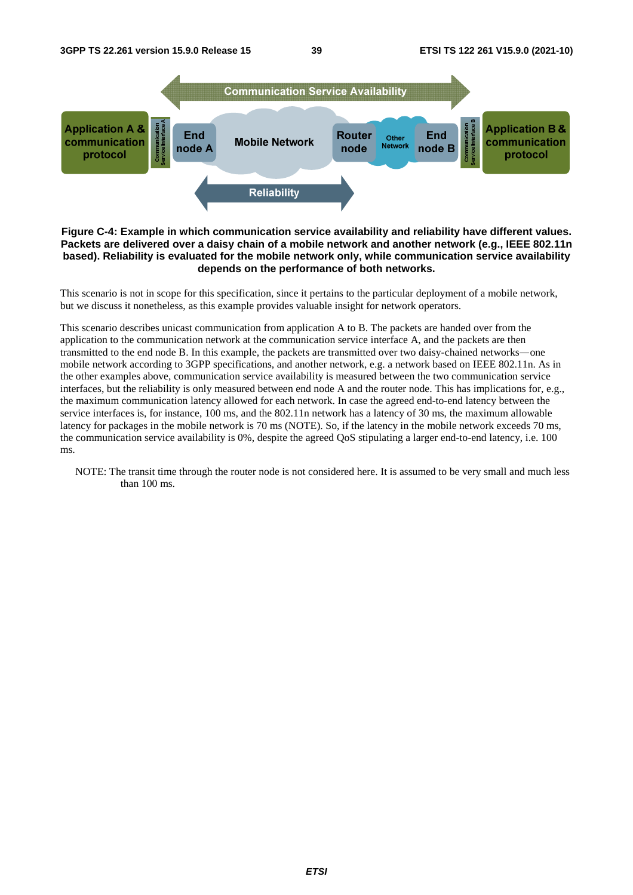**Figure C-4: Example in which communication service availability and reliability have different values. Packets are delivered over a daisy chain of a mobile network and another network (e.g., IEEE 802.11n based). Reliability is evaluated for the mobile network only, while communication service availability depends on the performance of both networks.**

This scenario is not in scope for this specification, since it pertains to the particular deployment of a mobile network, but we discuss it nonetheless, as this example provides valuable insight for network operators.

This scenario describes unicast communication from application A to B. The packets are handed over from the application to the communication network at the communication service interface A, and the packets are then transmitted to the end node B. In this example, the packets are transmitted over two daisy-chained networks—one mobile network according to 3GPP specifications, and another network, e.g. a network based on IEEE 802.11n. As in the other examples above, communication service availability is measured between the two communication service interfaces, but the reliability is only measured between end node A and the router node. This has implications for, e.g., the maximum communication latency allowed for each network. In case the agreed end-to-end latency between the service interfaces is, for instance, 100 ms, and the 802.11n network has a latency of 30 ms, the maximum allowable latency for packages in the mobile network is 70 ms (NOTE). So, if the latency in the mobile network exceeds 70 ms, the communication service availability is 0%, despite the agreed QoS stipulating a larger end-to-end latency, i.e. 100 ms.

NOTE: The transit time through the router node is not considered here. It is assumed to be very small and much less than 100 ms.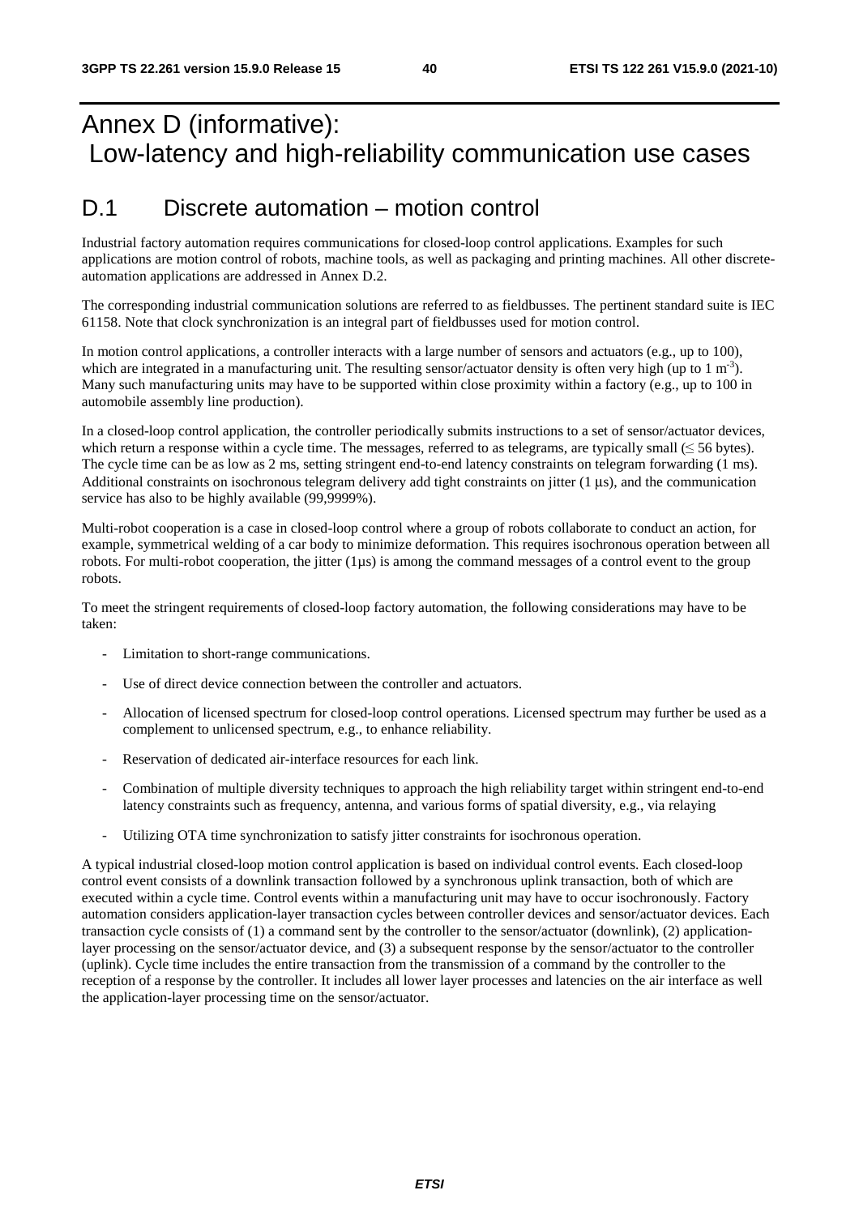# Annex D (informative): Low-latency and high-reliability communication use cases

## D.1 Discrete automation – motion control

Industrial factory automation requires communications for closed-loop control applications. Examples for such applications are motion control of robots, machine tools, as well as packaging and printing machines. All other discrete-automation applications are addressed in Annex D.2.

The corresponding industrial communication solutions are referred to as fieldbusses. The pertinent standard suite is IEC 61158. Note that clock synchronization is an integral part of fieldbusses used for motion control.

In motion control applications, a controller interacts with a large number of sensors and actuators (e.g., up to 100), which are integrated in a manufacturing unit. The resulting sensor/actuator density is often very high (up to 1 $m^{-3}$). Many such manufacturing units may have to be supported within close proximity within a factory (e.g., up to 100 in automobile assembly line production).

In a closed-loop control application, the controller periodically submits instructions to a set of sensor/actuator devices, which return a response within a cycle time. The messages, referred to as telegrams, are typically small (≤ 56 bytes). The cycle time can be as low as 2 ms, setting stringent end-to-end latency constraints on telegram forwarding (1 ms). Additional constraints on isochronous telegram delivery add tight constraints on jitter (1 µs), and the communication service has also to be highly available (99,9999%).

Multi-robot cooperation is a case in closed-loop control where a group of robots collaborate to conduct an action, for example, symmetrical welding of a car body to minimize deformation. This requires isochronous operation between all robots. For multi-robot cooperation, the jitter (1µs) is among the command messages of a control event to the group robots.

To meet the stringent requirements of closed-loop factory automation, the following considerations may have to be taken:

- Limitation to short-range communications.
- Use of direct device connection between the controller and actuators.
- Allocation of licensed spectrum for closed-loop control operations. Licensed spectrum may further be used as a complement to unlicensed spectrum, e.g., to enhance reliability.
- Reservation of dedicated air-interface resources for each link.
- Combination of multiple diversity techniques to approach the high reliability target within stringent end-to-end latency constraints such as frequency, antenna, and various forms of spatial diversity, e.g., via relaying
- Utilizing OTA time synchronization to satisfy jitter constraints for isochronous operation.

A typical industrial closed-loop motion control application is based on individual control events. Each closed-loop control event consists of a downlink transaction followed by a synchronous uplink transaction, both of which are executed within a cycle time. Control events within a manufacturing unit may have to occur isochronously. Factory automation considers application-layer transaction cycles between controller devices and sensor/actuator devices. Each transaction cycle consists of (1) a command sent by the controller to the sensor/actuator (downlink), (2) application-layer processing on the sensor/actuator device, and (3) a subsequent response by the sensor/actuator to the controller (uplink). Cycle time includes the entire transaction from the transmission of a command by the controller to the reception of a response by the controller. It includes all lower layer processes and latencies on the air interface as well the application-layer processing time on the sensor/actuator.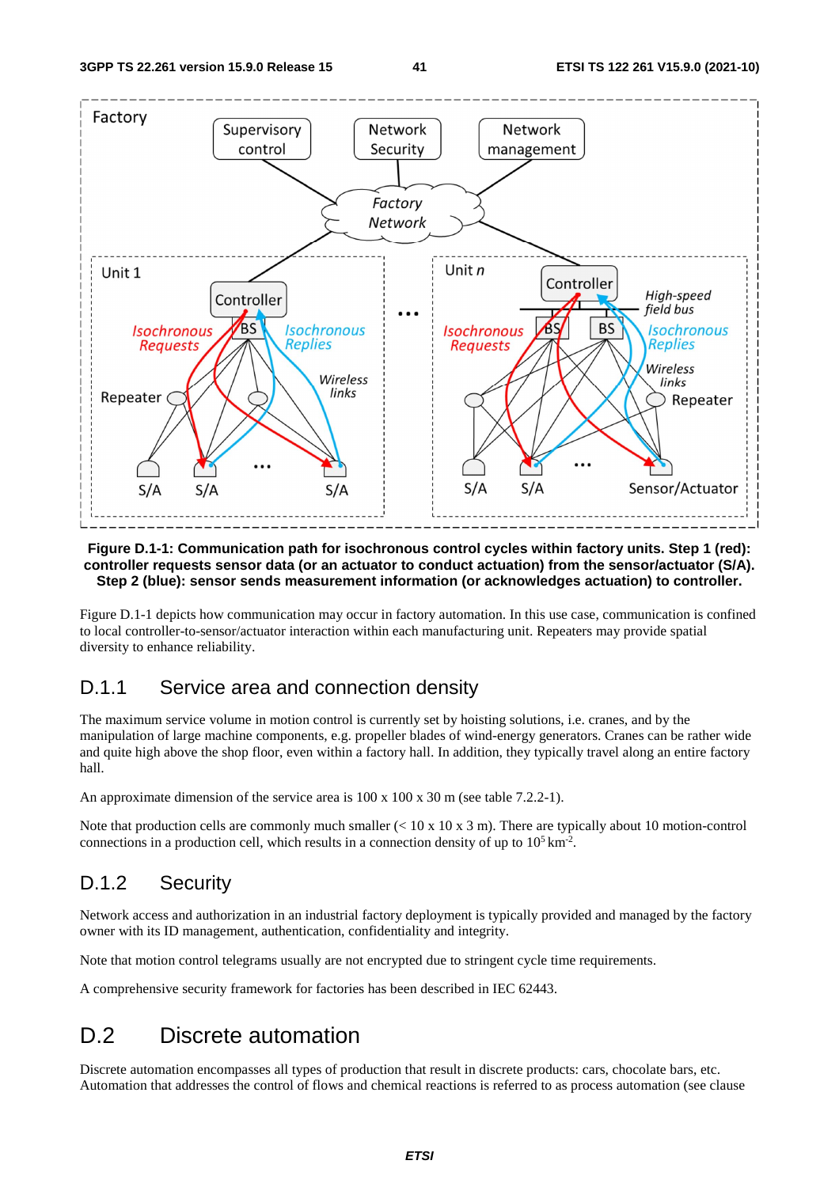**Figure D.1-1: Communication path for isochronous control cycles within factory units. Step 1 (red): controller requests sensor data (or an actuator to conduct actuation) from the sensor/actuator (S/A). Step 2 (blue): sensor sends measurement information (or acknowledges actuation) to controller.**

Figure D.1-1 depicts how communication may occur in factory automation. In this use case, communication is confined to local controller-to-sensor/actuator interaction within each manufacturing unit. Repeaters may provide spatial diversity to enhance reliability.

## D.1.1 Service area and connection density

The maximum service volume in motion control is currently set by hoisting solutions, i.e. cranes, and by the manipulation of large machine components, e.g. propeller blades of wind-energy generators. Cranes can be rather wide and quite high above the shop floor, even within a factory hall. In addition, they typically travel along an entire factory hall.

An approximate dimension of the service area is 100 x 100 x 30 m (see table 7.2.2-1).

Note that production cells are commonly much smaller (< 10 x 10 x 3 m). There are typically about 10 motion-control connections in a production cell, which results in a connection density of up to $10^5$ km$^{-2}$.

## D.1.2 Security

Network access and authorization in an industrial factory deployment is typically provided and managed by the factory owner with its ID management, authentication, confidentiality and integrity.

Note that motion control telegrams usually are not encrypted due to stringent cycle time requirements.

A comprehensive security framework for factories has been described in IEC 62443.

# D.2 Discrete automation

Discrete automation encompasses all types of production that result in discrete products: cars, chocolate bars, etc. Automation that addresses the control of flows and chemical reactions is referred to as process automation (see clause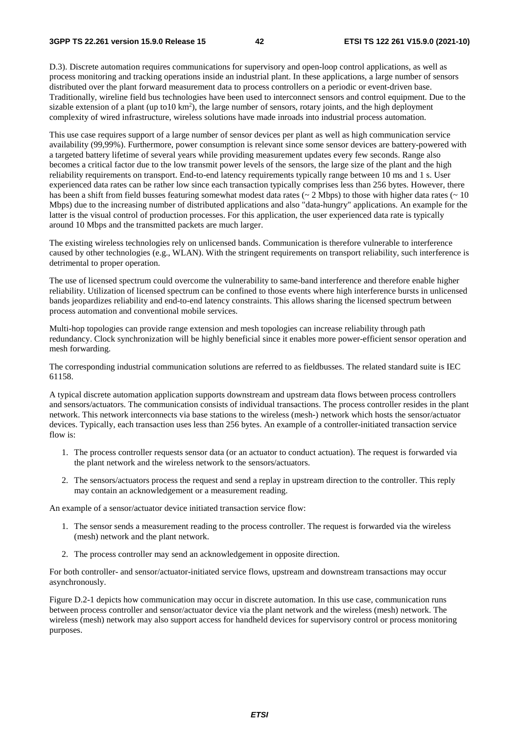D.3). Discrete automation requires communications for supervisory and open-loop control applications, as well as process monitoring and tracking operations inside an industrial plant. In these applications, a large number of sensors distributed over the plant forward measurement data to process controllers on a periodic or event-driven base. Traditionally, wireline field bus technologies have been used to interconnect sensors and control equipment. Due to the sizable extension of a plant (up to10 km$^2$), the large number of sensors, rotary joints, and the high deployment complexity of wired infrastructure, wireless solutions have made inroads into industrial process automation.

This use case requires support of a large number of sensor devices per plant as well as high communication service availability (99,99%). Furthermore, power consumption is relevant since some sensor devices are battery-powered with a targeted battery lifetime of several years while providing measurement updates every few seconds. Range also becomes a critical factor due to the low transmit power levels of the sensors, the large size of the plant and the high reliability requirements on transport. End-to-end latency requirements typically range between 10 ms and 1 s. User experienced data rates can be rather low since each transaction typically comprises less than 256 bytes. However, there has been a shift from field busses featuring somewhat modest data rates (~ 2 Mbps) to those with higher data rates (~ 10 Mbps) due to the increasing number of distributed applications and also "data-hungry" applications. An example for the latter is the visual control of production processes. For this application, the user experienced data rate is typically around 10 Mbps and the transmitted packets are much larger.

The existing wireless technologies rely on unlicensed bands. Communication is therefore vulnerable to interference caused by other technologies (e.g., WLAN). With the stringent requirements on transport reliability, such interference is detrimental to proper operation.

The use of licensed spectrum could overcome the vulnerability to same-band interference and therefore enable higher reliability. Utilization of licensed spectrum can be confined to those events where high interference bursts in unlicensed bands jeopardizes reliability and end-to-end latency constraints. This allows sharing the licensed spectrum between process automation and conventional mobile services.

Multi-hop topologies can provide range extension and mesh topologies can increase reliability through path redundancy. Clock synchronization will be highly beneficial since it enables more power-efficient sensor operation and mesh forwarding.

The corresponding industrial communication solutions are referred to as fieldbusses. The related standard suite is IEC 61158.

A typical discrete automation application supports downstream and upstream data flows between process controllers and sensors/actuators. The communication consists of individual transactions. The process controller resides in the plant network. This network interconnects via base stations to the wireless (mesh-) network which hosts the sensor/actuator devices. Typically, each transaction uses less than 256 bytes. An example of a controller-initiated transaction service flow is:

1. The process controller requests sensor data (or an actuator to conduct actuation). The request is forwarded via the plant network and the wireless network to the sensors/actuators.
2. The sensors/actuators process the request and send a replay in upstream direction to the controller. This reply may contain an acknowledgement or a measurement reading.

An example of a sensor/actuator device initiated transaction service flow:

1. The sensor sends a measurement reading to the process controller. The request is forwarded via the wireless (mesh) network and the plant network.
2. The process controller may send an acknowledgement in opposite direction.

For both controller- and sensor/actuator-initiated service flows, upstream and downstream transactions may occur asynchronously.

Figure D.2-1 depicts how communication may occur in discrete automation. In this use case, communication runs between process controller and sensor/actuator device via the plant network and the wireless (mesh) network. The wireless (mesh) network may also support access for handheld devices for supervisory control or process monitoring purposes.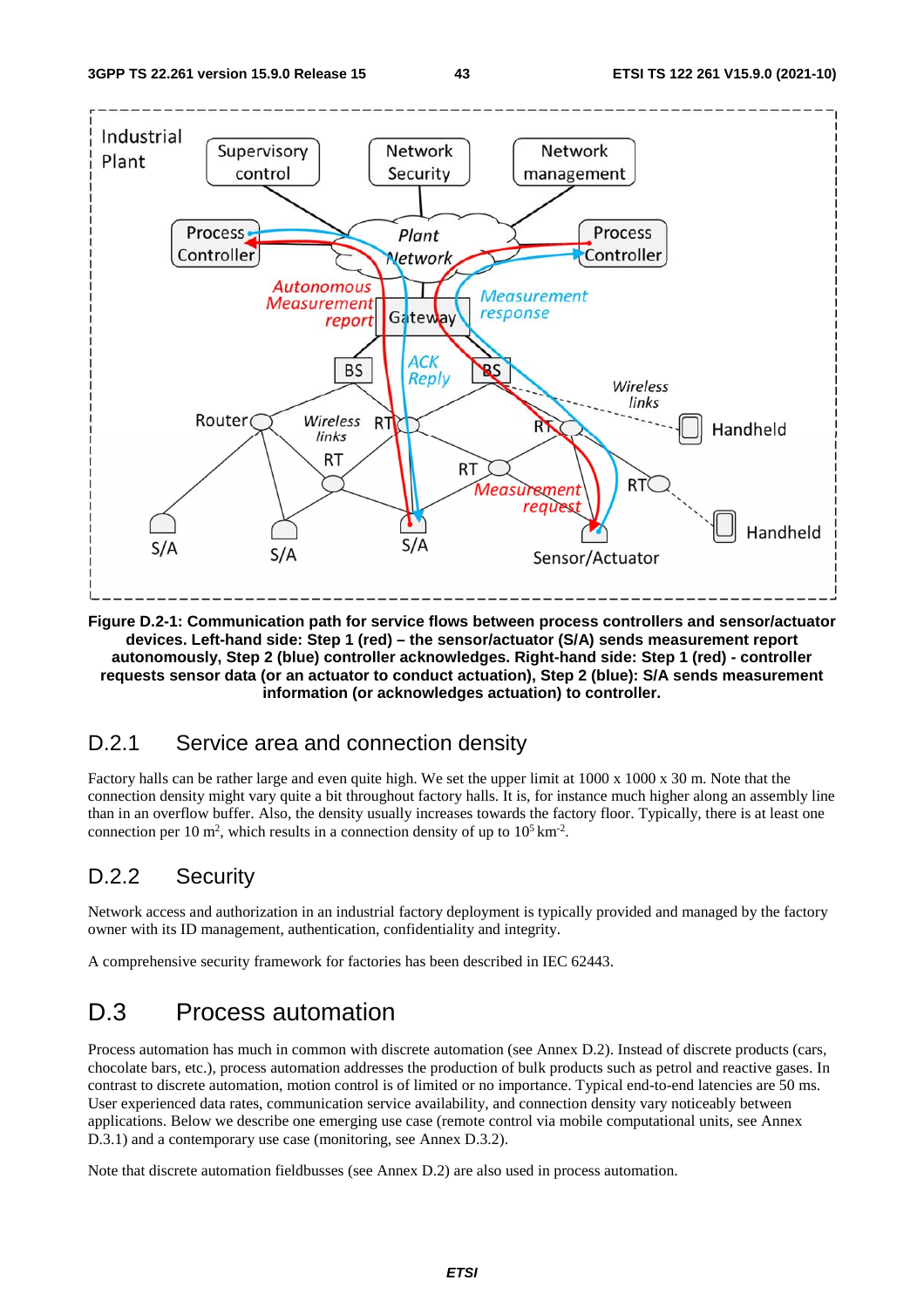**Figure D.2-1: Communication path for service flows between process controllers and sensor/actuator devices. Left-hand side: Step 1 (red) – the sensor/actuator (S/A) sends measurement report autonomously, Step 2 (blue) controller acknowledges. Right-hand side: Step 1 (red) - controller requests sensor data (or an actuator to conduct actuation), Step 2 (blue): S/A sends measurement information (or acknowledges actuation) to controller.**

## D.2.1 Service area and connection density

Factory halls can be rather large and even quite high. We set the upper limit at 1000 x 1000 x 30 m. Note that the connection density might vary quite a bit throughout factory halls. It is, for instance much higher along an assembly line than in an overflow buffer. Also, the density usually increases towards the factory floor. Typically, there is at least one connection per 10 $m^2$, which results in a connection density of up to $10^5$ $km^{-2}$.

## D.2.2 Security

Network access and authorization in an industrial factory deployment is typically provided and managed by the factory owner with its ID management, authentication, confidentiality and integrity.

A comprehensive security framework for factories has been described in IEC 62443.

# D.3 Process automation

Process automation has much in common with discrete automation (see Annex D.2). Instead of discrete products (cars, chocolate bars, etc.), process automation addresses the production of bulk products such as petrol and reactive gases. In contrast to discrete automation, motion control is of limited or no importance. Typical end-to-end latencies are 50 ms. User experienced data rates, communication service availability, and connection density vary noticeably between applications. Below we describe one emerging use case (remote control via mobile computational units, see Annex D.3.1) and a contemporary use case (monitoring, see Annex D.3.2).

Note that discrete automation fieldbusses (see Annex D.2) are also used in process automation.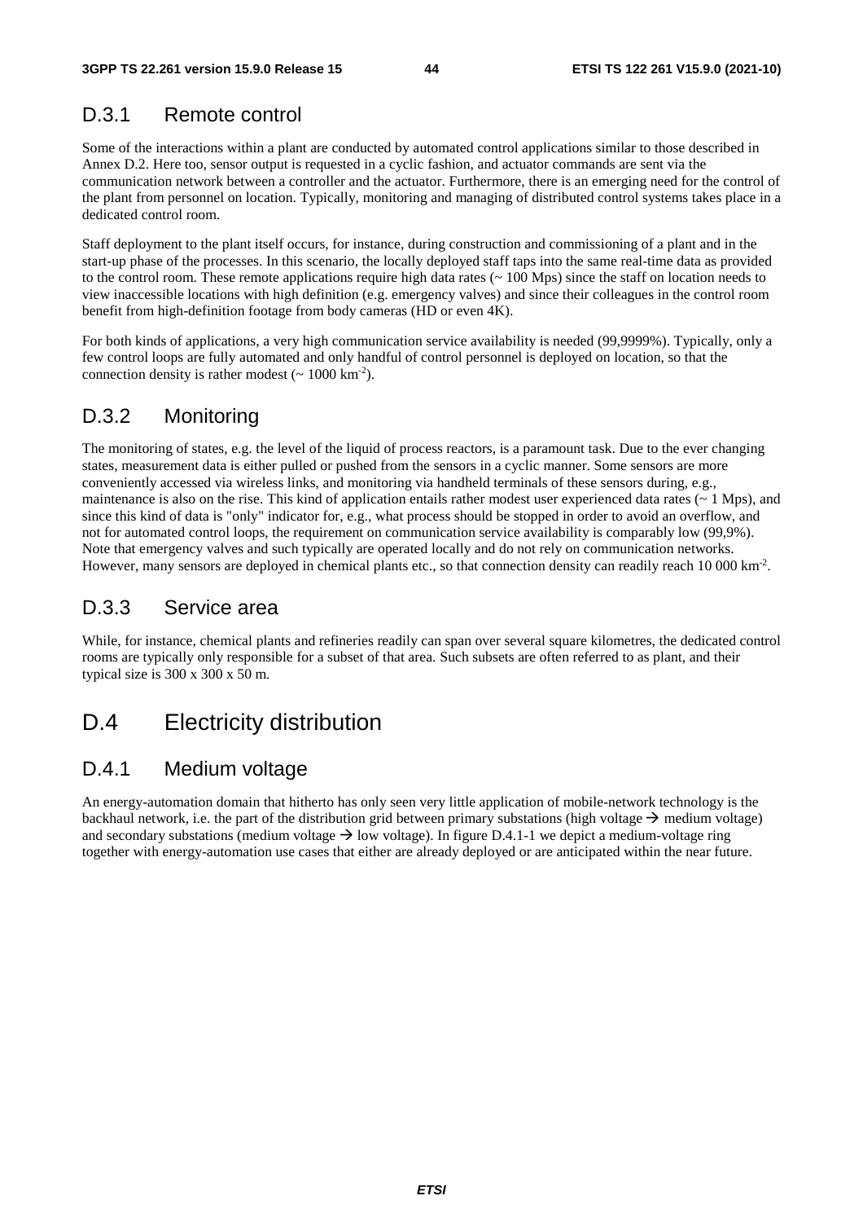## D.3.1 Remote control

Some of the interactions within a plant are conducted by automated control applications similar to those described in Annex D.2. Here too, sensor output is requested in a cyclic fashion, and actuator commands are sent via the communication network between a controller and the actuator. Furthermore, there is an emerging need for the control of the plant from personnel on location. Typically, monitoring and managing of distributed control systems takes place in a dedicated control room.

Staff deployment to the plant itself occurs, for instance, during construction and commissioning of a plant and in the start-up phase of the processes. In this scenario, the locally deployed staff taps into the same real-time data as provided to the control room. These remote applications require high data rates (~ 100 Mps) since the staff on location needs to view inaccessible locations with high definition (e.g. emergency valves) and since their colleagues in the control room benefit from high-definition footage from body cameras (HD or even 4K).

For both kinds of applications, a very high communication service availability is needed (99,9999%). Typically, only a few control loops are fully automated and only handful of control personnel is deployed on location, so that the connection density is rather modest (~ 1000 km$^{-2}$).

## D.3.2 Monitoring

The monitoring of states, e.g. the level of the liquid of process reactors, is a paramount task. Due to the ever changing states, measurement data is either pulled or pushed from the sensors in a cyclic manner. Some sensors are more conveniently accessed via wireless links, and monitoring via handheld terminals of these sensors during, e.g., maintenance is also on the rise. This kind of application entails rather modest user experienced data rates (~ 1 Mps), and since this kind of data is "only" indicator for, e.g., what process should be stopped in order to avoid an overflow, and not for automated control loops, the requirement on communication service availability is comparably low (99,9%). Note that emergency valves and such typically are operated locally and do not rely on communication networks. However, many sensors are deployed in chemical plants etc., so that connection density can readily reach 10 000 km$^{-2}$.

## D.3.3 Service area

While, for instance, chemical plants and refineries readily can span over several square kilometres, the dedicated control rooms are typically only responsible for a subset of that area. Such subsets are often referred to as plant, and their typical size is 300 x 300 x 50 m.

# D.4 Electricity distribution

## D.4.1 Medium voltage

An energy-automation domain that hitherto has only seen very little application of mobile-network technology is the backhaul network, i.e. the part of the distribution grid between primary substations (high voltage → medium voltage) and secondary substations (medium voltage → low voltage). In figure D.4.1-1 we depict a medium-voltage ring together with energy-automation use cases that either are already deployed or are anticipated within the near future.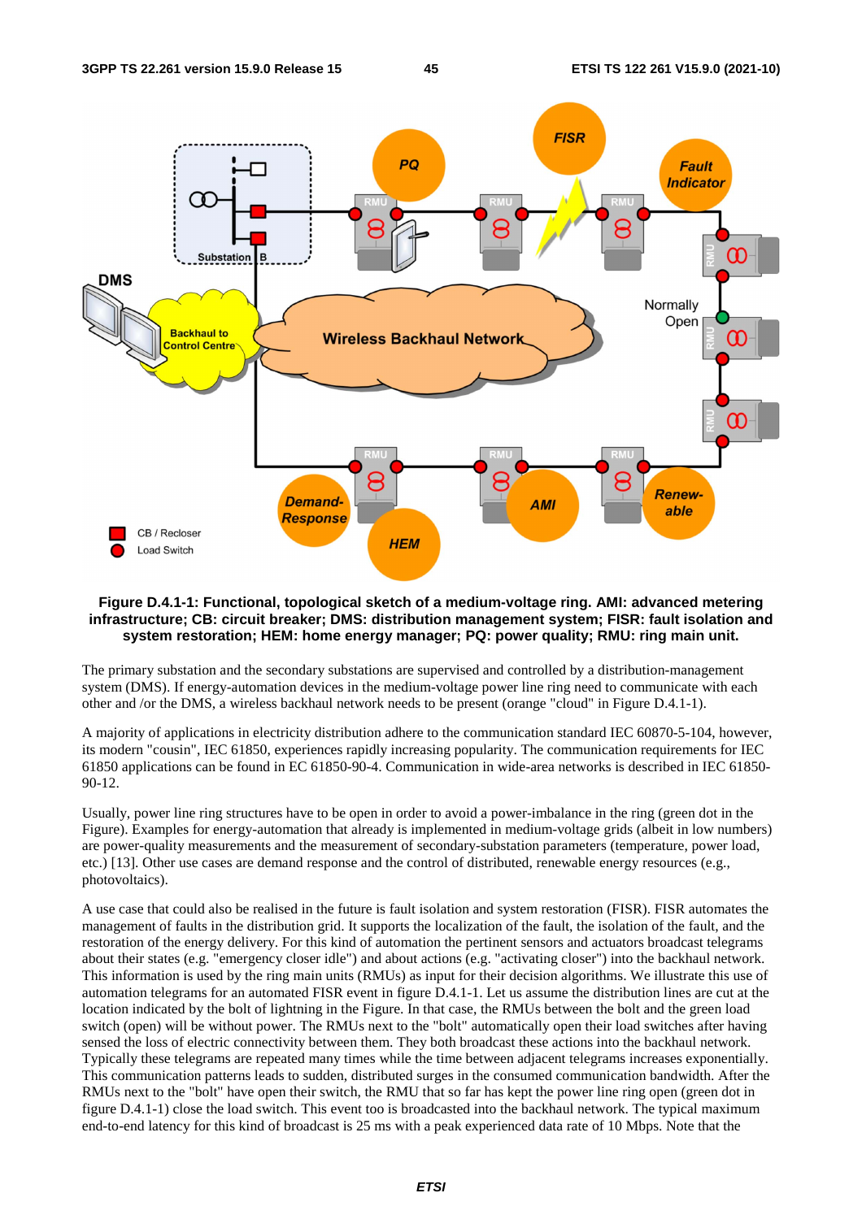**Figure D.4.1-1: Functional, topological sketch of a medium-voltage ring. AMI: advanced metering infrastructure; CB: circuit breaker; DMS: distribution management system; FISR: fault isolation and system restoration; HEM: home energy manager; PQ: power quality; RMU: ring main unit.**

The primary substation and the secondary substations are supervised and controlled by a distribution-management system (DMS). If energy-automation devices in the medium-voltage power line ring need to communicate with each other and /or the DMS, a wireless backhaul network needs to be present (orange "cloud" in Figure D.4.1-1).

A majority of applications in electricity distribution adhere to the communication standard IEC 60870-5-104, however, its modern "cousin", IEC 61850, experiences rapidly increasing popularity. The communication requirements for IEC 61850 applications can be found in EC 61850-90-4. Communication in wide-area networks is described in IEC 61850-90-12.

Usually, power line ring structures have to be open in order to avoid a power-imbalance in the ring (green dot in the Figure). Examples for energy-automation that already is implemented in medium-voltage grids (albeit in low numbers) are power-quality measurements and the measurement of secondary-substation parameters (temperature, power load, etc.) [13]. Other use cases are demand response and the control of distributed, renewable energy resources (e.g., photovoltaics).

A use case that could also be realised in the future is fault isolation and system restoration (FISR). FISR automates the management of faults in the distribution grid. It supports the localization of the fault, the isolation of the fault, and the restoration of the energy delivery. For this kind of automation the pertinent sensors and actuators broadcast telegrams about their states (e.g. "emergency closer idle") and about actions (e.g. "activating closer") into the backhaul network. This information is used by the ring main units (RMUs) as input for their decision algorithms. We illustrate this use of automation telegrams for an automated FISR event in figure D.4.1-1. Let us assume the distribution lines are cut at the location indicated by the bolt of lightning in the Figure. In that case, the RMUs between the bolt and the green load switch (open) will be without power. The RMUs next to the "bolt" automatically open their load switches after having sensed the loss of electric connectivity between them. They both broadcast these actions into the backhaul network. Typically these telegrams are repeated many times while the time between adjacent telegrams increases exponentially. This communication patterns leads to sudden, distributed surges in the consumed communication bandwidth. After the RMUs next to the "bolt" have open their switch, the RMU that so far has kept the power line ring open (green dot in figure D.4.1-1) close the load switch. This event too is broadcasted into the backhaul network. The typical maximum end-to-end latency for this kind of broadcast is 25 ms with a peak experienced data rate of 10 Mbps. Note that the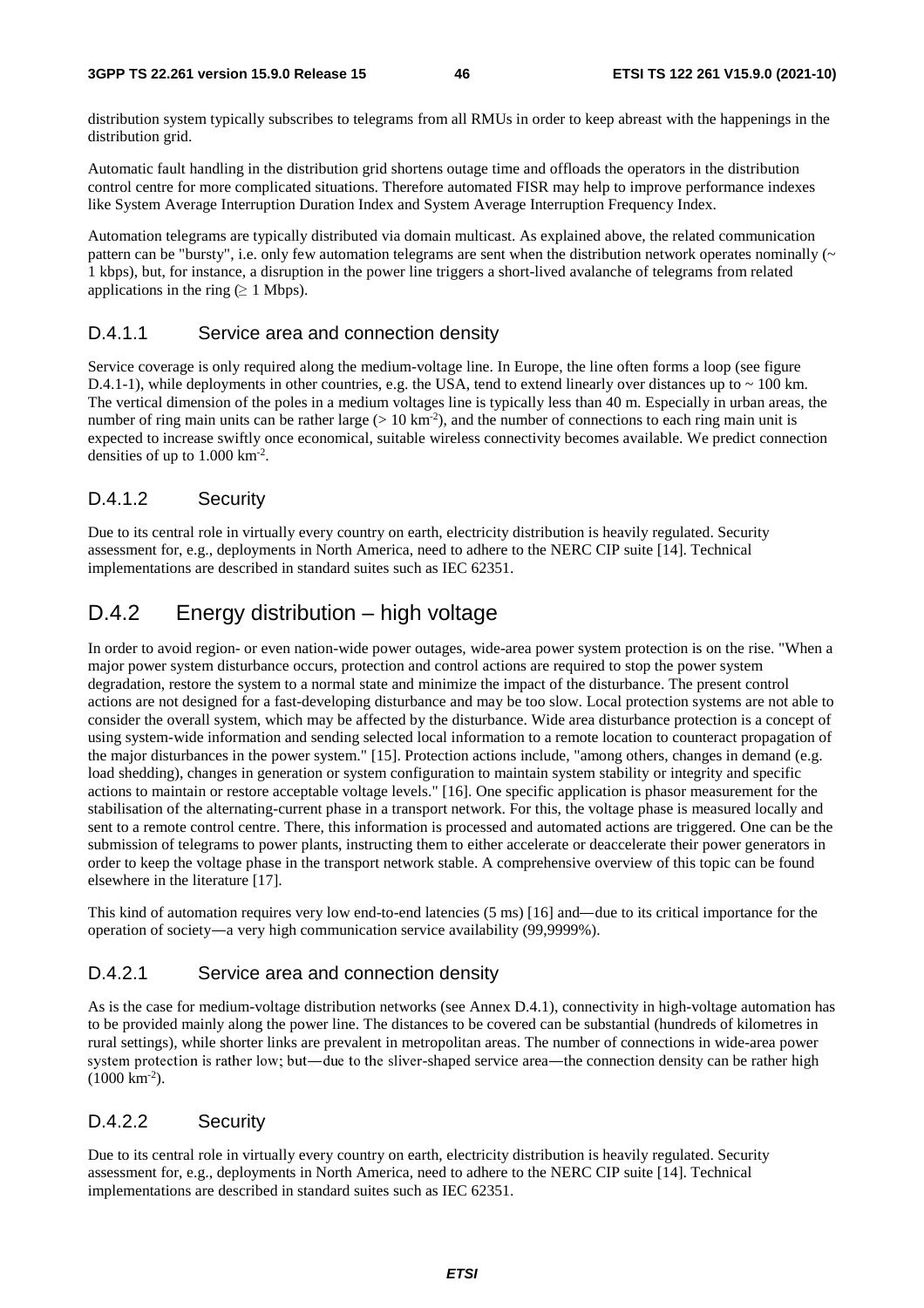distribution system typically subscribes to telegrams from all RMUs in order to keep abreast with the happenings in the distribution grid.

Automatic fault handling in the distribution grid shortens outage time and offloads the operators in the distribution control centre for more complicated situations. Therefore automated FISR may help to improve performance indexes like System Average Interruption Duration Index and System Average Interruption Frequency Index.

Automation telegrams are typically distributed via domain multicast. As explained above, the related communication pattern can be "bursty", i.e. only few automation telegrams are sent when the distribution network operates nominally (~ 1 kbps), but, for instance, a disruption in the power line triggers a short-lived avalanche of telegrams from related applications in the ring (≥ 1 Mbps).

### D.4.1.1 Service area and connection density

Service coverage is only required along the medium-voltage line. In Europe, the line often forms a loop (see figure D.4.1-1), while deployments in other countries, e.g. the USA, tend to extend linearly over distances up to ~ 100 km. The vertical dimension of the poles in a medium voltages line is typically less than 40 m. Especially in urban areas, the number of ring main units can be rather large (> 10 $km^{-2}$), and the number of connections to each ring main unit is expected to increase swiftly once economical, suitable wireless connectivity becomes available. We predict connection densities of up to 1.000 $km^{-2}$.

### D.4.1.2 Security

Due to its central role in virtually every country on earth, electricity distribution is heavily regulated. Security assessment for, e.g., deployments in North America, need to adhere to the NERC CIP suite [14]. Technical implementations are described in standard suites such as IEC 62351.

## D.4.2 Energy distribution – high voltage

In order to avoid region- or even nation-wide power outages, wide-area power system protection is on the rise. "When a major power system disturbance occurs, protection and control actions are required to stop the power system degradation, restore the system to a normal state and minimize the impact of the disturbance. The present control actions are not designed for a fast-developing disturbance and may be too slow. Local protection systems are not able to consider the overall system, which may be affected by the disturbance. Wide area disturbance protection is a concept of using system-wide information and sending selected local information to a remote location to counteract propagation of the major disturbances in the power system." [15]. Protection actions include, "among others, changes in demand (e.g. load shedding), changes in generation or system configuration to maintain system stability or integrity and specific actions to maintain or restore acceptable voltage levels." [16]. One specific application is phasor measurement for the stabilisation of the alternating-current phase in a transport network. For this, the voltage phase is measured locally and sent to a remote control centre. There, this information is processed and automated actions are triggered. One can be the submission of telegrams to power plants, instructing them to either accelerate or deaccelerate their power generators in order to keep the voltage phase in the transport network stable. A comprehensive overview of this topic can be found elsewhere in the literature [17].

This kind of automation requires very low end-to-end latencies (5 ms) [16] and—due to its critical importance for the operation of society—a very high communication service availability (99,9999%).

### D.4.2.1 Service area and connection density

As is the case for medium-voltage distribution networks (see Annex D.4.1), connectivity in high-voltage automation has to be provided mainly along the power line. The distances to be covered can be substantial (hundreds of kilometres in rural settings), while shorter links are prevalent in metropolitan areas. The number of connections in wide-area power system protection is rather low; but—due to the sliver-shaped service area—the connection density can be rather high (1000 $km^{-2}$).

### D.4.2.2 Security

Due to its central role in virtually every country on earth, electricity distribution is heavily regulated. Security assessment for, e.g., deployments in North America, need to adhere to the NERC CIP suite [14]. Technical implementations are described in standard suites such as IEC 62351.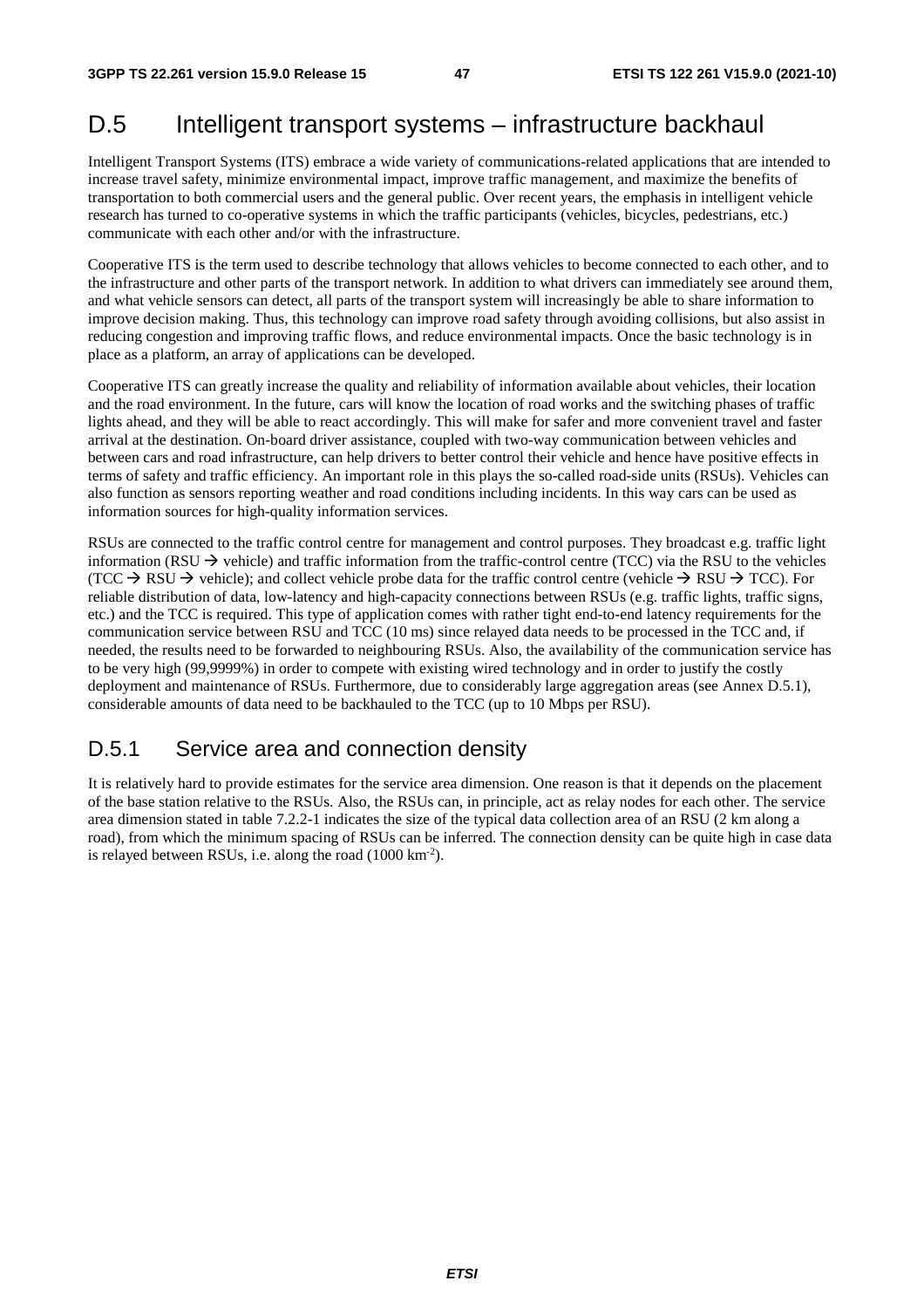# D.5 Intelligent transport systems – infrastructure backhaul

Intelligent Transport Systems (ITS) embrace a wide variety of communications-related applications that are intended to increase travel safety, minimize environmental impact, improve traffic management, and maximize the benefits of transportation to both commercial users and the general public. Over recent years, the emphasis in intelligent vehicle research has turned to co-operative systems in which the traffic participants (vehicles, bicycles, pedestrians, etc.) communicate with each other and/or with the infrastructure.

Cooperative ITS is the term used to describe technology that allows vehicles to become connected to each other, and to the infrastructure and other parts of the transport network. In addition to what drivers can immediately see around them, and what vehicle sensors can detect, all parts of the transport system will increasingly be able to share information to improve decision making. Thus, this technology can improve road safety through avoiding collisions, but also assist in reducing congestion and improving traffic flows, and reduce environmental impacts. Once the basic technology is in place as a platform, an array of applications can be developed.

Cooperative ITS can greatly increase the quality and reliability of information available about vehicles, their location and the road environment. In the future, cars will know the location of road works and the switching phases of traffic lights ahead, and they will be able to react accordingly. This will make for safer and more convenient travel and faster arrival at the destination. On-board driver assistance, coupled with two-way communication between vehicles and between cars and road infrastructure, can help drivers to better control their vehicle and hence have positive effects in terms of safety and traffic efficiency. An important role in this plays the so-called road-side units (RSUs). Vehicles can also function as sensors reporting weather and road conditions including incidents. In this way cars can be used as information sources for high-quality information services.

RSUs are connected to the traffic control centre for management and control purposes. They broadcast e.g. traffic light information (RSU → vehicle) and traffic information from the traffic-control centre (TCC) via the RSU to the vehicles (TCC → RSU → vehicle); and collect vehicle probe data for the traffic control centre (vehicle → RSU → TCC). For reliable distribution of data, low-latency and high-capacity connections between RSUs (e.g. traffic lights, traffic signs, etc.) and the TCC is required. This type of application comes with rather tight end-to-end latency requirements for the communication service between RSU and TCC (10 ms) since relayed data needs to be processed in the TCC and, if needed, the results need to be forwarded to neighbouring RSUs. Also, the availability of the communication service has to be very high (99,9999%) in order to compete with existing wired technology and in order to justify the costly deployment and maintenance of RSUs. Furthermore, due to considerably large aggregation areas (see Annex D.5.1), considerable amounts of data need to be backhauled to the TCC (up to 10 Mbps per RSU).

## D.5.1 Service area and connection density

It is relatively hard to provide estimates for the service area dimension. One reason is that it depends on the placement of the base station relative to the RSUs. Also, the RSUs can, in principle, act as relay nodes for each other. The service area dimension stated in table 7.2.2-1 indicates the size of the typical data collection area of an RSU (2 km along a road), from which the minimum spacing of RSUs can be inferred. The connection density can be quite high in case data is relayed between RSUs, i.e. along the road (1000 $km^{-2}$).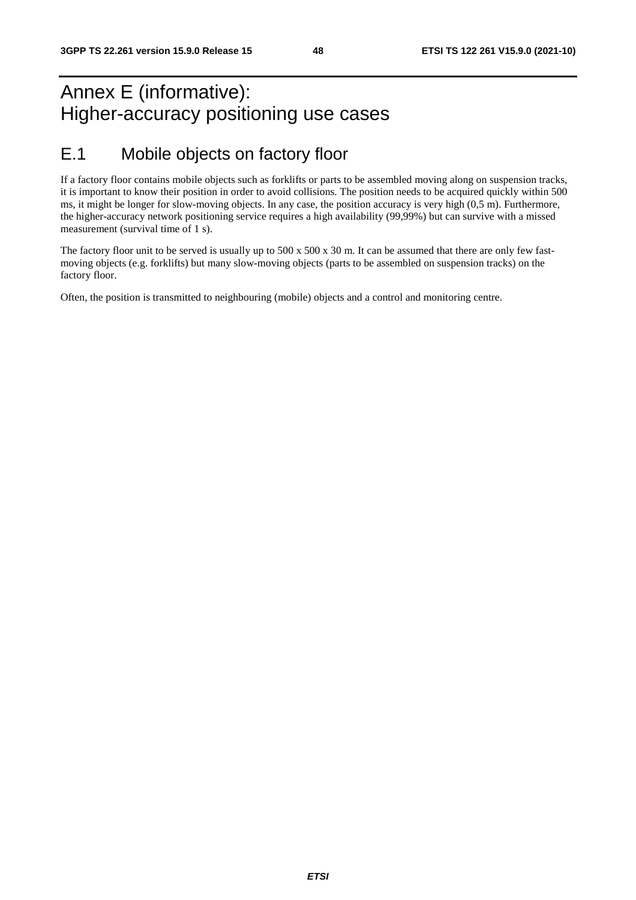# Annex E (informative):
Higher-accuracy positioning use cases

## E.1 Mobile objects on factory floor

If a factory floor contains mobile objects such as forklifts or parts to be assembled moving along on suspension tracks, it is important to know their position in order to avoid collisions. The position needs to be acquired quickly within 500 ms, it might be longer for slow-moving objects. In any case, the position accuracy is very high (0,5 m). Furthermore, the higher-accuracy network positioning service requires a high availability (99,99%) but can survive with a missed measurement (survival time of 1 s).

The factory floor unit to be served is usually up to 500 x 500 x 30 m. It can be assumed that there are only few fast-moving objects (e.g. forklifts) but many slow-moving objects (parts to be assembled on suspension tracks) on the factory floor.

Often, the position is transmitted to neighbouring (mobile) objects and a control and monitoring centre.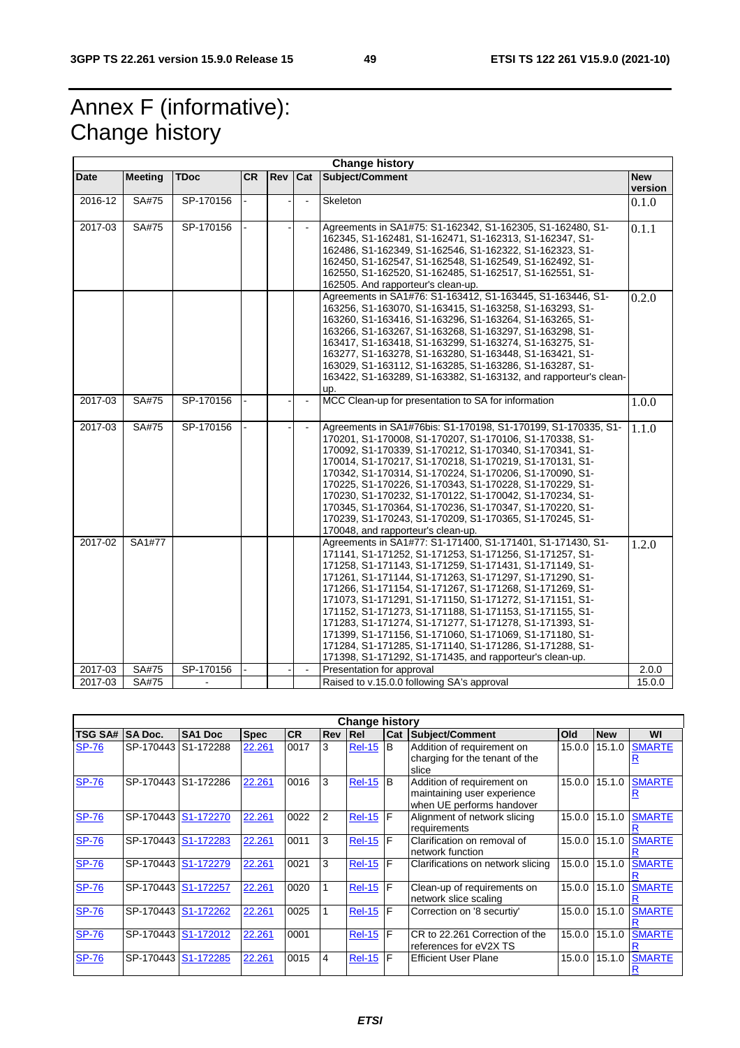# Annex F (informative): Change history

| Change history | | | | | | | |
|---|---|---|---|---|---|---|---|
| **Date** | **Meeting** | **TDoc** | **CR** | **Rev** | **Cat** | **Subject/Comment** | **New version** |
| 2016-12 | SA#75 | SP-170156 | - | - | - | Skeleton | 0.1.0 |
| 2017-03 | SA#75 | SP-170156 | - | - | - | Agreements in SA1#75: S1-162342, S1-162305, S1-162480, S1-162345, S1-162481, S1-162471, S1-162313, S1-162347, S1-162486, S1-162349, S1-162546, S1-162322, S1-162323, S1-162450, S1-162547, S1-162548, S1-162549, S1-162492, S1-162550, S1-162520, S1-162485, S1-162517, S1-162551, S1-162505. And rapporteur's clean-up. | 0.1.1 |
| | | | | | | Agreements in SA1#76: S1-163412, S1-163445, S1-163446, S1-163256, S1-163070, S1-163415, S1-163258, S1-163293, S1-163260, S1-163416, S1-163296, S1-163264, S1-163265, S1-163266, S1-163267, S1-163268, S1-163297, S1-163298, S1-163417, S1-163418, S1-163299, S1-163274, S1-163275, S1-163277, S1-163278, S1-163280, S1-163448, S1-163421, S1-163029, S1-163112, S1-163285, S1-163286, S1-163287, S1-163422, S1-163289, S1-163382, S1-163132, and rapporteur's clean-up. | 0.2.0 |
| 2017-03 | SA#75 | SP-170156 | - | - | - | MCC Clean-up for presentation to SA for information | 1.0.0 |
| 2017-03 | SA#75 | SP-170156 | - | - | - | Agreements in SA1#76bis: S1-170198, S1-170199, S1-170335, S1-170201, S1-170008, S1-170207, S1-170106, S1-170338, S1-170092, S1-170339, S1-170212, S1-170340, S1-170341, S1-170014, S1-170217, S1-170218, S1-170219, S1-170131, S1-170342, S1-170314, S1-170224, S1-170206, S1-170090, S1-170225, S1-170226, S1-170343, S1-170228, S1-170229, S1-170230, S1-170232, S1-170122, S1-170042, S1-170234, S1-170345, S1-170364, S1-170236, S1-170347, S1-170220, S1-170239, S1-170243, S1-170209, S1-170365, S1-170245, S1-170048, and rapporteur's clean-up. | 1.1.0 |
| 2017-02 | SA1#77 | | | | | Agreements in SA1#77: S1-171400, S1-171401, S1-171430, S1-171141, S1-171252, S1-171253, S1-171256, S1-171257, S1-171258, S1-171143, S1-171259, S1-171431, S1-171149, S1-171261, S1-171144, S1-171263, S1-171297, S1-171290, S1-171266, S1-171154, S1-171267, S1-171268, S1-171269, S1-171073, S1-171291, S1-171150, S1-171272, S1-171151, S1-171152, S1-171273, S1-171188, S1-171153, S1-171155, S1-171283, S1-171274, S1-171277, S1-171278, S1-171393, S1-171399, S1-171156, S1-171060, S1-171069, S1-171180, S1-171284, S1-171285, S1-171140, S1-171286, S1-171288, S1-171398, S1-171292, S1-171435, and rapporteur's clean-up. | 1.2.0 |
| 2017-03 | SA#75 | SP-170156 | - | - | - | Presentation for approval | 2.0.0 |
| 2017-03 | SA#75 | - | | | | Raised to v.15.0.0 following SA's approval | 15.0.0 |

| Change history | | | | | | | | | | | |
|---|---|---|---|---|---|---|---|---|---|---|---|
| **TSG SA#** | **SA Doc.** | **SA1 Doc** | **Spec** | **CR** | **Rev** | **Rel** | **Cat** | **Subject/Comment** | **Old** | **New** | **WI** |
| SP-76 | SP-170443 | S1-172288 | 22.261 | 0017 | 3 | Rel-15 | B | Addition of requirement on charging for the tenant of the slice | 15.0.0 | 15.1.0 | SMARTER |
| SP-76 | SP-170443 | S1-172286 | 22.261 | 0016 | 3 | Rel-15 | B | Addition of requirement on maintaining user experience when UE performs handover | 15.0.0 | 15.1.0 | SMARTER |
| SP-76 | SP-170443 | S1-172270 | 22.261 | 0022 | 2 | Rel-15 | F | Alignment of network slicing requirements | 15.0.0 | 15.1.0 | SMARTER |
| SP-76 | SP-170443 | S1-172283 | 22.261 | 0011 | 3 | Rel-15 | F | Clarification on removal of network function | 15.0.0 | 15.1.0 | SMARTER |
| SP-76 | SP-170443 | S1-172279 | 22.261 | 0021 | 3 | Rel-15 | F | Clarifications on network slicing | 15.0.0 | 15.1.0 | SMARTER |
| SP-76 | SP-170443 | S1-172257 | 22.261 | 0020 | 1 | Rel-15 | F | Clean-up of requirements on network slice scaling | 15.0.0 | 15.1.0 | SMARTER |
| SP-76 | SP-170443 | S1-172262 | 22.261 | 0025 | 1 | Rel-15 | F | Correction on '8 securtiy' | 15.0.0 | 15.1.0 | SMARTER |
| SP-76 | SP-170443 | S1-172012 | 22.261 | 0001 | | Rel-15 | F | CR to 22.261 Correction of the references for eV2X TS | 15.0.0 | 15.1.0 | SMARTER |
| SP-76 | SP-170443 | S1-172285 | 22.261 | 0015 | 4 | Rel-15 | F | Efficient User Plane | 15.0.0 | 15.1.0 | SMARTER |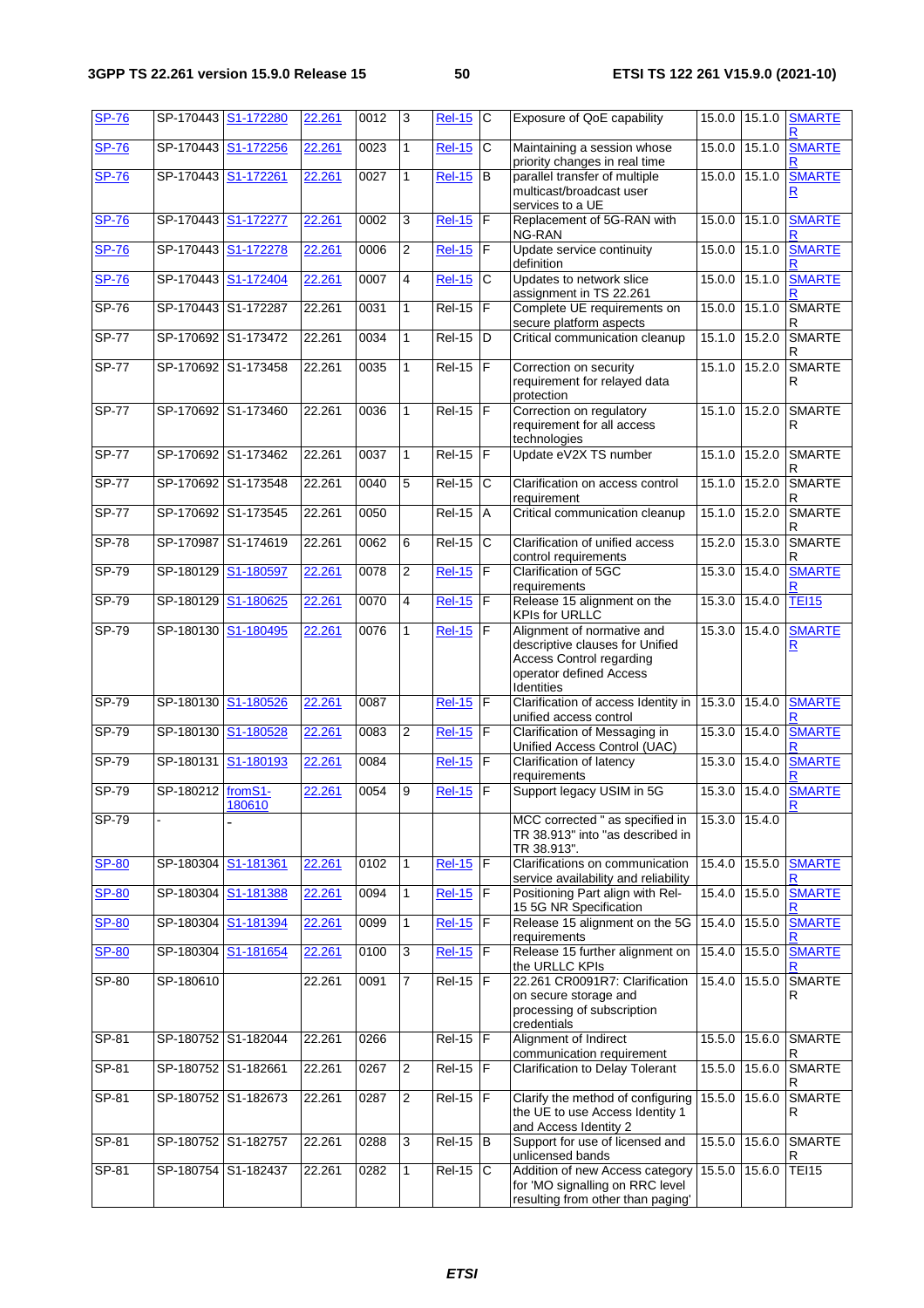| SP-76 | SP-170443 | S1-172280 | 22.261 | 0012 | 3 | Rel-15 | C | Exposure of QoE capability | 15.0.0 | 15.1.0 | SMARTER |
|---|---|---|---|---|---|---|---|---|---|---|---|
| SP-76 | SP-170443 | S1-172256 | 22.261 | 0023 | 1 | Rel-15 | C | Maintaining a session whose priority changes in real time | 15.0.0 | 15.1.0 | SMARTER |
| SP-76 | SP-170443 | S1-172261 | 22.261 | 0027 | 1 | Rel-15 | B | parallel transfer of multiple multicast/broadcast user services to a UE | 15.0.0 | 15.1.0 | SMARTER |
| SP-76 | SP-170443 | S1-172277 | 22.261 | 0002 | 3 | Rel-15 | F | Replacement of 5G-RAN with NG-RAN | 15.0.0 | 15.1.0 | SMARTER |
| SP-76 | SP-170443 | S1-172278 | 22.261 | 0006 | 2 | Rel-15 | F | Update service continuity definition | 15.0.0 | 15.1.0 | SMARTER |
| SP-76 | SP-170443 | S1-172404 | 22.261 | 0007 | 4 | Rel-15 | C | Updates to network slice assignment in TS 22.261 | 15.0.0 | 15.1.0 | SMARTER |
| SP-76 | SP-170443 | S1-172287 | 22.261 | 0031 | 1 | Rel-15 | F | Complete UE requirements on secure platform aspects | 15.0.0 | 15.1.0 | SMARTER |
| SP-77 | SP-170692 | S1-173472 | 22.261 | 0034 | 1 | Rel-15 | D | Critical communication cleanup | 15.1.0 | 15.2.0 | SMARTER |
| SP-77 | SP-170692 | S1-173458 | 22.261 | 0035 | 1 | Rel-15 | F | Correction on security requirement for relayed data protection | 15.1.0 | 15.2.0 | SMARTER |
| SP-77 | SP-170692 | S1-173460 | 22.261 | 0036 | 1 | Rel-15 | F | Correction on regulatory requirement for all access technologies | 15.1.0 | 15.2.0 | SMARTER |
| SP-77 | SP-170692 | S1-173462 | 22.261 | 0037 | 1 | Rel-15 | F | Update eV2X TS number | 15.1.0 | 15.2.0 | SMARTER |
| SP-77 | SP-170692 | S1-173548 | 22.261 | 0040 | 5 | Rel-15 | C | Clarification on access control requirement | 15.1.0 | 15.2.0 | SMARTER |
| SP-77 | SP-170692 | S1-173545 | 22.261 | 0050 | | Rel-15 | A | Critical communication cleanup | 15.1.0 | 15.2.0 | SMARTER |
| SP-78 | SP-170987 | S1-174619 | 22.261 | 0062 | 6 | Rel-15 | C | Clarification of unified access control requirements | 15.2.0 | 15.3.0 | SMARTER |
| SP-79 | SP-180129 | S1-180597 | 22.261 | 0078 | 2 | Rel-15 | F | Clarification of 5GC requirements | 15.3.0 | 15.4.0 | SMARTER |
| SP-79 | SP-180129 | S1-180625 | 22.261 | 0070 | 4 | Rel-15 | F | Release 15 alignment on the KPIs for URLLC | 15.3.0 | 15.4.0 | TEI15 |
| SP-79 | SP-180130 | S1-180495 | 22.261 | 0076 | 1 | Rel-15 | F | Alignment of normative and descriptive clauses for Unified Access Control regarding operator defined Access Identities | 15.3.0 | 15.4.0 | SMARTER |
| SP-79 | SP-180130 | S1-180526 | 22.261 | 0087 | | Rel-15 | F | Clarification of access Identity in unified access control | 15.3.0 | 15.4.0 | SMARTER |
| SP-79 | SP-180130 | S1-180528 | 22.261 | 0083 | 2 | Rel-15 | F | Clarification of Messaging in Unified Access Control (UAC) | 15.3.0 | 15.4.0 | SMARTER |
| SP-79 | SP-180131 | S1-180193 | 22.261 | 0084 | | Rel-15 | F | Clarification of latency requirements | 15.3.0 | 15.4.0 | SMARTER |
| SP-79 | SP-180212 | fromS1-180610 | 22.261 | 0054 | 9 | Rel-15 | F | Support legacy USIM in 5G | 15.3.0 | 15.4.0 | SMARTER |
| SP-79 | - | - | | | | | | MCC corrected " as specified in TR 38.913" into "as described in TR 38.913". | 15.3.0 | 15.4.0 | |
| SP-80 | SP-180304 | S1-181361 | 22.261 | 0102 | 1 | Rel-15 | F | Clarifications on communication service availability and reliability | 15.4.0 | 15.5.0 | SMARTER |
| SP-80 | SP-180304 | S1-181388 | 22.261 | 0094 | 1 | Rel-15 | F | Positioning Part align with Rel-15 5G NR Specification | 15.4.0 | 15.5.0 | SMARTER |
| SP-80 | SP-180304 | S1-181394 | 22.261 | 0099 | 1 | Rel-15 | F | Release 15 alignment on the 5G requirements | 15.4.0 | 15.5.0 | SMARTER |
| SP-80 | SP-180304 | S1-181654 | 22.261 | 0100 | 3 | Rel-15 | F | Release 15 further alignment on the URLLC KPIs | 15.4.0 | 15.5.0 | SMARTER |
| SP-80 | SP-180610 | | 22.261 | 0091 | 7 | Rel-15 | F | 22.261 CR0091R7: Clarification on secure storage and processing of subscription credentials | 15.4.0 | 15.5.0 | SMARTER |
| SP-81 | SP-180752 | S1-182044 | 22.261 | 0266 | | Rel-15 | F | Alignment of Indirect communication requirement | 15.5.0 | 15.6.0 | SMARTER |
| SP-81 | SP-180752 | S1-182661 | 22.261 | 0267 | 2 | Rel-15 | F | Clarification to Delay Tolerant | 15.5.0 | 15.6.0 | SMARTER |
| SP-81 | SP-180752 | S1-182673 | 22.261 | 0287 | 2 | Rel-15 | F | Clarify the method of configuring the UE to use Access Identity 1 and Access Identity 2 | 15.5.0 | 15.6.0 | SMARTER |
| SP-81 | SP-180752 | S1-182757 | 22.261 | 0288 | 3 | Rel-15 | B | Support for use of licensed and unlicensed bands | 15.5.0 | 15.6.0 | SMARTER |
| SP-81 | SP-180754 | S1-182437 | 22.261 | 0282 | 1 | Rel-15 | C | Addition of new Access category for 'MO signalling on RRC level resulting from other than paging' | 15.5.0 | 15.6.0 | TEI15 |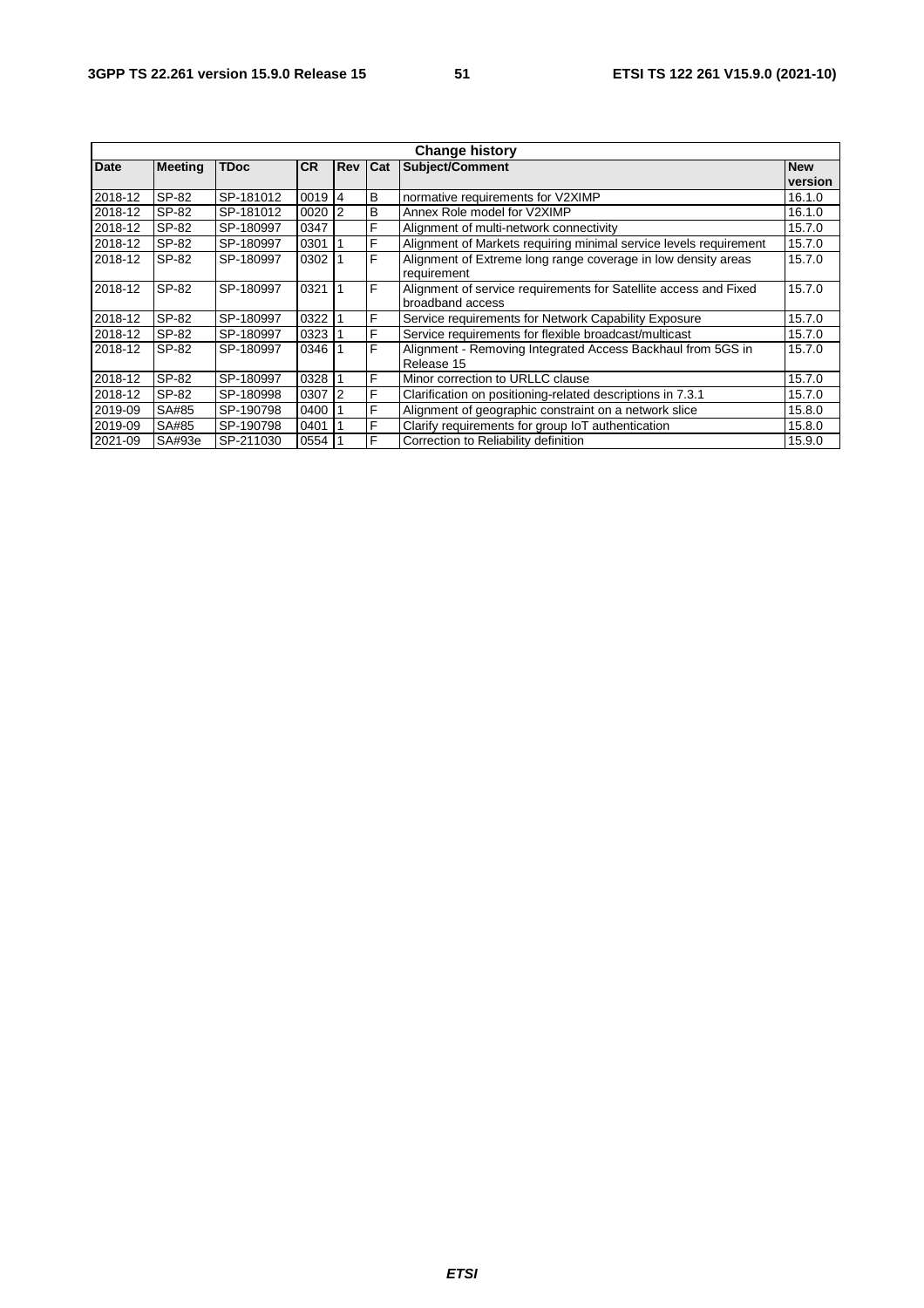| Change history | | | | | | | |
|---|---|---|---|---|---|---|---|
| **Date** | **Meeting** | **TDoc** | **CR** | **Rev** | **Cat** | **Subject/Comment** | **New version** |
| 2018-12 | SP-82 | SP-181012 | 0019 | 4 | B | normative requirements for V2XIMP | 16.1.0 |
| 2018-12 | SP-82 | SP-181012 | 0020 | 2 | B | Annex Role model for V2XIMP | 16.1.0 |
| 2018-12 | SP-82 | SP-180997 | 0347 | | F | Alignment of multi-network connectivity | 15.7.0 |
| 2018-12 | SP-82 | SP-180997 | 0301 | 1 | F | Alignment of Markets requiring minimal service levels requirement | 15.7.0 |
| 2018-12 | SP-82 | SP-180997 | 0302 | 1 | F | Alignment of Extreme long range coverage in low density areas requirement | 15.7.0 |
| 2018-12 | SP-82 | SP-180997 | 0321 | 1 | F | Alignment of service requirements for Satellite access and Fixed broadband access | 15.7.0 |
| 2018-12 | SP-82 | SP-180997 | 0322 | 1 | F | Service requirements for Network Capability Exposure | 15.7.0 |
| 2018-12 | SP-82 | SP-180997 | 0323 | 1 | F | Service requirements for flexible broadcast/multicast | 15.7.0 |
| 2018-12 | SP-82 | SP-180997 | 0346 | 1 | F | Alignment - Removing Integrated Access Backhaul from 5GS in Release 15 | 15.7.0 |
| 2018-12 | SP-82 | SP-180997 | 0328 | 1 | F | Minor correction to URLLC clause | 15.7.0 |
| 2018-12 | SP-82 | SP-180998 | 0307 | 2 | F | Clarification on positioning-related descriptions in 7.3.1 | 15.7.0 |
| 2019-09 | SA#85 | SP-190798 | 0400 | 1 | F | Alignment of geographic constraint on a network slice | 15.8.0 |
| 2019-09 | SA#85 | SP-190798 | 0401 | 1 | F | Clarify requirements for group IoT authentication | 15.8.0 |
| 2021-09 | SA#93e | SP-211030 | 0554 | 1 | F | Correction to Reliability definition | 15.9.0 |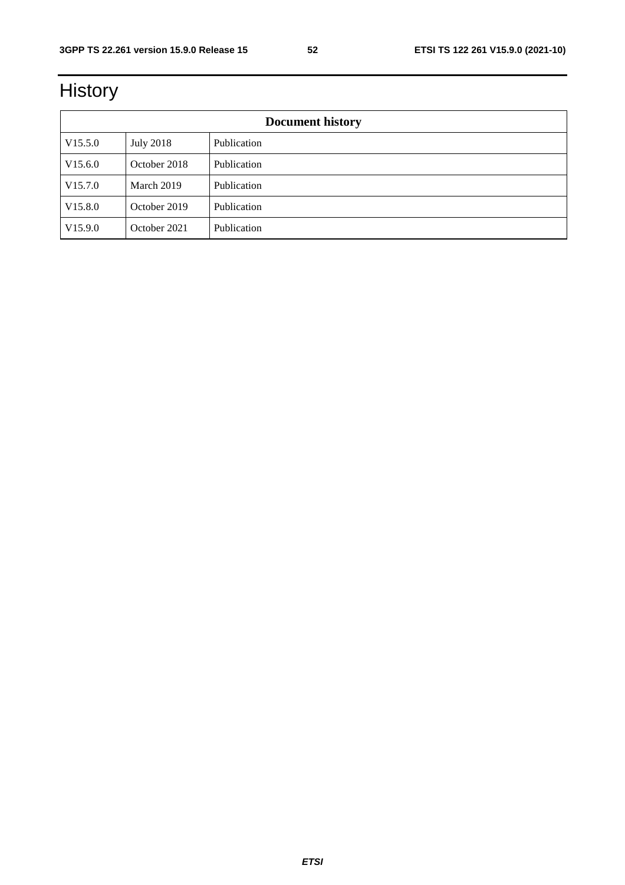# History

| Document history | | |
|---|---|---|
| V15.5.0 | July 2018 | Publication |
| V15.6.0 | October 2018 | Publication |
| V15.7.0 | March 2019 | Publication |
| V15.8.0 | October 2019 | Publication |
| V15.9.0 | October 2021 | Publication |